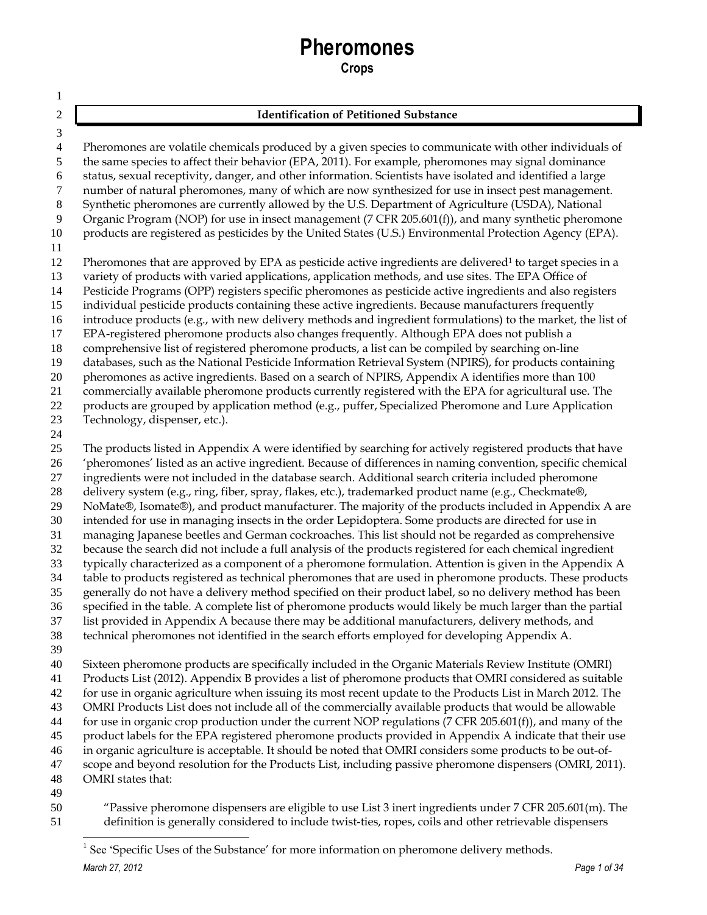# Pheromones

## Crops

### Identification of Petitioned Substance

Pheromones are volatile chemicals produced by a given species to communicate with other individuals of the same species to affect their behavior (EPA, 2011). For example, pheromones may signal dominance status, sexual receptivity, danger, and other information. Scientists have isolated and identified a large number of natural pheromones, many of which are now synthesized for use in insect pest management. Synthetic pheromones are currently allowed by the U.S. Department of Agriculture (USDA), National Organic Program (NOP) for use in insect management (7 CFR 205.601(f)), and many synthetic pheromone products are registered as pesticides by the United States (U.S.) Environmental Protection Agency (EPA).

Pheromones that are approved by EPA as pesticide active ingredients are delivered[1] to target species in a variety of products with varied applications, application methods, and use sites. The EPA Office of Pesticide Programs (OPP) registers specific pheromones as pesticide active ingredients and also registers individual pesticide products containing these active ingredients. Because manufacturers frequently introduce products (e.g., with new delivery methods and ingredient formulations) to the market, the list of EPA-registered pheromone products also changes frequently. Although EPA does not publish a comprehensive list of registered pheromone products, a list can be compiled by searching on-line databases, such as the National Pesticide Information Retrieval System (NPIRS), for products containing pheromones as active ingredients. Based on a search of NPIRS, Appendix A identifies more than 100 commercially available pheromone products currently registered with the EPA for agricultural use. The products are grouped by application method (e.g., puffer, Specialized Pheromone and Lure Application Technology, dispenser, etc.).

The products listed in Appendix A were identified by searching for actively registered products that have 'pheromones' listed as an active ingredient. Because of differences in naming convention, specific chemical ingredients were not included in the database search. Additional search criteria included pheromone delivery system (e.g., ring, fiber, spray, flakes, etc.), trademarked product name (e.g., Checkmate®, NoMate®, Isomate®), and product manufacturer. The majority of the products included in Appendix A are intended for use in managing insects in the order Lepidoptera. Some products are directed for use in managing Japanese beetles and German cockroaches. This list should not be regarded as comprehensive because the search did not include a full analysis of the products registered for each chemical ingredient typically characterized as a component of a pheromone formulation. Attention is given in the Appendix A table to products registered as technical pheromones that are used in pheromone products. These products generally do not have a delivery method specified on their product label, so no delivery method has been specified in the table. A complete list of pheromone products would likely be much larger than the partial list provided in Appendix A because there may be additional manufacturers, delivery methods, and technical pheromones not identified in the search efforts employed for developing Appendix A.

Sixteen pheromone products are specifically included in the Organic Materials Review Institute (OMRI) Products List (2012). Appendix B provides a list of pheromone products that OMRI considered as suitable for use in organic agriculture when issuing its most recent update to the Products List in March 2012. The OMRI Products List does not include all of the commercially available products that would be allowable for use in organic crop production under the current NOP regulations (7 CFR 205.601(f)), and many of the product labels for the EPA registered pheromone products provided in Appendix A indicate that their use in organic agriculture is acceptable. It should be noted that OMRI considers some products to be out-of-scope and beyond resolution for the Products List, including passive pheromone dispensers (OMRI, 2011). OMRI states that:

> "Passive pheromone dispensers are eligible to use List 3 inert ingredients under 7 CFR 205.601(m). The definition is generally considered to include twist-ties, ropes, coils and other retrievable dispensers

[1] See 'Specific Uses of the Substance' for more information on pheromone delivery methods.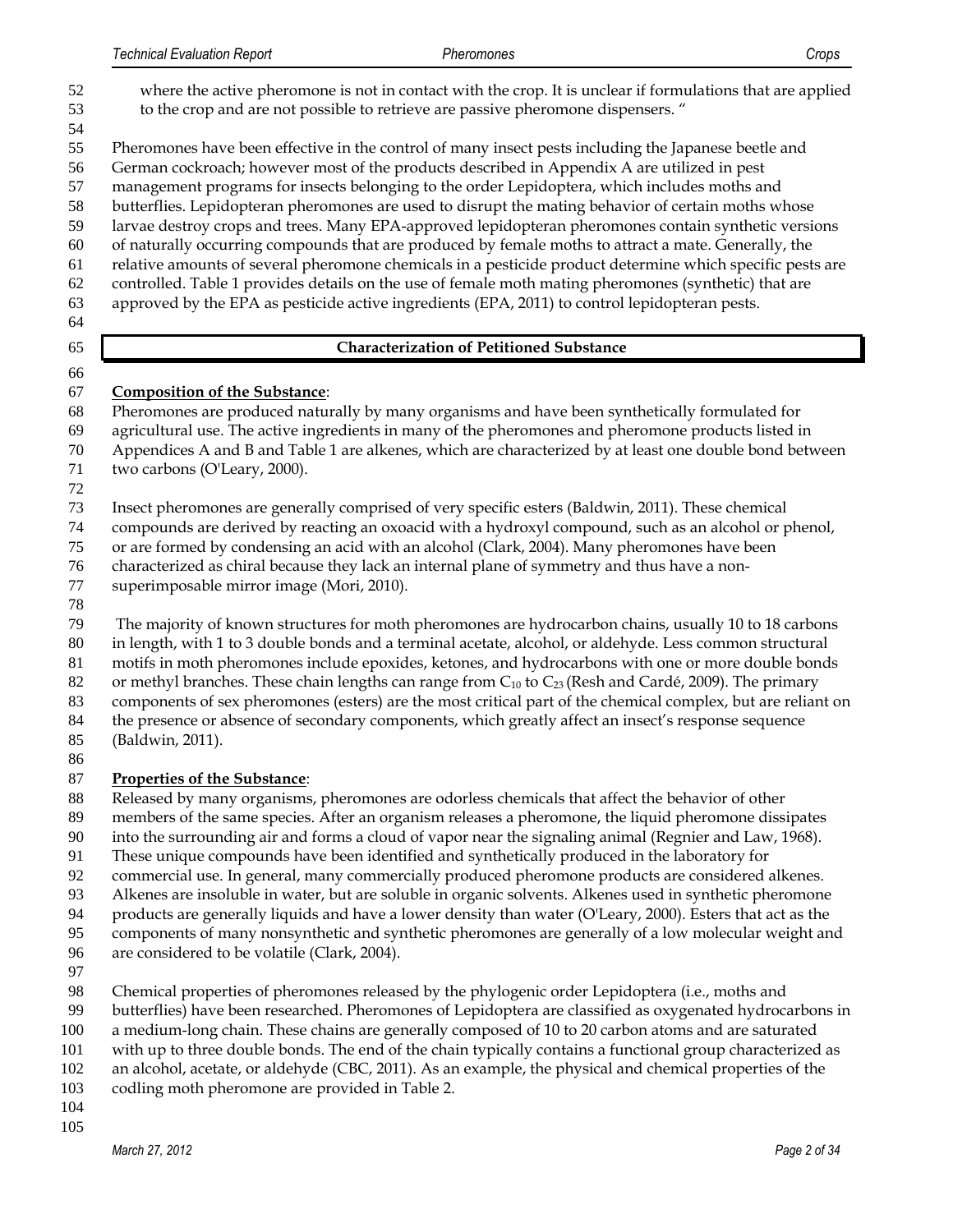where the active pheromone is not in contact with the crop. It is unclear if formulations that are applied to the crop and are not possible to retrieve are passive pheromone dispensers. "

Pheromones have been effective in the control of many insect pests including the Japanese beetle and German cockroach; however most of the products described in Appendix A are utilized in pest management programs for insects belonging to the order Lepidoptera, which includes moths and butterflies. Lepidopteran pheromones are used to disrupt the mating behavior of certain moths whose larvae destroy crops and trees. Many EPA-approved lepidopteran pheromones contain synthetic versions of naturally occurring compounds that are produced by female moths to attract a mate. Generally, the relative amounts of several pheromone chemicals in a pesticide product determine which specific pests are controlled. Table 1 provides details on the use of female moth mating pheromones (synthetic) that are approved by the EPA as pesticide active ingredients (EPA, 2011) to control lepidopteran pests.

## Characterization of Petitioned Substance

**Composition of the Substance**:

Pheromones are produced naturally by many organisms and have been synthetically formulated for agricultural use. The active ingredients in many of the pheromones and pheromone products listed in Appendices A and B and Table 1 are alkenes, which are characterized by at least one double bond between two carbons (O'Leary, 2000).

Insect pheromones are generally comprised of very specific esters (Baldwin, 2011). These chemical compounds are derived by reacting an oxoacid with a hydroxyl compound, such as an alcohol or phenol, or are formed by condensing an acid with an alcohol (Clark, 2004). Many pheromones have been characterized as chiral because they lack an internal plane of symmetry and thus have a non-superimposable mirror image (Mori, 2010).

The majority of known structures for moth pheromones are hydrocarbon chains, usually 10 to 18 carbons in length, with 1 to 3 double bonds and a terminal acetate, alcohol, or aldehyde. Less common structural motifs in moth pheromones include epoxides, ketones, and hydrocarbons with one or more double bonds or methyl branches. These chain lengths can range from $C_{10}$ to $C_{23}$ (Resh and Cardé, 2009). The primary components of sex pheromones (esters) are the most critical part of the chemical complex, but are reliant on the presence or absence of secondary components, which greatly affect an insect's response sequence (Baldwin, 2011).

**Properties of the Substance**:

Released by many organisms, pheromones are odorless chemicals that affect the behavior of other members of the same species. After an organism releases a pheromone, the liquid pheromone dissipates into the surrounding air and forms a cloud of vapor near the signaling animal (Regnier and Law, 1968). These unique compounds have been identified and synthetically produced in the laboratory for commercial use. In general, many commercially produced pheromone products are considered alkenes. Alkenes are insoluble in water, but are soluble in organic solvents. Alkenes used in synthetic pheromone products are generally liquids and have a lower density than water (O'Leary, 2000). Esters that act as the components of many nonsynthetic and synthetic pheromones are generally of a low molecular weight and are considered to be volatile (Clark, 2004).

Chemical properties of pheromones released by the phylogenic order Lepidoptera (i.e., moths and butterflies) have been researched. Pheromones of Lepidoptera are classified as oxygenated hydrocarbons in a medium-long chain. These chains are generally composed of 10 to 20 carbon atoms and are saturated with up to three double bonds. The end of the chain typically contains a functional group characterized as an alcohol, acetate, or aldehyde (CBC, 2011). As an example, the physical and chemical properties of the codling moth pheromone are provided in Table 2.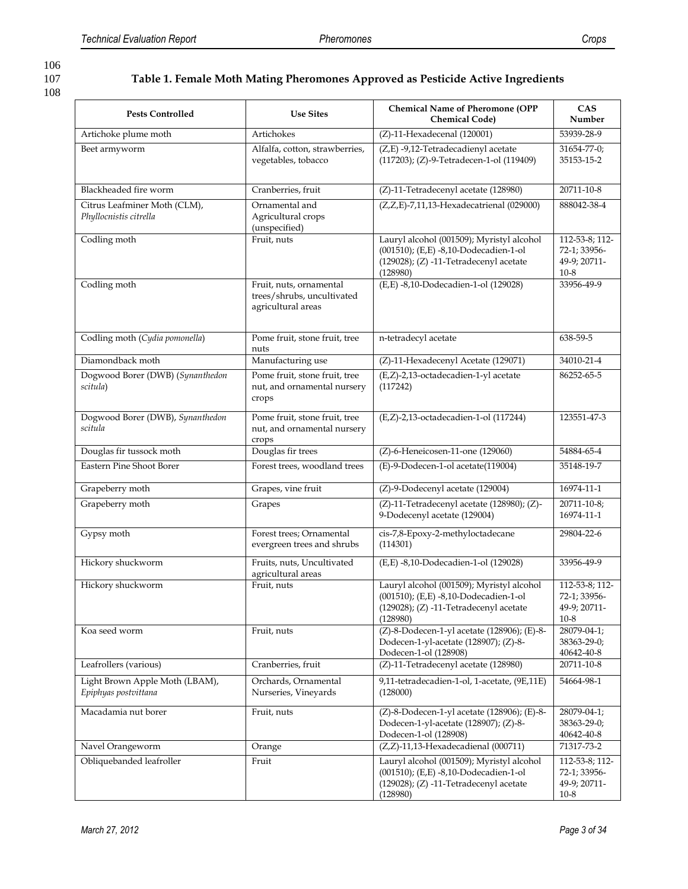**Table 1. Female Moth Mating Pheromones Approved as Pesticide Active Ingredients**

| Pests Controlled | Use Sites | Chemical Name of Pheromone (OPP Chemical Code) | CAS Number |
|---|---|---|---|
| Artichoke plume moth | Artichokes | (Z)-11-Hexadecenal (120001) | 53939-28-9 |
| Beet armyworm | Alfalfa, cotton, strawberries, vegetables, tobacco | (Z,E) -9,12-Tetradecadienyl acetate (117203); (Z)-9-Tetradecen-1-ol (119409) | 31654-77-0; 35153-15-2 |
| Blackheaded fire worm | Cranberries, fruit | (Z)-11-Tetradecenyl acetate (128980) | 20711-10-8 |
| Citrus Leafminer Moth (CLM), *Phyllocnistis citrella* | Ornamental and Agricultural crops (unspecified) | (Z,Z,E)-7,11,13-Hexadecatrienal (029000) | 888042-38-4 |
| Codling moth | Fruit, nuts | Lauryl alcohol (001509); Myristyl alcohol (001510); (E,E) -8,10-Dodecadien-1-ol (129028); (Z) -11-Tetradecenyl acetate (128980) | 112-53-8; 112-72-1; 33956-49-9; 20711-10-8 |
| Codling moth | Fruit, nuts, ornamental trees/shrubs, uncultivated agricultural areas | (E,E) -8,10-Dodecadien-1-ol (129028) | 33956-49-9 |
| Codling moth (*Cydia pomonella*) | Pome fruit, stone fruit, tree nuts | n-tetradecyl acetate | 638-59-5 |
| Diamondback moth | Manufacturing use | (Z)-11-Hexadecenyl Acetate (129071) | 34010-21-4 |
| Dogwood Borer (DWB) (*Synanthedon scitula*) | Pome fruit, stone fruit, tree nut, and ornamental nursery crops | (E,Z)-2,13-octadecadien-1-yl acetate (117242) | 86252-65-5 |
| Dogwood Borer (DWB), *Synanthedon scitula* | Pome fruit, stone fruit, tree nut, and ornamental nursery crops | (E,Z)-2,13-octadecadien-1-ol (117244) | 123551-47-3 |
| Douglas fir tussock moth | Douglas fir trees | (Z)-6-Heneicosen-11-one (129060) | 54884-65-4 |
| Eastern Pine Shoot Borer | Forest trees, woodland trees | (E)-9-Dodecen-1-ol acetate(119004) | 35148-19-7 |
| Grapeberry moth | Grapes, vine fruit | (Z)-9-Dodecenyl acetate (129004) | 16974-11-1 |
| Grapeberry moth | Grapes | (Z)-11-Tetradecenyl acetate (128980); (Z)-9-Dodecenyl acetate (129004) | 20711-10-8; 16974-11-1 |
| Gypsy moth | Forest trees; Ornamental evergreen trees and shrubs | cis-7,8-Epoxy-2-methyloctadecane (114301) | 29804-22-6 |
| Hickory shuckworm | Fruits, nuts, Uncultivated agricultural areas | (E,E) -8,10-Dodecadien-1-ol (129028) | 33956-49-9 |
| Hickory shuckworm | Fruit, nuts | Lauryl alcohol (001509); Myristyl alcohol (001510); (E,E) -8,10-Dodecadien-1-ol (129028); (Z) -11-Tetradecenyl acetate (128980) | 112-53-8; 112-72-1; 33956-49-9; 20711-10-8 |
| Koa seed worm | Fruit, nuts | (Z)-8-Dodecen-1-yl acetate (128906); (E)-8-Dodecen-1-yl-acetate (128907); (Z)-8-Dodecen-1-ol (128908) | 28079-04-1; 38363-29-0; 40642-40-8 |
| Leafrollers (various) | Cranberries, fruit | (Z)-11-Tetradecenyl acetate (128980) | 20711-10-8 |
| Light Brown Apple Moth (LBAM), *Epiphyas postvittana* | Orchards, Ornamental Nurseries, Vineyards | 9,11-tetradecadien-1-ol, 1-acetate, (9E,11E) (128000) | 54664-98-1 |
| Macadamia nut borer | Fruit, nuts | (Z)-8-Dodecen-1-yl acetate (128906); (E)-8-Dodecen-1-yl-acetate (128907); (Z)-8-Dodecen-1-ol (128908) | 28079-04-1; 38363-29-0; 40642-40-8 |
| Navel Orangeworm | Orange | (Z,Z)-11,13-Hexadecadienal (000711) | 71317-73-2 |
| Obliquebanded leafroller | Fruit | Lauryl alcohol (001509); Myristyl alcohol (001510); (E,E) -8,10-Dodecadien-1-ol (129028); (Z) -11-Tetradecenyl acetate (128980) | 112-53-8; 112-72-1; 33956-49-9; 20711-10-8 |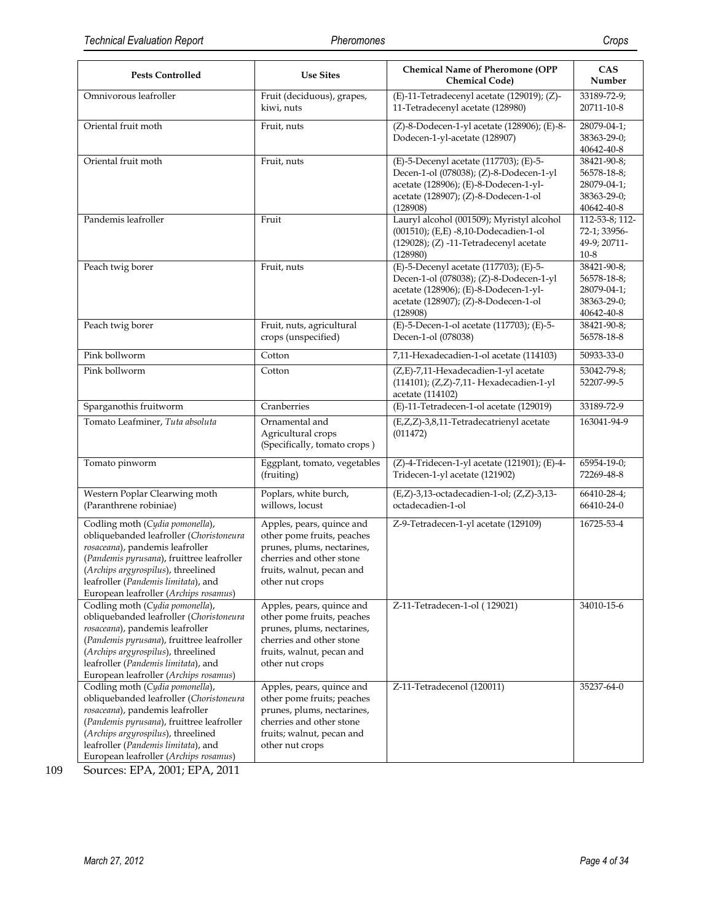| Pests Controlled | Use Sites | Chemical Name of Pheromone (OPP Chemical Code) | CAS Number |
|---|---|---|---|
| Omnivorous leafroller | Fruit (deciduous), grapes, kiwi, nuts | (E)-11-Tetradecenyl acetate (129019); (Z)-11-Tetradecenyl acetate (128980) | 33189-72-9; 20711-10-8 |
| Oriental fruit moth | Fruit, nuts | (Z)-8-Dodecen-1-yl acetate (128906); (E)-8-Dodecen-1-yl-acetate (128907) | 28079-04-1; 38363-29-0; 40642-40-8 |
| Oriental fruit moth | Fruit, nuts | (E)-5-Decenyl acetate (117703); (E)-5-Decen-1-ol (078038); (Z)-8-Dodecen-1-yl acetate (128906); (E)-8-Dodecen-1-yl-acetate (128907); (Z)-8-Dodecen-1-ol (128908) | 38421-90-8; 56578-18-8; 28079-04-1; 38363-29-0; 40642-40-8 |
| Pandemis leafroller | Fruit | Lauryl alcohol (001509); Myristyl alcohol (001510); (E,E) -8,10-Dodecadien-1-ol (129028); (Z) -11-Tetradecenyl acetate (128980) | 112-53-8; 112-72-1; 33956-49-9; 20711-10-8 |
| Peach twig borer | Fruit, nuts | (E)-5-Decenyl acetate (117703); (E)-5-Decen-1-ol (078038); (Z)-8-Dodecen-1-yl acetate (128906); (E)-8-Dodecen-1-yl-acetate (128907); (Z)-8-Dodecen-1-ol (128908) | 38421-90-8; 56578-18-8; 28079-04-1; 38363-29-0; 40642-40-8 |
| Peach twig borer | Fruit, nuts, agricultural crops (unspecified) | (E)-5-Decen-1-ol acetate (117703); (E)-5-Decen-1-ol (078038) | 38421-90-8; 56578-18-8 |
| Pink bollworm | Cotton | 7,11-Hexadecadien-1-ol acetate (114103) | 50933-33-0 |
| Pink bollworm | Cotton | (Z,E)-7,11-Hexadecadien-1-yl acetate (114101); (Z,Z)-7,11- Hexadecadien-1-yl acetate (114102) | 53042-79-8; 52207-99-5 |
| Sparganothis fruitworm | Cranberries | (E)-11-Tetradecen-1-ol acetate (129019) | 33189-72-9 |
| Tomato Leafminer, *Tuta absoluta* | Ornamental and Agricultural crops (Specifically, tomato crops ) | (E,Z,Z)-3,8,11-Tetradecatrienyl acetate (011472) | 163041-94-9 |
| Tomato pinworm | Eggplant, tomato, vegetables (fruiting) | (Z)-4-Tridecen-1-yl acetate (121901); (E)-4-Tridecen-1-yl acetate (121902) | 65954-19-0; 72269-48-8 |
| Western Poplar Clearwing moth (Paranthrene robiniae) | Poplars, white burch, willows, locust | (E,Z)-3,13-octadecadien-1-ol; (Z,Z)-3,13-octadecadien-1-ol | 66410-28-4; 66410-24-0 |
| Codling moth (*Cydia pomonella*), obliquebanded leafroller (*Choristoneura rosaceana*), pandemis leafroller (*Pandemis pyrusana*), fruittree leafroller (*Archips argyrospilus*), threelined leafroller (*Pandemis limitata*), and European leafroller (*Archips rosamus*) | Apples, pears, quince and other pome fruits, peaches prunes, plums, nectarines, cherries and other stone fruits, walnut, pecan and other nut crops | Z-9-Tetradecen-1-yl acetate (129109) | 16725-53-4 |
| Codling moth (*Cydia pomonella*), obliquebanded leafroller (*Choristoneura rosaceana*), pandemis leafroller (*Pandemis pyrusana*), fruittree leafroller (*Archips argyrospilus*), threelined leafroller (*Pandemis limitata*), and European leafroller (*Archips rosamus*) | Apples, pears, quince and other pome fruits, peaches prunes, plums, nectarines, cherries and other stone fruits, walnut, pecan and other nut crops | Z-11-Tetradecen-1-ol ( 129021) | 34010-15-6 |
| Codling moth (*Cydia pomonella*), obliquebanded leafroller (*Choristoneura rosaceana*), pandemis leafroller (*Pandemis pyrusana*), fruittree leafroller (*Archips argyrospilus*), threelined leafroller (*Pandemis limitata*), and European leafroller (*Archips rosamus*) | Apples, pears, quince and other pome fruits; peaches prunes, plums, nectarines, cherries and other stone fruits; walnut, pecan and other nut crops | Z-11-Tetradecenol (120011) | 35237-64-0 |

109 Sources: EPA, 2001; EPA, 2011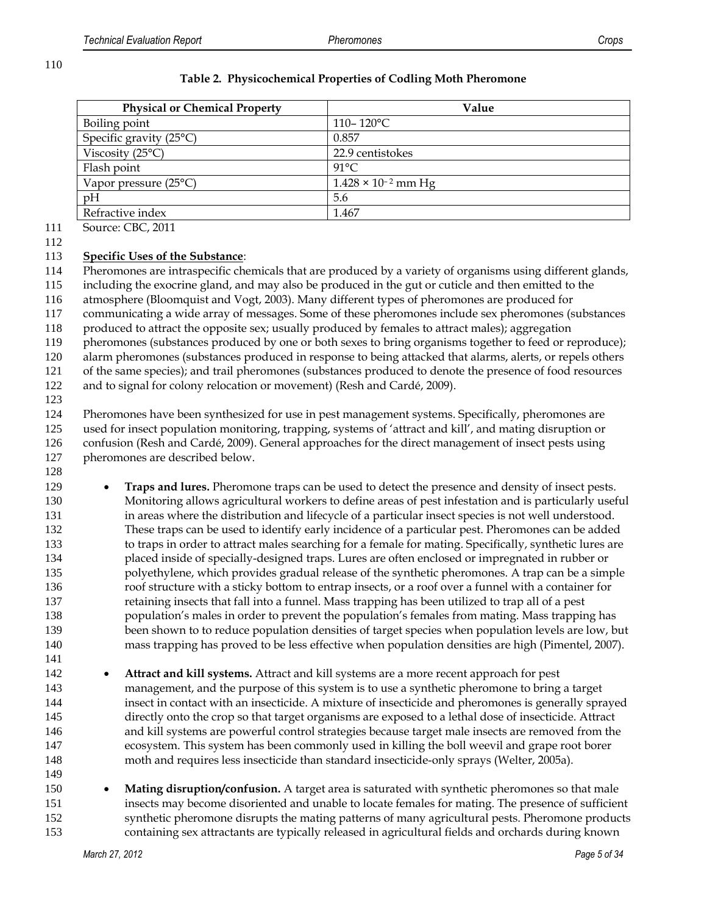**Table 2. Physicochemical Properties of Codling Moth Pheromone**

| Physical or Chemical Property | Value |
|---|---|
| Boiling point | 110– 120°C |
| Specific gravity (25°C) | 0.857 |
| Viscosity (25°C) | 22.9 centistokes |
| Flash point | 91°C |
| Vapor pressure (25°C) | $1.428 \times 10^{-2}$ mm Hg |
| pH | 5.6 |
| Refractive index | 1.467 |

Source: CBC, 2011

**Specific Uses of the Substance**:

Pheromones are intraspecific chemicals that are produced by a variety of organisms using different glands, including the exocrine gland, and may also be produced in the gut or cuticle and then emitted to the atmosphere (Bloomquist and Vogt, 2003). Many different types of pheromones are produced for communicating a wide array of messages. Some of these pheromones include sex pheromones (substances produced to attract the opposite sex; usually produced by females to attract males); aggregation pheromones (substances produced by one or both sexes to bring organisms together to feed or reproduce); alarm pheromones (substances produced in response to being attacked that alarms, alerts, or repels others of the same species); and trail pheromones (substances produced to denote the presence of food resources and to signal for colony relocation or movement) (Resh and Cardé, 2009).

Pheromones have been synthesized for use in pest management systems. Specifically, pheromones are used for insect population monitoring, trapping, systems of 'attract and kill', and mating disruption or confusion (Resh and Cardé, 2009). General approaches for the direct management of insect pests using pheromones are described below.

- **Traps and lures.** Pheromone traps can be used to detect the presence and density of insect pests. Monitoring allows agricultural workers to define areas of pest infestation and is particularly useful in areas where the distribution and lifecycle of a particular insect species is not well understood. These traps can be used to identify early incidence of a particular pest. Pheromones can be added to traps in order to attract males searching for a female for mating. Specifically, synthetic lures are placed inside of specially-designed traps. Lures are often enclosed or impregnated in rubber or polyethylene, which provides gradual release of the synthetic pheromones. A trap can be a simple roof structure with a sticky bottom to entrap insects, or a roof over a funnel with a container for retaining insects that fall into a funnel. Mass trapping has been utilized to trap all of a pest population's males in order to prevent the population's females from mating. Mass trapping has been shown to to reduce population densities of target species when population levels are low, but mass trapping has proved to be less effective when population densities are high (Pimentel, 2007).

- **Attract and kill systems.** Attract and kill systems are a more recent approach for pest management, and the purpose of this system is to use a synthetic pheromone to bring a target insect in contact with an insecticide. A mixture of insecticide and pheromones is generally sprayed directly onto the crop so that target organisms are exposed to a lethal dose of insecticide. Attract and kill systems are powerful control strategies because target male insects are removed from the ecosystem. This system has been commonly used in killing the boll weevil and grape root borer moth and requires less insecticide than standard insecticide-only sprays (Welter, 2005a).

- **Mating disruption/confusion.** A target area is saturated with synthetic pheromones so that male insects may become disoriented and unable to locate females for mating. The presence of sufficient synthetic pheromone disrupts the mating patterns of many agricultural pests. Pheromone products containing sex attractants are typically released in agricultural fields and orchards during known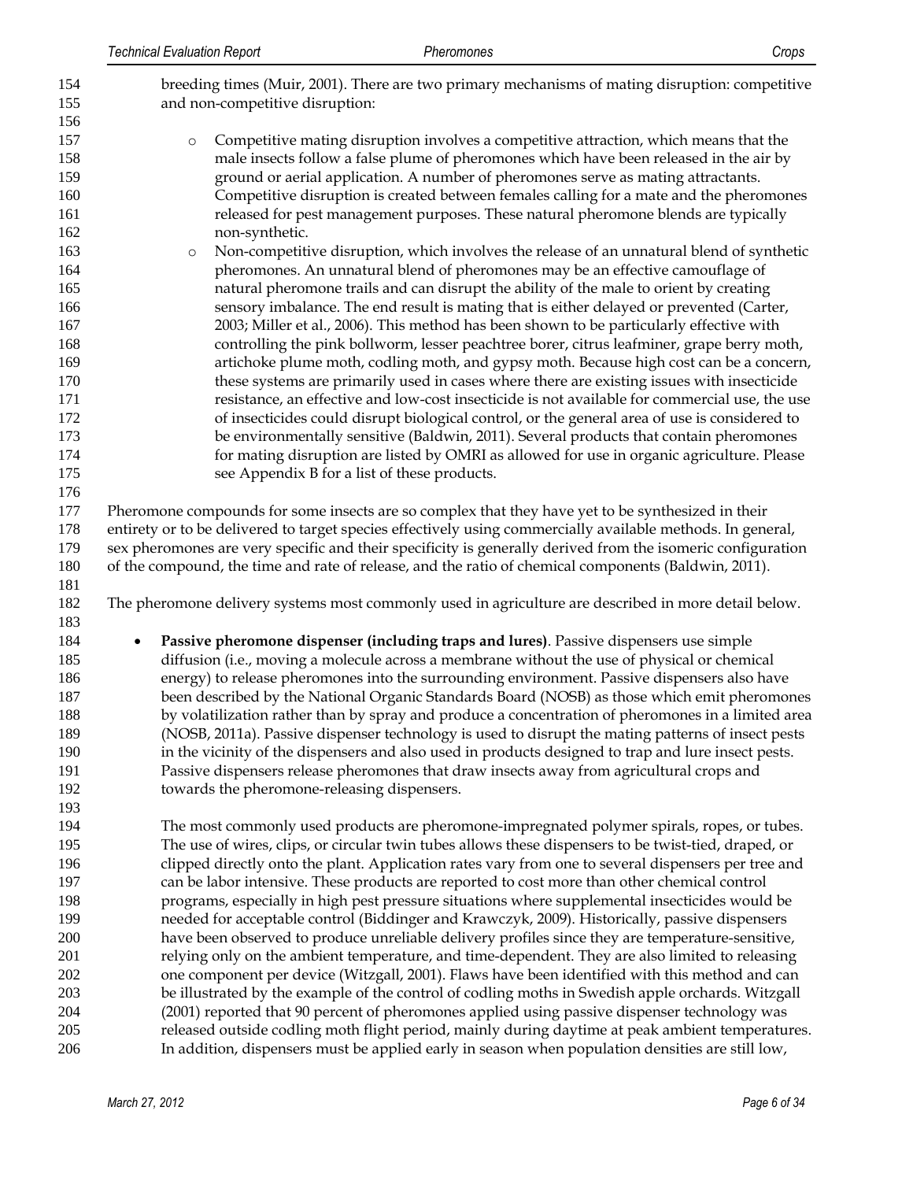breeding times (Muir, 2001). There are two primary mechanisms of mating disruption: competitive and non-competitive disruption:

- Competitive mating disruption involves a competitive attraction, which means that the male insects follow a false plume of pheromones which have been released in the air by ground or aerial application. A number of pheromones serve as mating attractants. Competitive disruption is created between females calling for a mate and the pheromones released for pest management purposes. These natural pheromone blends are typically non-synthetic.
- Non-competitive disruption, which involves the release of an unnatural blend of synthetic pheromones. An unnatural blend of pheromones may be an effective camouflage of natural pheromone trails and can disrupt the ability of the male to orient by creating sensory imbalance. The end result is mating that is either delayed or prevented (Carter, 2003; Miller et al., 2006). This method has been shown to be particularly effective with controlling the pink bollworm, lesser peachtree borer, citrus leafminer, grape berry moth, artichoke plume moth, codling moth, and gypsy moth. Because high cost can be a concern, these systems are primarily used in cases where there are existing issues with insecticide resistance, an effective and low-cost insecticide is not available for commercial use, the use of insecticides could disrupt biological control, or the general area of use is considered to be environmentally sensitive (Baldwin, 2011). Several products that contain pheromones for mating disruption are listed by OMRI as allowed for use in organic agriculture. Please see Appendix B for a list of these products.

Pheromone compounds for some insects are so complex that they have yet to be synthesized in their entirety or to be delivered to target species effectively using commercially available methods. In general, sex pheromones are very specific and their specificity is generally derived from the isomeric configuration of the compound, the time and rate of release, and the ratio of chemical components (Baldwin, 2011).

The pheromone delivery systems most commonly used in agriculture are described in more detail below.

- **Passive pheromone dispenser (including traps and lures)**. Passive dispensers use simple diffusion (i.e., moving a molecule across a membrane without the use of physical or chemical energy) to release pheromones into the surrounding environment. Passive dispensers also have been described by the National Organic Standards Board (NOSB) as those which emit pheromones by volatilization rather than by spray and produce a concentration of pheromones in a limited area (NOSB, 2011a). Passive dispenser technology is used to disrupt the mating patterns of insect pests in the vicinity of the dispensers and also used in products designed to trap and lure insect pests. Passive dispensers release pheromones that draw insects away from agricultural crops and towards the pheromone-releasing dispensers.

  The most commonly used products are pheromone-impregnated polymer spirals, ropes, or tubes. The use of wires, clips, or circular twin tubes allows these dispensers to be twist-tied, draped, or clipped directly onto the plant. Application rates vary from one to several dispensers per tree and can be labor intensive. These products are reported to cost more than other chemical control programs, especially in high pest pressure situations where supplemental insecticides would be needed for acceptable control (Biddinger and Krawczyk, 2009). Historically, passive dispensers have been observed to produce unreliable delivery profiles since they are temperature-sensitive, relying only on the ambient temperature, and time-dependent. They are also limited to releasing one component per device (Witzgall, 2001). Flaws have been identified with this method and can be illustrated by the example of the control of codling moths in Swedish apple orchards. Witzgall (2001) reported that 90 percent of pheromones applied using passive dispenser technology was released outside codling moth flight period, mainly during daytime at peak ambient temperatures. In addition, dispensers must be applied early in season when population densities are still low,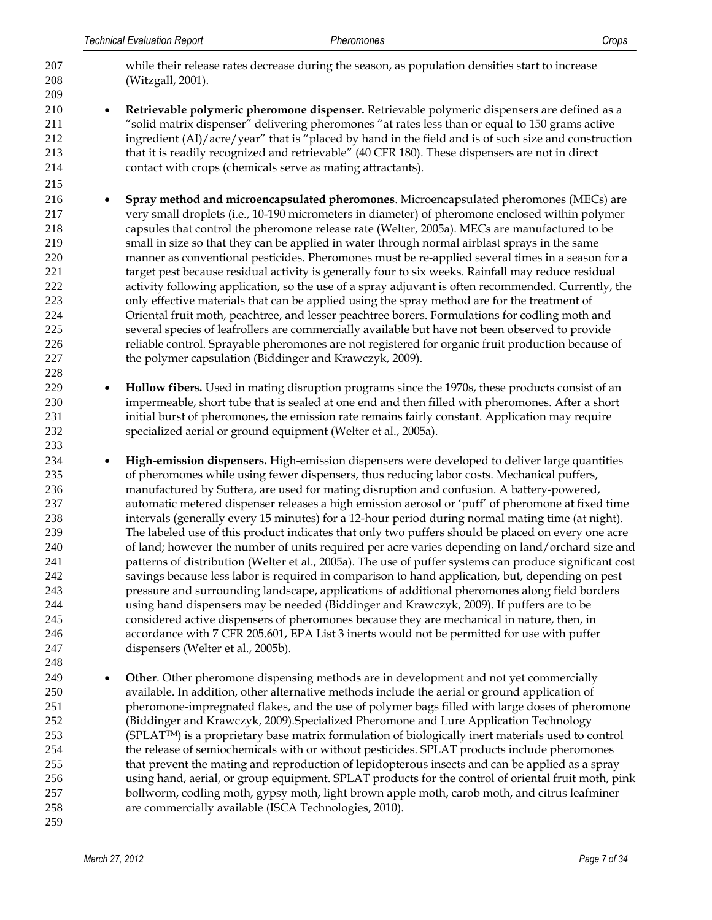while their release rates decrease during the season, as population densities start to increase (Witzgall, 2001).

- **Retrievable polymeric pheromone dispenser.** Retrievable polymeric dispensers are defined as a "solid matrix dispenser" delivering pheromones "at rates less than or equal to 150 grams active ingredient (AI)/acre/year" that is "placed by hand in the field and is of such size and construction that it is readily recognized and retrievable" (40 CFR 180). These dispensers are not in direct contact with crops (chemicals serve as mating attractants).

- **Spray method and microencapsulated pheromones**. Microencapsulated pheromones (MECs) are very small droplets (i.e., 10-190 micrometers in diameter) of pheromone enclosed within polymer capsules that control the pheromone release rate (Welter, 2005a). MECs are manufactured to be small in size so that they can be applied in water through normal airblast sprays in the same manner as conventional pesticides. Pheromones must be re-applied several times in a season for a target pest because residual activity is generally four to six weeks. Rainfall may reduce residual activity following application, so the use of a spray adjuvant is often recommended. Currently, the only effective materials that can be applied using the spray method are for the treatment of Oriental fruit moth, peachtree, and lesser peachtree borers. Formulations for codling moth and several species of leafrollers are commercially available but have not been observed to provide reliable control. Sprayable pheromones are not registered for organic fruit production because of the polymer capsulation (Biddinger and Krawczyk, 2009).

- **Hollow fibers.** Used in mating disruption programs since the 1970s, these products consist of an impermeable, short tube that is sealed at one end and then filled with pheromones. After a short initial burst of pheromones, the emission rate remains fairly constant. Application may require specialized aerial or ground equipment (Welter et al., 2005a).

- **High-emission dispensers.** High-emission dispensers were developed to deliver large quantities of pheromones while using fewer dispensers, thus reducing labor costs. Mechanical puffers, manufactured by Suttera, are used for mating disruption and confusion. A battery-powered, automatic metered dispenser releases a high emission aerosol or 'puff' of pheromone at fixed time intervals (generally every 15 minutes) for a 12-hour period during normal mating time (at night). The labeled use of this product indicates that only two puffers should be placed on every one acre of land; however the number of units required per acre varies depending on land/orchard size and patterns of distribution (Welter et al., 2005a). The use of puffer systems can produce significant cost savings because less labor is required in comparison to hand application, but, depending on pest pressure and surrounding landscape, applications of additional pheromones along field borders using hand dispensers may be needed (Biddinger and Krawczyk, 2009). If puffers are to be considered active dispensers of pheromones because they are mechanical in nature, then, in accordance with 7 CFR 205.601, EPA List 3 inerts would not be permitted for use with puffer dispensers (Welter et al., 2005b).

- **Other**. Other pheromone dispensing methods are in development and not yet commercially available. In addition, other alternative methods include the aerial or ground application of pheromone-impregnated flakes, and the use of polymer bags filled with large doses of pheromone (Biddinger and Krawczyk, 2009).Specialized Pheromone and Lure Application Technology (SPLAT™) is a proprietary base matrix formulation of biologically inert materials used to control the release of semiochemicals with or without pesticides. SPLAT products include pheromones that prevent the mating and reproduction of lepidopterous insects and can be applied as a spray using hand, aerial, or group equipment. SPLAT products for the control of oriental fruit moth, pink bollworm, codling moth, gypsy moth, light brown apple moth, carob moth, and citrus leafminer are commercially available (ISCA Technologies, 2010).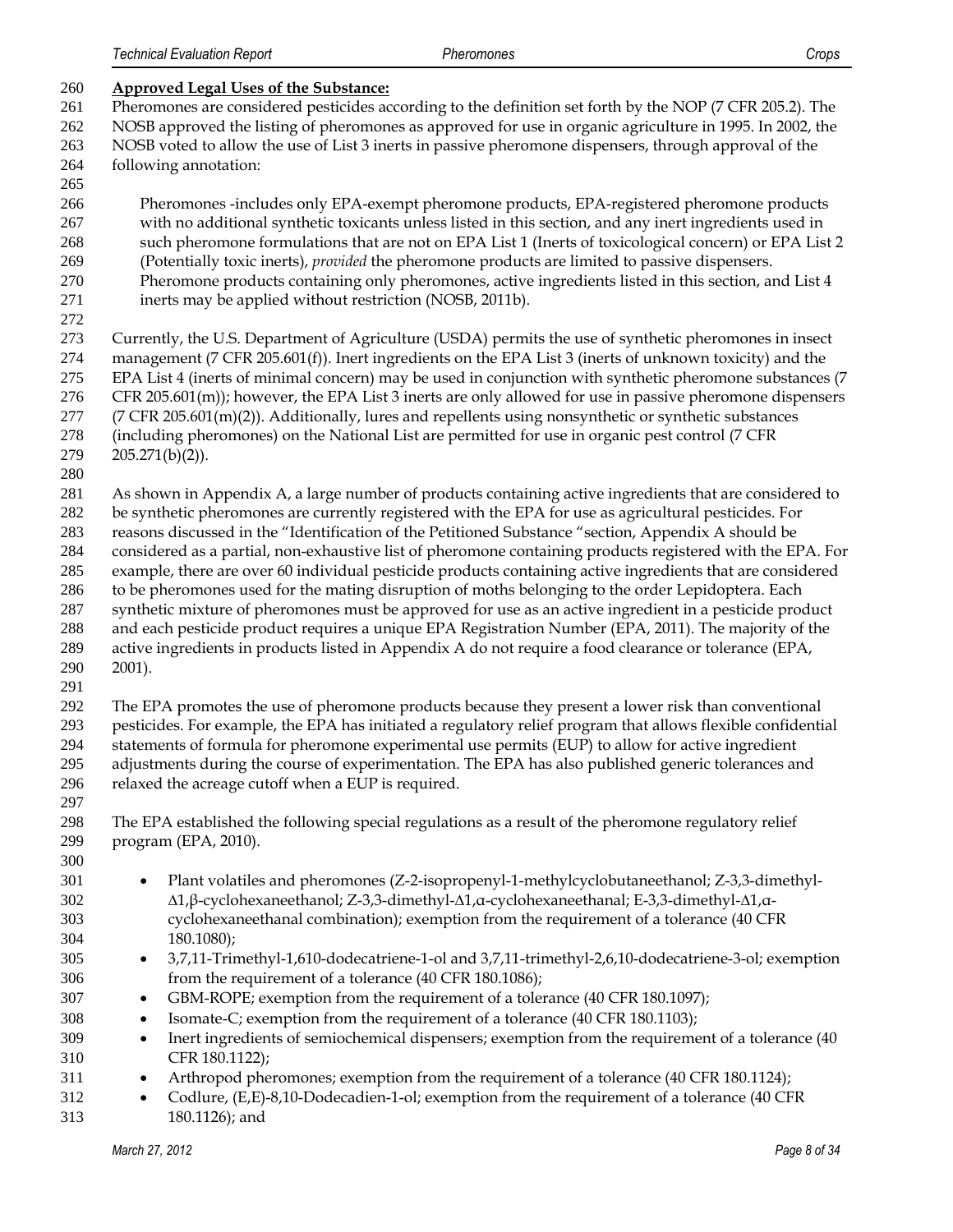**Approved Legal Uses of the Substance:**

Pheromones are considered pesticides according to the definition set forth by the NOP (7 CFR 205.2). The NOSB approved the listing of pheromones as approved for use in organic agriculture in 1995. In 2002, the NOSB voted to allow the use of List 3 inerts in passive pheromone dispensers, through approval of the following annotation:

> Pheromones -includes only EPA-exempt pheromone products, EPA-registered pheromone products with no additional synthetic toxicants unless listed in this section, and any inert ingredients used in such pheromone formulations that are not on EPA List 1 (Inerts of toxicological concern) or EPA List 2 (Potentially toxic inerts), *provided* the pheromone products are limited to passive dispensers. Pheromone products containing only pheromones, active ingredients listed in this section, and List 4 inerts may be applied without restriction (NOSB, 2011b).

Currently, the U.S. Department of Agriculture (USDA) permits the use of synthetic pheromones in insect management (7 CFR 205.601(f)). Inert ingredients on the EPA List 3 (inerts of unknown toxicity) and the EPA List 4 (inerts of minimal concern) may be used in conjunction with synthetic pheromone substances (7 CFR 205.601(m)); however, the EPA List 3 inerts are only allowed for use in passive pheromone dispensers (7 CFR 205.601(m)(2)). Additionally, lures and repellents using nonsynthetic or synthetic substances (including pheromones) on the National List are permitted for use in organic pest control (7 CFR 205.271(b)(2)).

As shown in Appendix A, a large number of products containing active ingredients that are considered to be synthetic pheromones are currently registered with the EPA for use as agricultural pesticides. For reasons discussed in the "Identification of the Petitioned Substance "section, Appendix A should be considered as a partial, non-exhaustive list of pheromone containing products registered with the EPA. For example, there are over 60 individual pesticide products containing active ingredients that are considered to be pheromones used for the mating disruption of moths belonging to the order Lepidoptera. Each synthetic mixture of pheromones must be approved for use as an active ingredient in a pesticide product and each pesticide product requires a unique EPA Registration Number (EPA, 2011). The majority of the active ingredients in products listed in Appendix A do not require a food clearance or tolerance (EPA, 2001).

The EPA promotes the use of pheromone products because they present a lower risk than conventional pesticides. For example, the EPA has initiated a regulatory relief program that allows flexible confidential statements of formula for pheromone experimental use permits (EUP) to allow for active ingredient adjustments during the course of experimentation. The EPA has also published generic tolerances and relaxed the acreage cutoff when a EUP is required.

The EPA established the following special regulations as a result of the pheromone regulatory relief program (EPA, 2010).

- Plant volatiles and pheromones (Z-2-isopropenyl-1-methylcyclobutaneethanol; Z-3,3-dimethyl-Δ1,β-cyclohexaneethanol; Z-3,3-dimethyl-Δ1,α-cyclohexaneethanal; E-3,3-dimethyl-Δ1,α-cyclohexaneethanal combination); exemption from the requirement of a tolerance (40 CFR 180.1080);
- 3,7,11-Trimethyl-1,610-dodecatriene-1-ol and 3,7,11-trimethyl-2,6,10-dodecatriene-3-ol; exemption from the requirement of a tolerance (40 CFR 180.1086);
- GBM-ROPE; exemption from the requirement of a tolerance (40 CFR 180.1097);
- Isomate-C; exemption from the requirement of a tolerance (40 CFR 180.1103);
- Inert ingredients of semiochemical dispensers; exemption from the requirement of a tolerance (40 CFR 180.1122);
- Arthropod pheromones; exemption from the requirement of a tolerance (40 CFR 180.1124);
- Codlure, (E,E)-8,10-Dodecadien-1-ol; exemption from the requirement of a tolerance (40 CFR 180.1126); and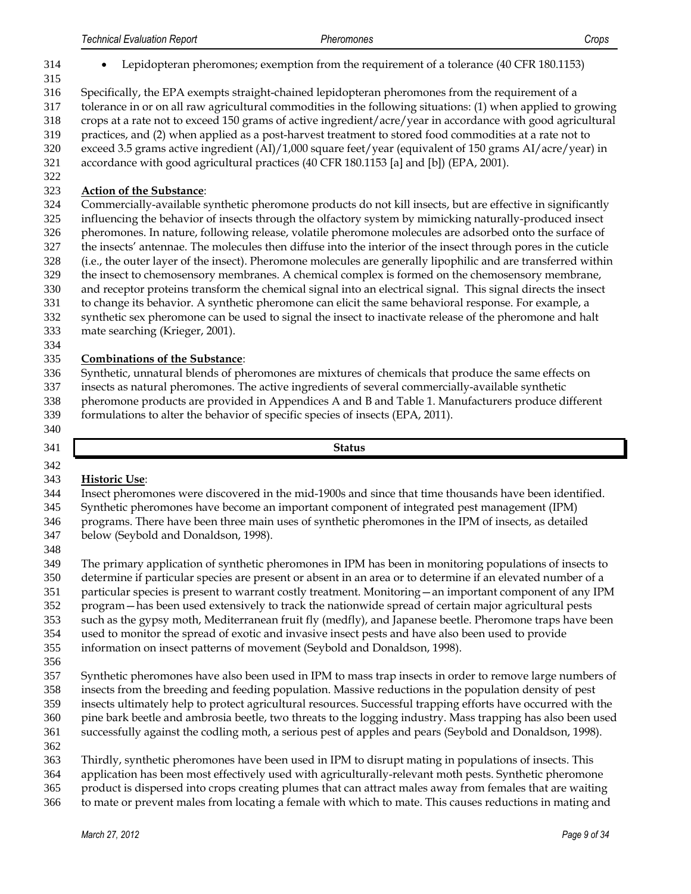- Lepidopteran pheromones; exemption from the requirement of a tolerance (40 CFR 180.1153)

Specifically, the EPA exempts straight-chained lepidopteran pheromones from the requirement of a tolerance in or on all raw agricultural commodities in the following situations: (1) when applied to growing crops at a rate not to exceed 150 grams of active ingredient/acre/year in accordance with good agricultural practices, and (2) when applied as a post-harvest treatment to stored food commodities at a rate not to exceed 3.5 grams active ingredient (AI)/1,000 square feet/year (equivalent of 150 grams AI/acre/year) in accordance with good agricultural practices (40 CFR 180.1153 [a] and [b]) (EPA, 2001).

**Action of the Substance**:
Commercially-available synthetic pheromone products do not kill insects, but are effective in significantly influencing the behavior of insects through the olfactory system by mimicking naturally-produced insect pheromones. In nature, following release, volatile pheromone molecules are adsorbed onto the surface of the insects' antennae. The molecules then diffuse into the interior of the insect through pores in the cuticle (i.e., the outer layer of the insect). Pheromone molecules are generally lipophilic and are transferred within the insect to chemosensory membranes. A chemical complex is formed on the chemosensory membrane, and receptor proteins transform the chemical signal into an electrical signal. This signal directs the insect to change its behavior. A synthetic pheromone can elicit the same behavioral response. For example, a synthetic sex pheromone can be used to signal the insect to inactivate release of the pheromone and halt mate searching (Krieger, 2001).

**Combinations of the Substance**:
Synthetic, unnatural blends of pheromones are mixtures of chemicals that produce the same effects on insects as natural pheromones. The active ingredients of several commercially-available synthetic pheromone products are provided in Appendices A and B and Table 1. Manufacturers produce different formulations to alter the behavior of specific species of insects (EPA, 2011).

## Status

**Historic Use**:
Insect pheromones were discovered in the mid-1900s and since that time thousands have been identified. Synthetic pheromones have become an important component of integrated pest management (IPM) programs. There have been three main uses of synthetic pheromones in the IPM of insects, as detailed below (Seybold and Donaldson, 1998).

The primary application of synthetic pheromones in IPM has been in monitoring populations of insects to determine if particular species are present or absent in an area or to determine if an elevated number of a particular species is present to warrant costly treatment. Monitoring—an important component of any IPM program—has been used extensively to track the nationwide spread of certain major agricultural pests such as the gypsy moth, Mediterranean fruit fly (medfly), and Japanese beetle. Pheromone traps have been used to monitor the spread of exotic and invasive insect pests and have also been used to provide information on insect patterns of movement (Seybold and Donaldson, 1998).

Synthetic pheromones have also been used in IPM to mass trap insects in order to remove large numbers of insects from the breeding and feeding population. Massive reductions in the population density of pest insects ultimately help to protect agricultural resources. Successful trapping efforts have occurred with the pine bark beetle and ambrosia beetle, two threats to the logging industry. Mass trapping has also been used successfully against the codling moth, a serious pest of apples and pears (Seybold and Donaldson, 1998).

Thirdly, synthetic pheromones have been used in IPM to disrupt mating in populations of insects. This application has been most effectively used with agriculturally-relevant moth pests. Synthetic pheromone product is dispersed into crops creating plumes that can attract males away from females that are waiting to mate or prevent males from locating a female with which to mate. This causes reductions in mating and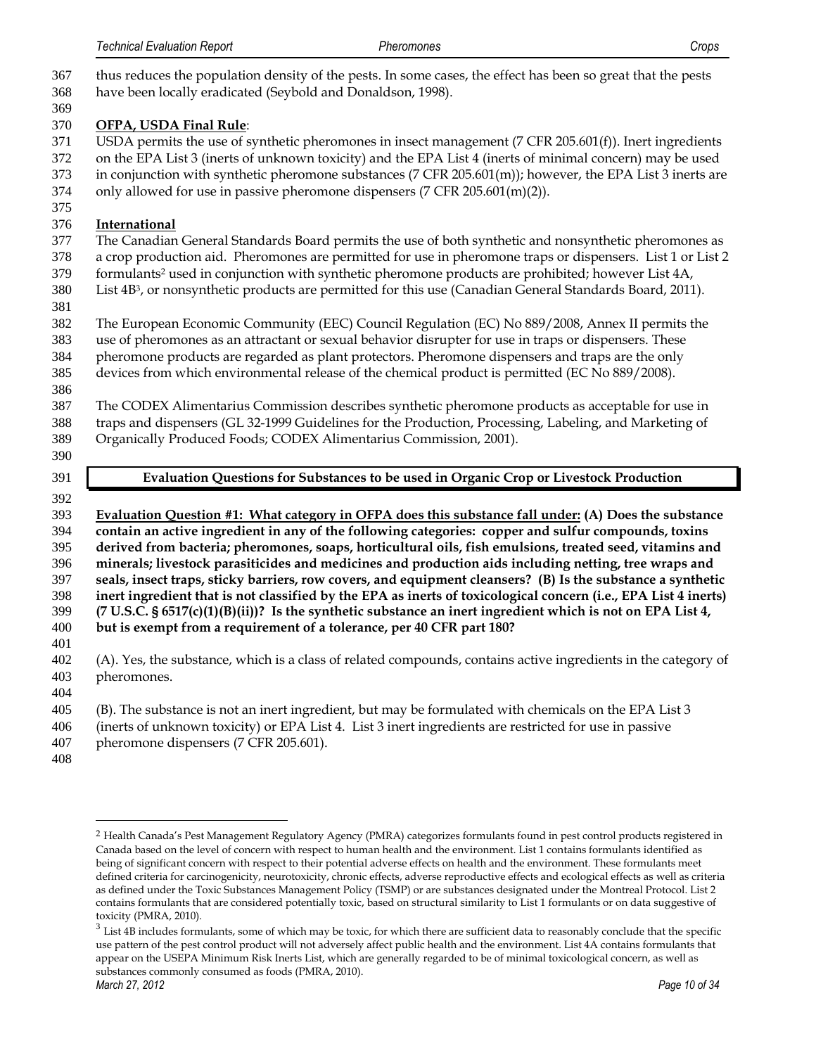thus reduces the population density of the pests. In some cases, the effect has been so great that the pests have been locally eradicated (Seybold and Donaldson, 1998).

**OFPA, USDA Final Rule**:

USDA permits the use of synthetic pheromones in insect management (7 CFR 205.601(f)). Inert ingredients on the EPA List 3 (inerts of unknown toxicity) and the EPA List 4 (inerts of minimal concern) may be used in conjunction with synthetic pheromone substances (7 CFR 205.601(m)); however, the EPA List 3 inerts are only allowed for use in passive pheromone dispensers (7 CFR 205.601(m)(2)).

**International**

The Canadian General Standards Board permits the use of both synthetic and nonsynthetic pheromones as a crop production aid. Pheromones are permitted for use in pheromone traps or dispensers. List 1 or List 2 formulants[2] used in conjunction with synthetic pheromone products are prohibited; however List 4A, List 4B[3], or nonsynthetic products are permitted for this use (Canadian General Standards Board, 2011).

The European Economic Community (EEC) Council Regulation (EC) No 889/2008, Annex II permits the use of pheromones as an attractant or sexual behavior disrupter for use in traps or dispensers. These pheromone products are regarded as plant protectors. Pheromone dispensers and traps are the only devices from which environmental release of the chemical product is permitted (EC No 889/2008).

The CODEX Alimentarius Commission describes synthetic pheromone products as acceptable for use in traps and dispensers (GL 32-1999 Guidelines for the Production, Processing, Labeling, and Marketing of Organically Produced Foods; CODEX Alimentarius Commission, 2001).

## Evaluation Questions for Substances to be used in Organic Crop or Livestock Production

**Evaluation Question #1: What category in OFPA does this substance fall under: (A) Does the substance contain an active ingredient in any of the following categories: copper and sulfur compounds, toxins derived from bacteria; pheromones, soaps, horticultural oils, fish emulsions, treated seed, vitamins and minerals; livestock parasiticides and medicines and production aids including netting, tree wraps and seals, insect traps, sticky barriers, row covers, and equipment cleansers? (B) Is the substance a synthetic inert ingredient that is not classified by the EPA as inerts of toxicological concern (i.e., EPA List 4 inerts) (7 U.S.C. § 6517(c)(1)(B)(ii))? Is the synthetic substance an inert ingredient which is not on EPA List 4, but is exempt from a requirement of a tolerance, per 40 CFR part 180?**

(A). Yes, the substance, which is a class of related compounds, contains active ingredients in the category of pheromones.

(B). The substance is not an inert ingredient, but may be formulated with chemicals on the EPA List 3 (inerts of unknown toxicity) or EPA List 4. List 3 inert ingredients are restricted for use in passive pheromone dispensers (7 CFR 205.601).

---

[2] Health Canada's Pest Management Regulatory Agency (PMRA) categorizes formulants found in pest control products registered in Canada based on the level of concern with respect to human health and the environment. List 1 contains formulants identified as being of significant concern with respect to their potential adverse effects on health and the environment. These formulants meet defined criteria for carcinogenicity, neurotoxicity, chronic effects, adverse reproductive effects and ecological effects as well as criteria as defined under the Toxic Substances Management Policy (TSMP) or are substances designated under the Montreal Protocol. List 2 contains formulants that are considered potentially toxic, based on structural similarity to List 1 formulants or on data suggestive of toxicity (PMRA, 2010).

[3] List 4B includes formulants, some of which may be toxic, for which there are sufficient data to reasonably conclude that the specific use pattern of the pest control product will not adversely affect public health and the environment. List 4A contains formulants that appear on the USEPA Minimum Risk Inerts List, which are generally regarded to be of minimal toxicological concern, as well as substances commonly consumed as foods (PMRA, 2010).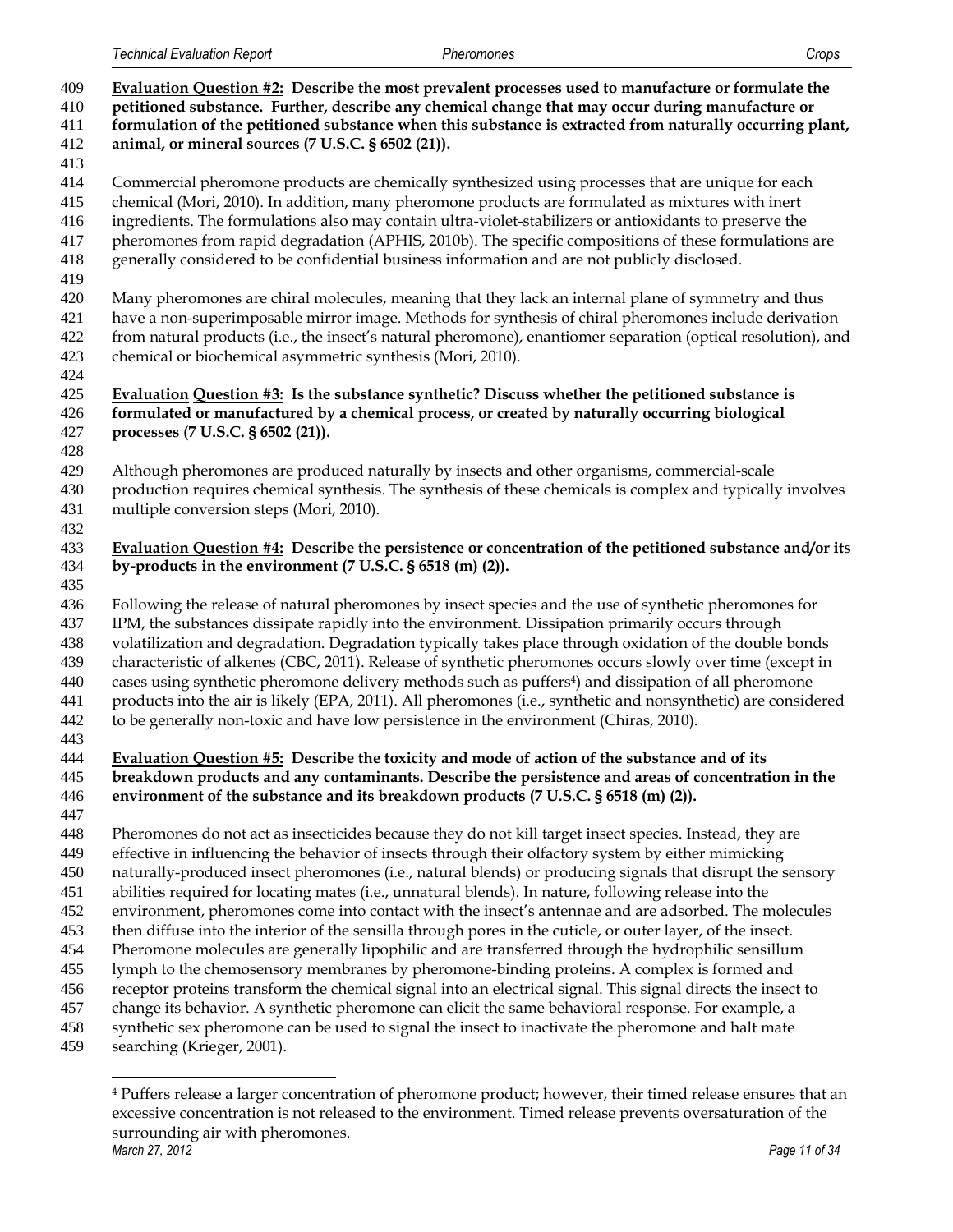**<u>Evaluation Question #2:</u> Describe the most prevalent processes used to manufacture or formulate the petitioned substance. Further, describe any chemical change that may occur during manufacture or formulation of the petitioned substance when this substance is extracted from naturally occurring plant, animal, or mineral sources (7 U.S.C. § 6502 (21)).**

Commercial pheromone products are chemically synthesized using processes that are unique for each chemical (Mori, 2010). In addition, many pheromone products are formulated as mixtures with inert ingredients. The formulations also may contain ultra-violet-stabilizers or antioxidants to preserve the pheromones from rapid degradation (APHIS, 2010b). The specific compositions of these formulations are generally considered to be confidential business information and are not publicly disclosed.

Many pheromones are chiral molecules, meaning that they lack an internal plane of symmetry and thus have a non-superimposable mirror image. Methods for synthesis of chiral pheromones include derivation from natural products (i.e., the insect's natural pheromone), enantiomer separation (optical resolution), and chemical or biochemical asymmetric synthesis (Mori, 2010).

**<u>Evaluation Question #3:</u> Is the substance synthetic? Discuss whether the petitioned substance is formulated or manufactured by a chemical process, or created by naturally occurring biological processes (7 U.S.C. § 6502 (21)).**

Although pheromones are produced naturally by insects and other organisms, commercial-scale production requires chemical synthesis. The synthesis of these chemicals is complex and typically involves multiple conversion steps (Mori, 2010).

**<u>Evaluation Question #4:</u> Describe the persistence or concentration of the petitioned substance and/or its by-products in the environment (7 U.S.C. § 6518 (m) (2)).**

Following the release of natural pheromones by insect species and the use of synthetic pheromones for IPM, the substances dissipate rapidly into the environment. Dissipation primarily occurs through volatilization and degradation. Degradation typically takes place through oxidation of the double bonds characteristic of alkenes (CBC, 2011). Release of synthetic pheromones occurs slowly over time (except in cases using synthetic pheromone delivery methods such as puffers[4]) and dissipation of all pheromone products into the air is likely (EPA, 2011). All pheromones (i.e., synthetic and nonsynthetic) are considered to be generally non-toxic and have low persistence in the environment (Chiras, 2010).

**<u>Evaluation Question #5:</u> Describe the toxicity and mode of action of the substance and of its breakdown products and any contaminants. Describe the persistence and areas of concentration in the environment of the substance and its breakdown products (7 U.S.C. § 6518 (m) (2)).**

Pheromones do not act as insecticides because they do not kill target insect species. Instead, they are effective in influencing the behavior of insects through their olfactory system by either mimicking naturally-produced insect pheromones (i.e., natural blends) or producing signals that disrupt the sensory abilities required for locating mates (i.e., unnatural blends). In nature, following release into the environment, pheromones come into contact with the insect's antennae and are adsorbed. The molecules then diffuse into the interior of the sensilla through pores in the cuticle, or outer layer, of the insect. Pheromone molecules are generally lipophilic and are transferred through the hydrophilic sensillum lymph to the chemosensory membranes by pheromone-binding proteins. A complex is formed and receptor proteins transform the chemical signal into an electrical signal. This signal directs the insect to change its behavior. A synthetic pheromone can elicit the same behavioral response. For example, a synthetic sex pheromone can be used to signal the insect to inactivate the pheromone and halt mate searching (Krieger, 2001).

---

[4] Puffers release a larger concentration of pheromone product; however, their timed release ensures that an excessive concentration is not released to the environment. Timed release prevents oversaturation of the surrounding air with pheromones.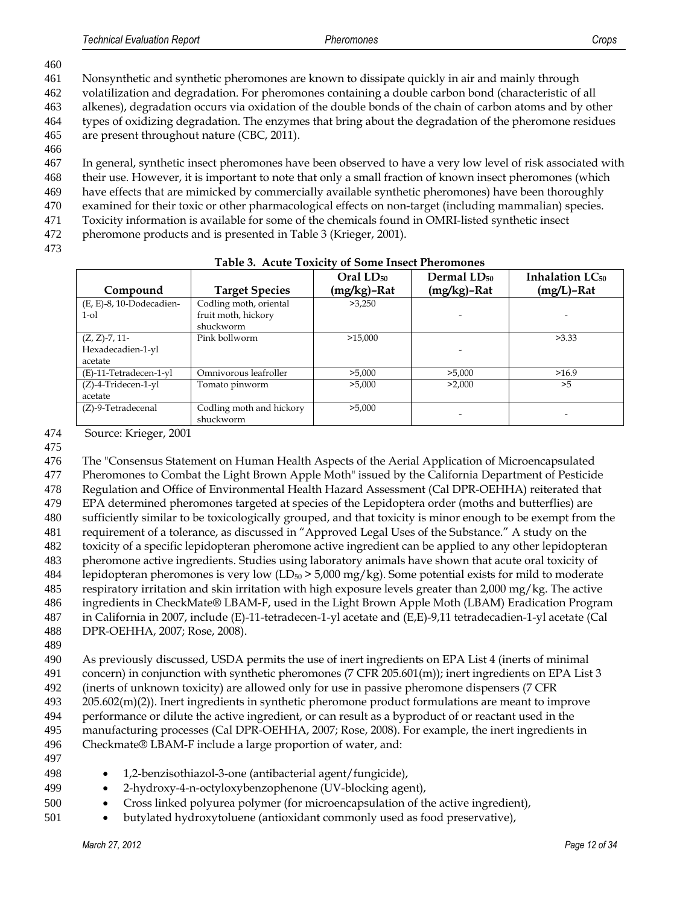Nonsynthetic and synthetic pheromones are known to dissipate quickly in air and mainly through volatilization and degradation. For pheromones containing a double carbon bond (characteristic of all alkenes), degradation occurs via oxidation of the double bonds of the chain of carbon atoms and by other types of oxidizing degradation. The enzymes that bring about the degradation of the pheromone residues are present throughout nature (CBC, 2011).

In general, synthetic insect pheromones have been observed to have a very low level of risk associated with their use. However, it is important to note that only a small fraction of known insect pheromones (which have effects that are mimicked by commercially available synthetic pheromones) have been thoroughly examined for their toxic or other pharmacological effects on non-target (including mammalian) species. Toxicity information is available for some of the chemicals found in OMRI-listed synthetic insect pheromone products and is presented in Table 3 (Krieger, 2001).

**Table 3. Acute Toxicity of Some Insect Pheromones**

| Compound | Target Species | Oral $LD_{50}$ (mg/kg)–Rat | Dermal $LD_{50}$ (mg/kg)–Rat | Inhalation $LC_{50}$ (mg/L)–Rat |
|---|---|---|---|---|
| (E, E)-8, 10-Dodecadien-1-ol | Codling moth, oriental fruit moth, hickory shuckworm | >3,250 | - | - |
| (Z, Z)-7, 11-Hexadecadien-1-yl acetate | Pink bollworm | >15,000 | - | >3.33 |
| (E)-11-Tetradecen-1-yl | Omnivorous leafroller | >5,000 | >5,000 | >16.9 |
| (Z)-4-Tridecen-1-yl acetate | Tomato pinworm | >5,000 | >2,000 | >5 |
| (Z)-9-Tetradecenal | Codling moth and hickory shuckworm | >5,000 | - | - |

Source: Krieger, 2001

The "Consensus Statement on Human Health Aspects of the Aerial Application of Microencapsulated Pheromones to Combat the Light Brown Apple Moth" issued by the California Department of Pesticide Regulation and Office of Environmental Health Hazard Assessment (Cal DPR-OEHHA) reiterated that EPA determined pheromones targeted at species of the Lepidoptera order (moths and butterflies) are sufficiently similar to be toxicologically grouped, and that toxicity is minor enough to be exempt from the requirement of a tolerance, as discussed in "Approved Legal Uses of the Substance." A study on the toxicity of a specific lepidopteran pheromone active ingredient can be applied to any other lepidopteran pheromone active ingredients. Studies using laboratory animals have shown that acute oral toxicity of lepidopteran pheromones is very low ($LD_{50}$ > 5,000 mg/kg). Some potential exists for mild to moderate respiratory irritation and skin irritation with high exposure levels greater than 2,000 mg/kg. The active ingredients in CheckMate® LBAM-F, used in the Light Brown Apple Moth (LBAM) Eradication Program in California in 2007, include (E)-11-tetradecen-1-yl acetate and (E,E)-9,11 tetradecadien-1-yl acetate (Cal DPR-OEHHA, 2007; Rose, 2008).

As previously discussed, USDA permits the use of inert ingredients on EPA List 4 (inerts of minimal concern) in conjunction with synthetic pheromones (7 CFR 205.601(m)); inert ingredients on EPA List 3 (inerts of unknown toxicity) are allowed only for use in passive pheromone dispensers (7 CFR 205.602(m)(2)). Inert ingredients in synthetic pheromone product formulations are meant to improve performance or dilute the active ingredient, or can result as a byproduct of or reactant used in the manufacturing processes (Cal DPR-OEHHA, 2007; Rose, 2008). For example, the inert ingredients in Checkmate® LBAM-F include a large proportion of water, and:

- 1,2-benzisothiazol-3-one (antibacterial agent/fungicide),
- 2-hydroxy-4-n-octyloxybenzophenone (UV-blocking agent),
- Cross linked polyurea polymer (for microencapsulation of the active ingredient),
- butylated hydroxytoluene (antioxidant commonly used as food preservative),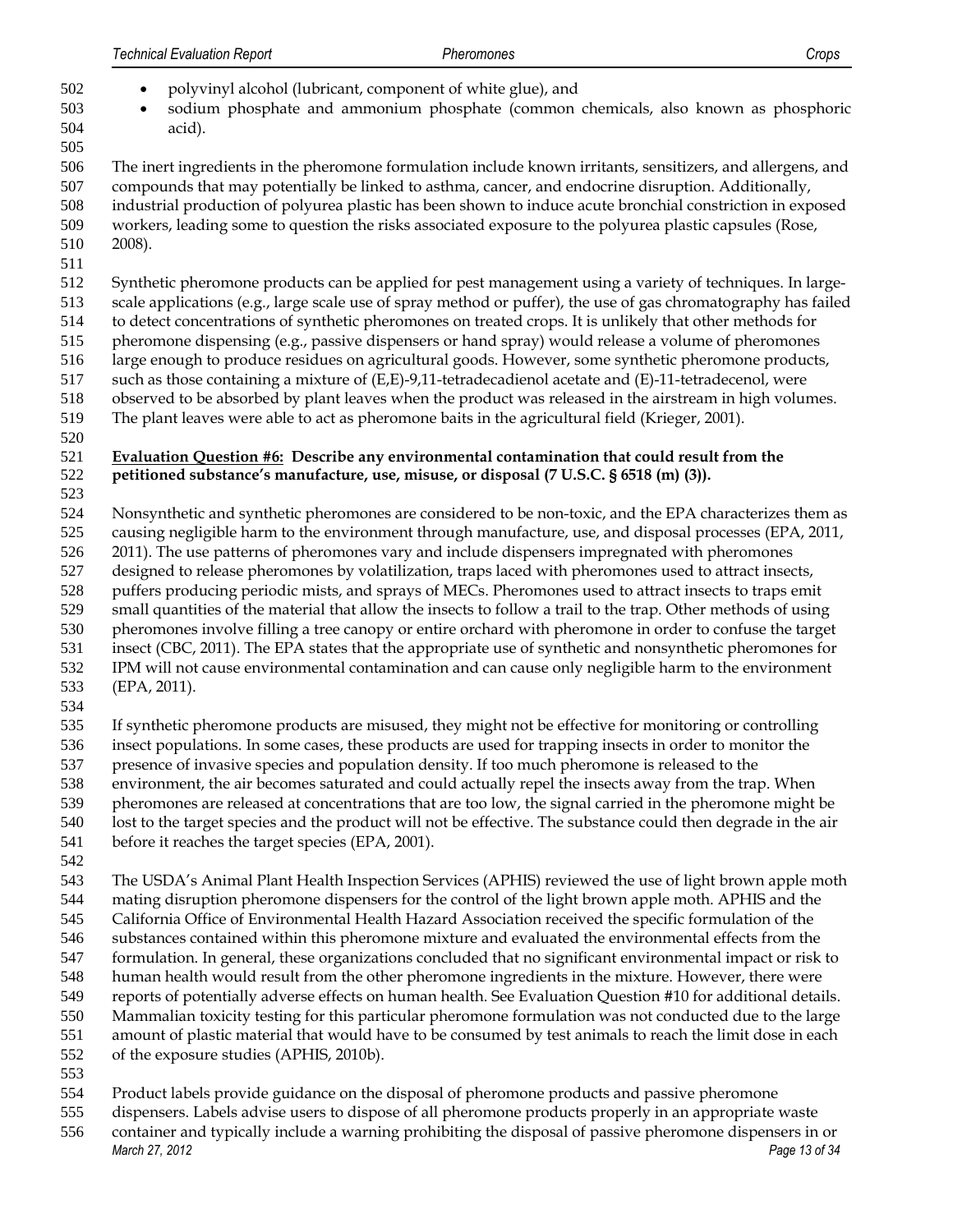- polyvinyl alcohol (lubricant, component of white glue), and
- sodium phosphate and ammonium phosphate (common chemicals, also known as phosphoric acid).

The inert ingredients in the pheromone formulation include known irritants, sensitizers, and allergens, and compounds that may potentially be linked to asthma, cancer, and endocrine disruption. Additionally, industrial production of polyurea plastic has been shown to induce acute bronchial constriction in exposed workers, leading some to question the risks associated exposure to the polyurea plastic capsules (Rose, 2008).

Synthetic pheromone products can be applied for pest management using a variety of techniques. In large-scale applications (e.g., large scale use of spray method or puffer), the use of gas chromatography has failed to detect concentrations of synthetic pheromones on treated crops. It is unlikely that other methods for pheromone dispensing (e.g., passive dispensers or hand spray) would release a volume of pheromones large enough to produce residues on agricultural goods. However, some synthetic pheromone products, such as those containing a mixture of (E,E)-9,11-tetradecadienol acetate and (E)-11-tetradecenol, were observed to be absorbed by plant leaves when the product was released in the airstream in high volumes. The plant leaves were able to act as pheromone baits in the agricultural field (Krieger, 2001).

**Evaluation Question #6: Describe any environmental contamination that could result from the petitioned substance's manufacture, use, misuse, or disposal (7 U.S.C. § 6518 (m) (3)).**

Nonsynthetic and synthetic pheromones are considered to be non-toxic, and the EPA characterizes them as causing negligible harm to the environment through manufacture, use, and disposal processes (EPA, 2011, 2011). The use patterns of pheromones vary and include dispensers impregnated with pheromones designed to release pheromones by volatilization, traps laced with pheromones used to attract insects, puffers producing periodic mists, and sprays of MECs. Pheromones used to attract insects to traps emit small quantities of the material that allow the insects to follow a trail to the trap. Other methods of using pheromones involve filling a tree canopy or entire orchard with pheromone in order to confuse the target insect (CBC, 2011). The EPA states that the appropriate use of synthetic and nonsynthetic pheromones for IPM will not cause environmental contamination and can cause only negligible harm to the environment (EPA, 2011).

If synthetic pheromone products are misused, they might not be effective for monitoring or controlling insect populations. In some cases, these products are used for trapping insects in order to monitor the presence of invasive species and population density. If too much pheromone is released to the environment, the air becomes saturated and could actually repel the insects away from the trap. When pheromones are released at concentrations that are too low, the signal carried in the pheromone might be lost to the target species and the product will not be effective. The substance could then degrade in the air before it reaches the target species (EPA, 2001).

The USDA's Animal Plant Health Inspection Services (APHIS) reviewed the use of light brown apple moth mating disruption pheromone dispensers for the control of the light brown apple moth. APHIS and the California Office of Environmental Health Hazard Association received the specific formulation of the substances contained within this pheromone mixture and evaluated the environmental effects from the formulation. In general, these organizations concluded that no significant environmental impact or risk to human health would result from the other pheromone ingredients in the mixture. However, there were reports of potentially adverse effects on human health. See Evaluation Question #10 for additional details. Mammalian toxicity testing for this particular pheromone formulation was not conducted due to the large amount of plastic material that would have to be consumed by test animals to reach the limit dose in each of the exposure studies (APHIS, 2010b).

Product labels provide guidance on the disposal of pheromone products and passive pheromone dispensers. Labels advise users to dispose of all pheromone products properly in an appropriate waste container and typically include a warning prohibiting the disposal of passive pheromone dispensers in or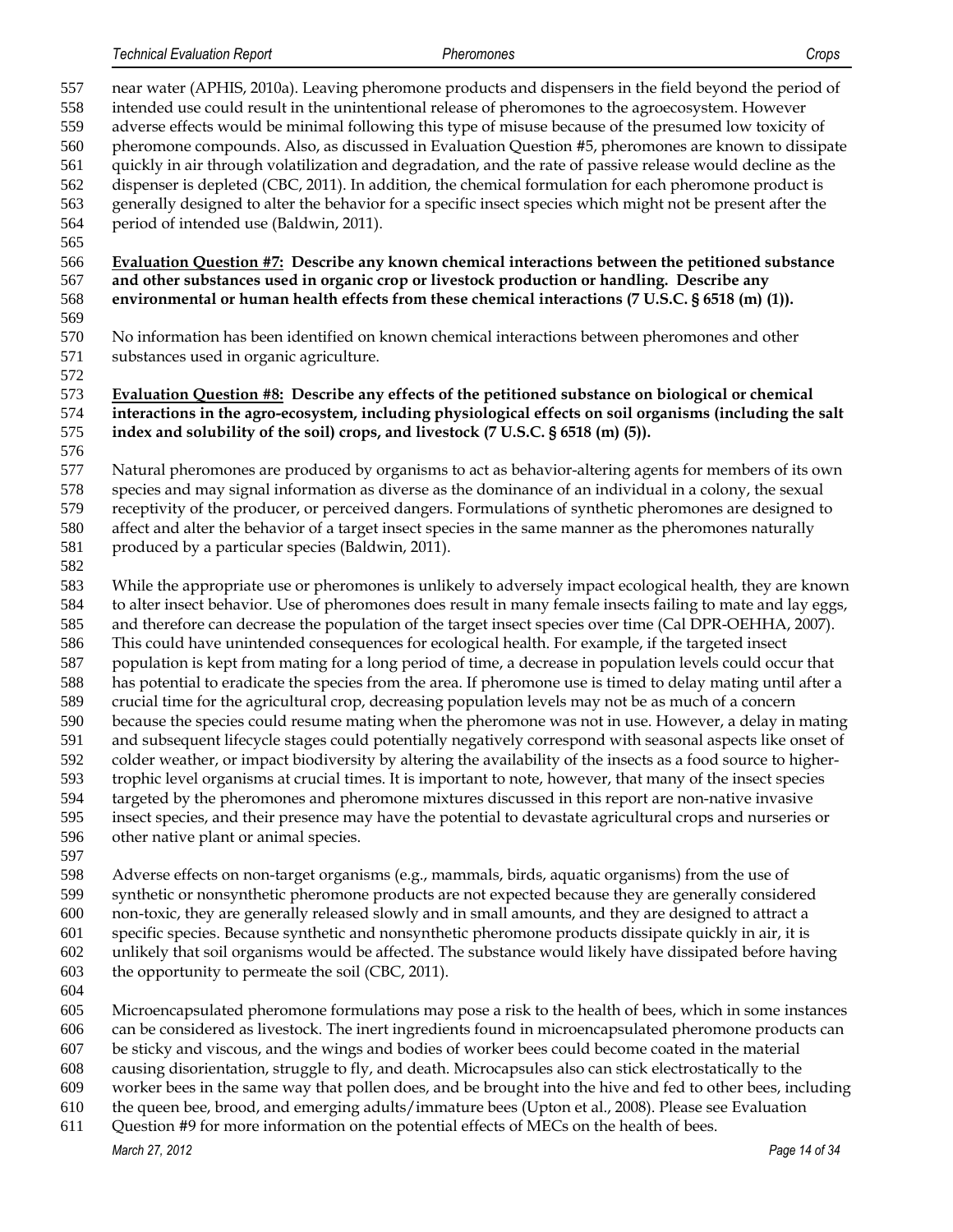near water (APHIS, 2010a). Leaving pheromone products and dispensers in the field beyond the period of intended use could result in the unintentional release of pheromones to the agroecosystem. However adverse effects would be minimal following this type of misuse because of the presumed low toxicity of pheromone compounds. Also, as discussed in Evaluation Question #5, pheromones are known to dissipate quickly in air through volatilization and degradation, and the rate of passive release would decline as the dispenser is depleted (CBC, 2011). In addition, the chemical formulation for each pheromone product is generally designed to alter the behavior for a specific insect species which might not be present after the period of intended use (Baldwin, 2011).

**Evaluation Question #7: Describe any known chemical interactions between the petitioned substance and other substances used in organic crop or livestock production or handling. Describe any environmental or human health effects from these chemical interactions (7 U.S.C. § 6518 (m) (1)).**

No information has been identified on known chemical interactions between pheromones and other substances used in organic agriculture.

**Evaluation Question #8: Describe any effects of the petitioned substance on biological or chemical interactions in the agro-ecosystem, including physiological effects on soil organisms (including the salt index and solubility of the soil) crops, and livestock (7 U.S.C. § 6518 (m) (5)).**

Natural pheromones are produced by organisms to act as behavior-altering agents for members of its own species and may signal information as diverse as the dominance of an individual in a colony, the sexual receptivity of the producer, or perceived dangers. Formulations of synthetic pheromones are designed to affect and alter the behavior of a target insect species in the same manner as the pheromones naturally produced by a particular species (Baldwin, 2011).

While the appropriate use or pheromones is unlikely to adversely impact ecological health, they are known to alter insect behavior. Use of pheromones does result in many female insects failing to mate and lay eggs, and therefore can decrease the population of the target insect species over time (Cal DPR-OEHHA, 2007). This could have unintended consequences for ecological health. For example, if the targeted insect population is kept from mating for a long period of time, a decrease in population levels could occur that has potential to eradicate the species from the area. If pheromone use is timed to delay mating until after a crucial time for the agricultural crop, decreasing population levels may not be as much of a concern because the species could resume mating when the pheromone was not in use. However, a delay in mating and subsequent lifecycle stages could potentially negatively correspond with seasonal aspects like onset of colder weather, or impact biodiversity by altering the availability of the insects as a food source to higher-trophic level organisms at crucial times. It is important to note, however, that many of the insect species targeted by the pheromones and pheromone mixtures discussed in this report are non-native invasive insect species, and their presence may have the potential to devastate agricultural crops and nurseries or other native plant or animal species.

Adverse effects on non-target organisms (e.g., mammals, birds, aquatic organisms) from the use of synthetic or nonsynthetic pheromone products are not expected because they are generally considered non-toxic, they are generally released slowly and in small amounts, and they are designed to attract a specific species. Because synthetic and nonsynthetic pheromone products dissipate quickly in air, it is unlikely that soil organisms would be affected. The substance would likely have dissipated before having the opportunity to permeate the soil (CBC, 2011).

Microencapsulated pheromone formulations may pose a risk to the health of bees, which in some instances can be considered as livestock. The inert ingredients found in microencapsulated pheromone products can be sticky and viscous, and the wings and bodies of worker bees could become coated in the material causing disorientation, struggle to fly, and death. Microcapsules also can stick electrostatically to the worker bees in the same way that pollen does, and be brought into the hive and fed to other bees, including the queen bee, brood, and emerging adults/immature bees (Upton et al., 2008). Please see Evaluation Question #9 for more information on the potential effects of MECs on the health of bees.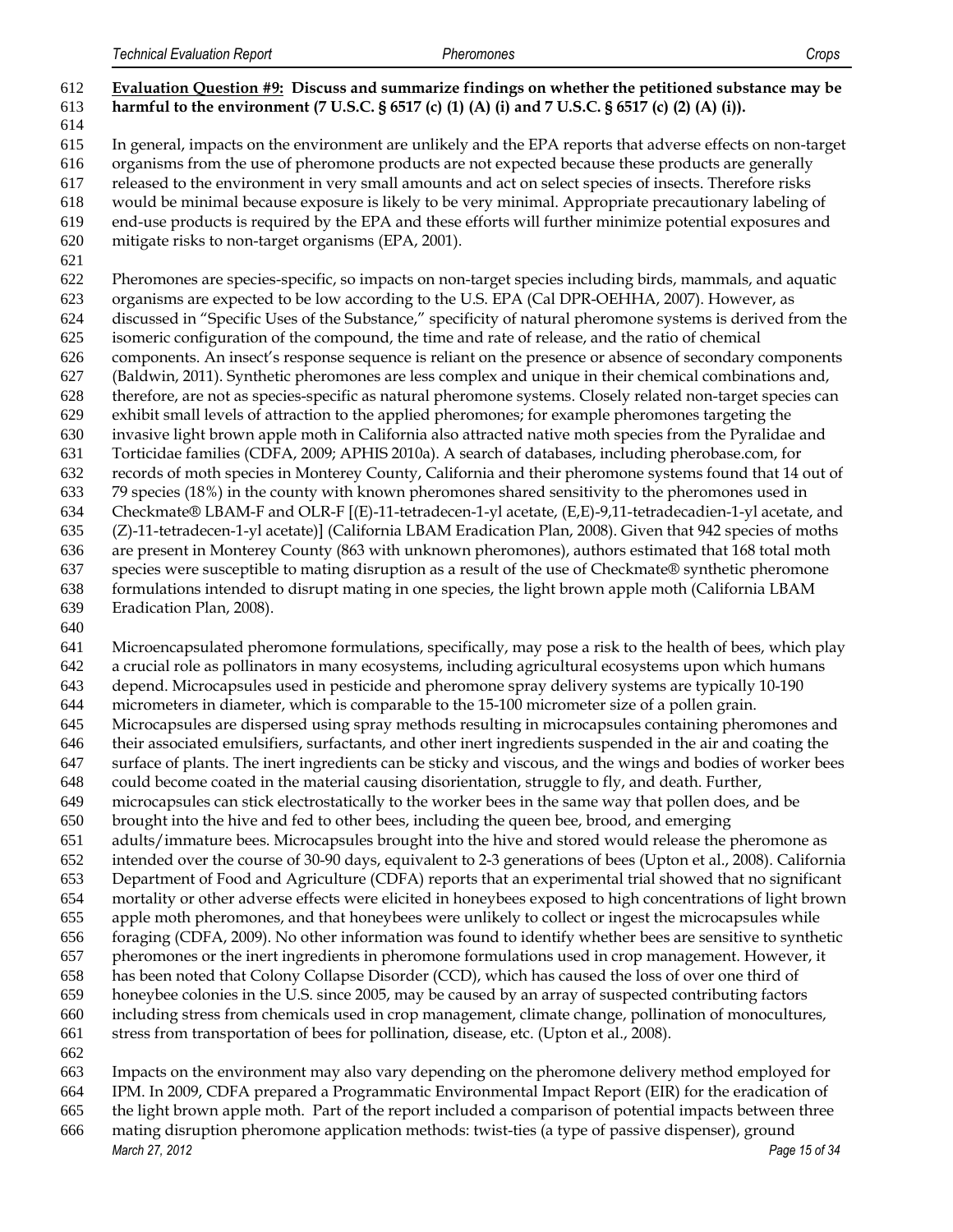**Evaluation Question #9: Discuss and summarize findings on whether the petitioned substance may be harmful to the environment (7 U.S.C. § 6517 (c) (1) (A) (i) and 7 U.S.C. § 6517 (c) (2) (A) (i)).**

In general, impacts on the environment are unlikely and the EPA reports that adverse effects on non-target organisms from the use of pheromone products are not expected because these products are generally released to the environment in very small amounts and act on select species of insects. Therefore risks would be minimal because exposure is likely to be very minimal. Appropriate precautionary labeling of end-use products is required by the EPA and these efforts will further minimize potential exposures and mitigate risks to non-target organisms (EPA, 2001).

Pheromones are species-specific, so impacts on non-target species including birds, mammals, and aquatic organisms are expected to be low according to the U.S. EPA (Cal DPR-OEHHA, 2007). However, as discussed in "Specific Uses of the Substance," specificity of natural pheromone systems is derived from the isomeric configuration of the compound, the time and rate of release, and the ratio of chemical components. An insect's response sequence is reliant on the presence or absence of secondary components (Baldwin, 2011). Synthetic pheromones are less complex and unique in their chemical combinations and, therefore, are not as species-specific as natural pheromone systems. Closely related non-target species can exhibit small levels of attraction to the applied pheromones; for example pheromones targeting the invasive light brown apple moth in California also attracted native moth species from the Pyralidae and Torticidae families (CDFA, 2009; APHIS 2010a). A search of databases, including pherobase.com, for records of moth species in Monterey County, California and their pheromone systems found that 14 out of 79 species (18%) in the county with known pheromones shared sensitivity to the pheromones used in Checkmate® LBAM-F and OLR-F [(E)-11-tetradecen-1-yl acetate, (E,E)-9,11-tetradecadien-1-yl acetate, and (Z)-11-tetradecen-1-yl acetate)] (California LBAM Eradication Plan, 2008). Given that 942 species of moths are present in Monterey County (863 with unknown pheromones), authors estimated that 168 total moth species were susceptible to mating disruption as a result of the use of Checkmate® synthetic pheromone formulations intended to disrupt mating in one species, the light brown apple moth (California LBAM Eradication Plan, 2008).

Microencapsulated pheromone formulations, specifically, may pose a risk to the health of bees, which play a crucial role as pollinators in many ecosystems, including agricultural ecosystems upon which humans depend. Microcapsules used in pesticide and pheromone spray delivery systems are typically 10-190 micrometers in diameter, which is comparable to the 15-100 micrometer size of a pollen grain. Microcapsules are dispersed using spray methods resulting in microcapsules containing pheromones and their associated emulsifiers, surfactants, and other inert ingredients suspended in the air and coating the surface of plants. The inert ingredients can be sticky and viscous, and the wings and bodies of worker bees could become coated in the material causing disorientation, struggle to fly, and death. Further, microcapsules can stick electrostatically to the worker bees in the same way that pollen does, and be brought into the hive and fed to other bees, including the queen bee, brood, and emerging adults/immature bees. Microcapsules brought into the hive and stored would release the pheromone as intended over the course of 30-90 days, equivalent to 2-3 generations of bees (Upton et al., 2008). California Department of Food and Agriculture (CDFA) reports that an experimental trial showed that no significant mortality or other adverse effects were elicited in honeybees exposed to high concentrations of light brown apple moth pheromones, and that honeybees were unlikely to collect or ingest the microcapsules while foraging (CDFA, 2009). No other information was found to identify whether bees are sensitive to synthetic pheromones or the inert ingredients in pheromone formulations used in crop management. However, it has been noted that Colony Collapse Disorder (CCD), which has caused the loss of over one third of honeybee colonies in the U.S. since 2005, may be caused by an array of suspected contributing factors including stress from chemicals used in crop management, climate change, pollination of monocultures, stress from transportation of bees for pollination, disease, etc. (Upton et al., 2008).

Impacts on the environment may also vary depending on the pheromone delivery method employed for IPM. In 2009, CDFA prepared a Programmatic Environmental Impact Report (EIR) for the eradication of the light brown apple moth. Part of the report included a comparison of potential impacts between three mating disruption pheromone application methods: twist-ties (a type of passive dispenser), ground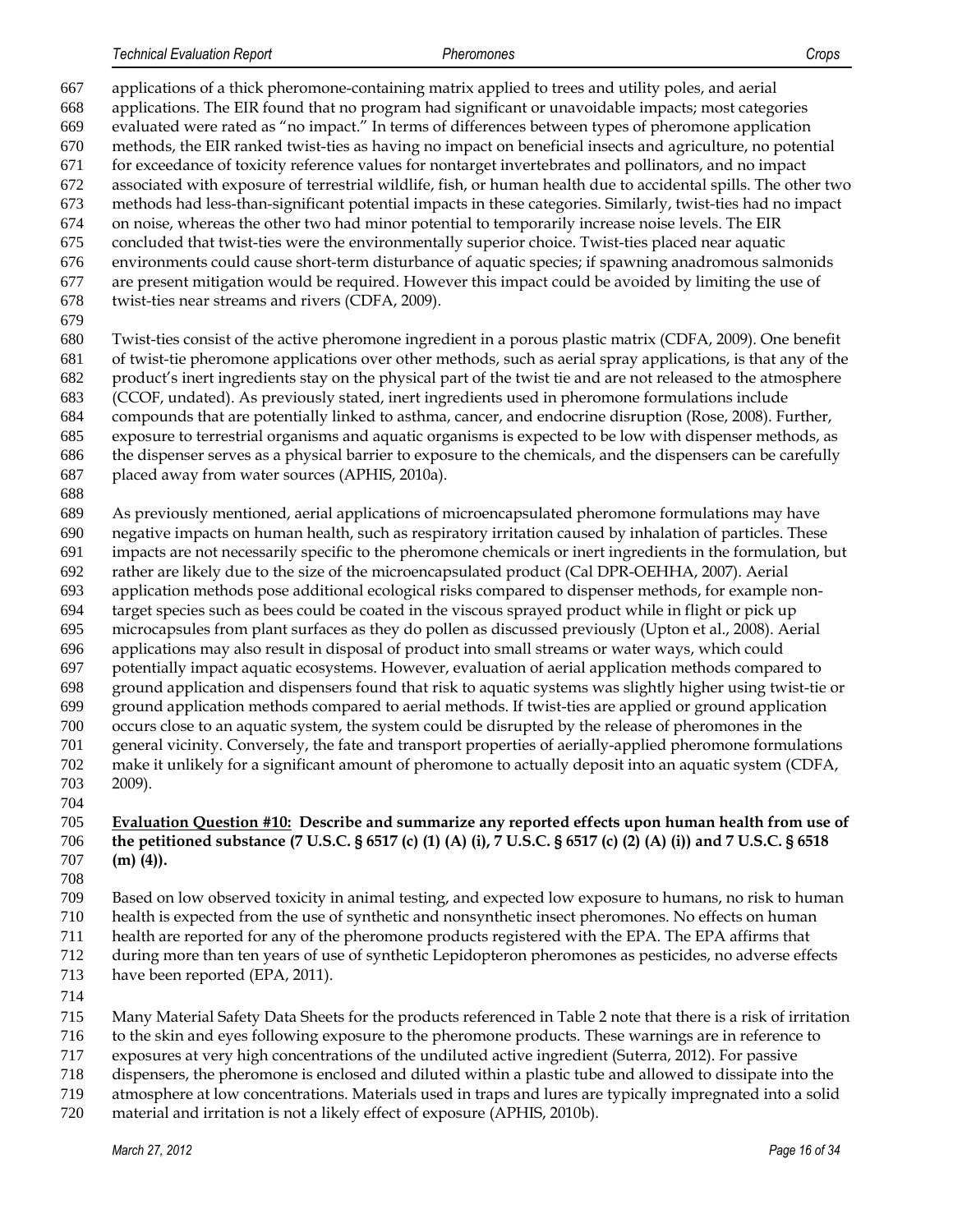applications of a thick pheromone-containing matrix applied to trees and utility poles, and aerial applications. The EIR found that no program had significant or unavoidable impacts; most categories evaluated were rated as "no impact." In terms of differences between types of pheromone application methods, the EIR ranked twist-ties as having no impact on beneficial insects and agriculture, no potential for exceedance of toxicity reference values for nontarget invertebrates and pollinators, and no impact associated with exposure of terrestrial wildlife, fish, or human health due to accidental spills. The other two methods had less-than-significant potential impacts in these categories. Similarly, twist-ties had no impact on noise, whereas the other two had minor potential to temporarily increase noise levels. The EIR concluded that twist-ties were the environmentally superior choice. Twist-ties placed near aquatic environments could cause short-term disturbance of aquatic species; if spawning anadromous salmonids are present mitigation would be required. However this impact could be avoided by limiting the use of twist-ties near streams and rivers (CDFA, 2009).

Twist-ties consist of the active pheromone ingredient in a porous plastic matrix (CDFA, 2009). One benefit of twist-tie pheromone applications over other methods, such as aerial spray applications, is that any of the product's inert ingredients stay on the physical part of the twist tie and are not released to the atmosphere (CCOF, undated). As previously stated, inert ingredients used in pheromone formulations include compounds that are potentially linked to asthma, cancer, and endocrine disruption (Rose, 2008). Further, exposure to terrestrial organisms and aquatic organisms is expected to be low with dispenser methods, as the dispenser serves as a physical barrier to exposure to the chemicals, and the dispensers can be carefully placed away from water sources (APHIS, 2010a).

As previously mentioned, aerial applications of microencapsulated pheromone formulations may have negative impacts on human health, such as respiratory irritation caused by inhalation of particles. These impacts are not necessarily specific to the pheromone chemicals or inert ingredients in the formulation, but rather are likely due to the size of the microencapsulated product (Cal DPR-OEHHA, 2007). Aerial application methods pose additional ecological risks compared to dispenser methods, for example non-target species such as bees could be coated in the viscous sprayed product while in flight or pick up microcapsules from plant surfaces as they do pollen as discussed previously (Upton et al., 2008). Aerial applications may also result in disposal of product into small streams or water ways, which could potentially impact aquatic ecosystems. However, evaluation of aerial application methods compared to ground application and dispensers found that risk to aquatic systems was slightly higher using twist-tie or ground application methods compared to aerial methods. If twist-ties are applied or ground application occurs close to an aquatic system, the system could be disrupted by the release of pheromones in the general vicinity. Conversely, the fate and transport properties of aerially-applied pheromone formulations make it unlikely for a significant amount of pheromone to actually deposit into an aquatic system (CDFA, 2009).

**<u>Evaluation Question #10:</u> Describe and summarize any reported effects upon human health from use of the petitioned substance (7 U.S.C. § 6517 (c) (1) (A) (i), 7 U.S.C. § 6517 (c) (2) (A) (i)) and 7 U.S.C. § 6518 (m) (4)).**

Based on low observed toxicity in animal testing, and expected low exposure to humans, no risk to human health is expected from the use of synthetic and nonsynthetic insect pheromones. No effects on human health are reported for any of the pheromone products registered with the EPA. The EPA affirms that during more than ten years of use of synthetic Lepidopteron pheromones as pesticides, no adverse effects have been reported (EPA, 2011).

Many Material Safety Data Sheets for the products referenced in Table 2 note that there is a risk of irritation to the skin and eyes following exposure to the pheromone products. These warnings are in reference to exposures at very high concentrations of the undiluted active ingredient (Suterra, 2012). For passive dispensers, the pheromone is enclosed and diluted within a plastic tube and allowed to dissipate into the atmosphere at low concentrations. Materials used in traps and lures are typically impregnated into a solid material and irritation is not a likely effect of exposure (APHIS, 2010b).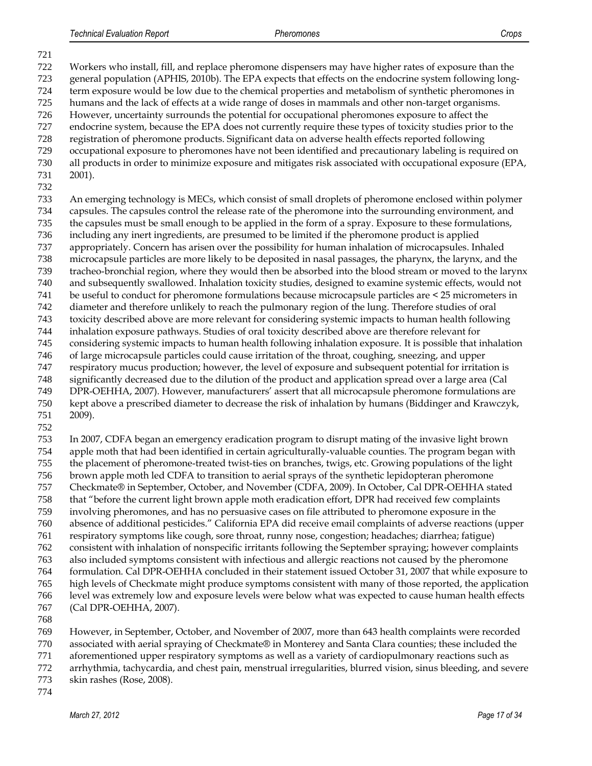Workers who install, fill, and replace pheromone dispensers may have higher rates of exposure than the general population (APHIS, 2010b). The EPA expects that effects on the endocrine system following long-term exposure would be low due to the chemical properties and metabolism of synthetic pheromones in humans and the lack of effects at a wide range of doses in mammals and other non-target organisms. However, uncertainty surrounds the potential for occupational pheromones exposure to affect the endocrine system, because the EPA does not currently require these types of toxicity studies prior to the registration of pheromone products. Significant data on adverse health effects reported following occupational exposure to pheromones have not been identified and precautionary labeling is required on all products in order to minimize exposure and mitigates risk associated with occupational exposure (EPA, 2001).

An emerging technology is MECs, which consist of small droplets of pheromone enclosed within polymer capsules. The capsules control the release rate of the pheromone into the surrounding environment, and the capsules must be small enough to be applied in the form of a spray. Exposure to these formulations, including any inert ingredients, are presumed to be limited if the pheromone product is applied appropriately. Concern has arisen over the possibility for human inhalation of microcapsules. Inhaled microcapsule particles are more likely to be deposited in nasal passages, the pharynx, the larynx, and the tracheo-bronchial region, where they would then be absorbed into the blood stream or moved to the larynx and subsequently swallowed. Inhalation toxicity studies, designed to examine systemic effects, would not be useful to conduct for pheromone formulations because microcapsule particles are < 25 micrometers in diameter and therefore unlikely to reach the pulmonary region of the lung. Therefore studies of oral toxicity described above are more relevant for considering systemic impacts to human health following inhalation exposure pathways. Studies of oral toxicity described above are therefore relevant for considering systemic impacts to human health following inhalation exposure. It is possible that inhalation of large microcapsule particles could cause irritation of the throat, coughing, sneezing, and upper respiratory mucus production; however, the level of exposure and subsequent potential for irritation is significantly decreased due to the dilution of the product and application spread over a large area (Cal DPR-OEHHA, 2007). However, manufacturers' assert that all microcapsule pheromone formulations are kept above a prescribed diameter to decrease the risk of inhalation by humans (Biddinger and Krawczyk, 2009).

In 2007, CDFA began an emergency eradication program to disrupt mating of the invasive light brown apple moth that had been identified in certain agriculturally-valuable counties. The program began with the placement of pheromone-treated twist-ties on branches, twigs, etc. Growing populations of the light brown apple moth led CDFA to transition to aerial sprays of the synthetic lepidopteran pheromone Checkmate® in September, October, and November (CDFA, 2009). In October, Cal DPR-OEHHA stated that "before the current light brown apple moth eradication effort, DPR had received few complaints involving pheromones, and has no persuasive cases on file attributed to pheromone exposure in the absence of additional pesticides." California EPA did receive email complaints of adverse reactions (upper respiratory symptoms like cough, sore throat, runny nose, congestion; headaches; diarrhea; fatigue) consistent with inhalation of nonspecific irritants following the September spraying; however complaints also included symptoms consistent with infectious and allergic reactions not caused by the pheromone formulation. Cal DPR-OEHHA concluded in their statement issued October 31, 2007 that while exposure to high levels of Checkmate might produce symptoms consistent with many of those reported, the application level was extremely low and exposure levels were below what was expected to cause human health effects (Cal DPR-OEHHA, 2007).

However, in September, October, and November of 2007, more than 643 health complaints were recorded associated with aerial spraying of Checkmate® in Monterey and Santa Clara counties; these included the aforementioned upper respiratory symptoms as well as a variety of cardiopulmonary reactions such as arrhythmia, tachycardia, and chest pain, menstrual irregularities, blurred vision, sinus bleeding, and severe skin rashes (Rose, 2008).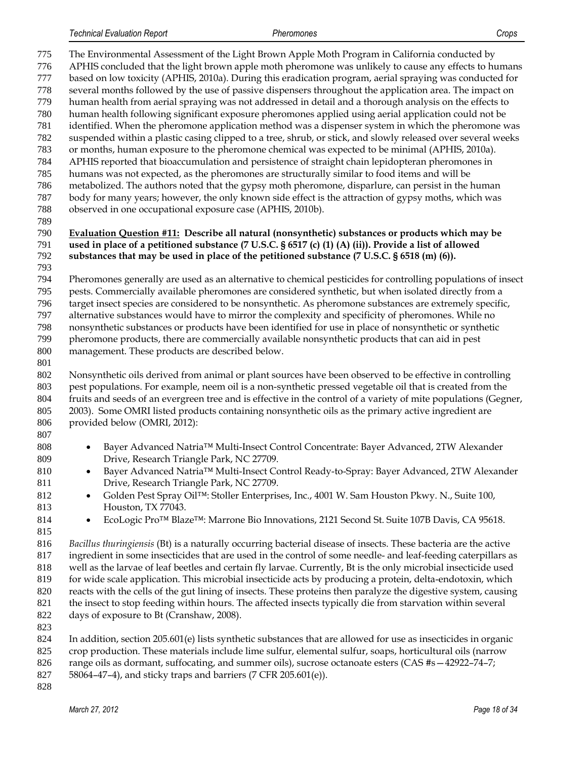The Environmental Assessment of the Light Brown Apple Moth Program in California conducted by APHIS concluded that the light brown apple moth pheromone was unlikely to cause any effects to humans based on low toxicity (APHIS, 2010a). During this eradication program, aerial spraying was conducted for several months followed by the use of passive dispensers throughout the application area. The impact on human health from aerial spraying was not addressed in detail and a thorough analysis on the effects to human health following significant exposure pheromones applied using aerial application could not be identified. When the pheromone application method was a dispenser system in which the pheromone was suspended within a plastic casing clipped to a tree, shrub, or stick, and slowly released over several weeks or months, human exposure to the pheromone chemical was expected to be minimal (APHIS, 2010a). APHIS reported that bioaccumulation and persistence of straight chain lepidopteran pheromones in humans was not expected, as the pheromones are structurally similar to food items and will be metabolized. The authors noted that the gypsy moth pheromone, disparlure, can persist in the human body for many years; however, the only known side effect is the attraction of gypsy moths, which was observed in one occupational exposure case (APHIS, 2010b).

**Evaluation Question #11: Describe all natural (nonsynthetic) substances or products which may be used in place of a petitioned substance (7 U.S.C. § 6517 (c) (1) (A) (ii)). Provide a list of allowed substances that may be used in place of the petitioned substance (7 U.S.C. § 6518 (m) (6)).**

Pheromones generally are used as an alternative to chemical pesticides for controlling populations of insect pests. Commercially available pheromones are considered synthetic, but when isolated directly from a target insect species are considered to be nonsynthetic. As pheromone substances are extremely specific, alternative substances would have to mirror the complexity and specificity of pheromones. While no nonsynthetic substances or products have been identified for use in place of nonsynthetic or synthetic pheromone products, there are commercially available nonsynthetic products that can aid in pest management. These products are described below.

Nonsynthetic oils derived from animal or plant sources have been observed to be effective in controlling pest populations. For example, neem oil is a non-synthetic pressed vegetable oil that is created from the fruits and seeds of an evergreen tree and is effective in the control of a variety of mite populations (Gegner, 2003). Some OMRI listed products containing nonsynthetic oils as the primary active ingredient are provided below (OMRI, 2012):

- Bayer Advanced Natria™ Multi-Insect Control Concentrate: Bayer Advanced, 2TW Alexander Drive, Research Triangle Park, NC 27709.
- Bayer Advanced Natria™ Multi-Insect Control Ready-to-Spray: Bayer Advanced, 2TW Alexander Drive, Research Triangle Park, NC 27709.
- Golden Pest Spray Oil™: Stoller Enterprises, Inc., 4001 W. Sam Houston Pkwy. N., Suite 100, Houston, TX 77043.
- EcoLogic Pro™ Blaze™: Marrone Bio Innovations, 2121 Second St. Suite 107B Davis, CA 95618.

*Bacillus thuringiensis* (Bt) is a naturally occurring bacterial disease of insects. These bacteria are the active ingredient in some insecticides that are used in the control of some needle- and leaf-feeding caterpillars as well as the larvae of leaf beetles and certain fly larvae. Currently, Bt is the only microbial insecticide used for wide scale application. This microbial insecticide acts by producing a protein, delta-endotoxin, which reacts with the cells of the gut lining of insects. These proteins then paralyze the digestive system, causing the insect to stop feeding within hours. The affected insects typically die from starvation within several days of exposure to Bt (Cranshaw, 2008).

In addition, section 205.601(e) lists synthetic substances that are allowed for use as insecticides in organic crop production. These materials include lime sulfur, elemental sulfur, soaps, horticultural oils (narrow range oils as dormant, suffocating, and summer oils), sucrose octanoate esters (CAS #s—42922–74–7; 58064–47–4), and sticky traps and barriers (7 CFR 205.601(e)).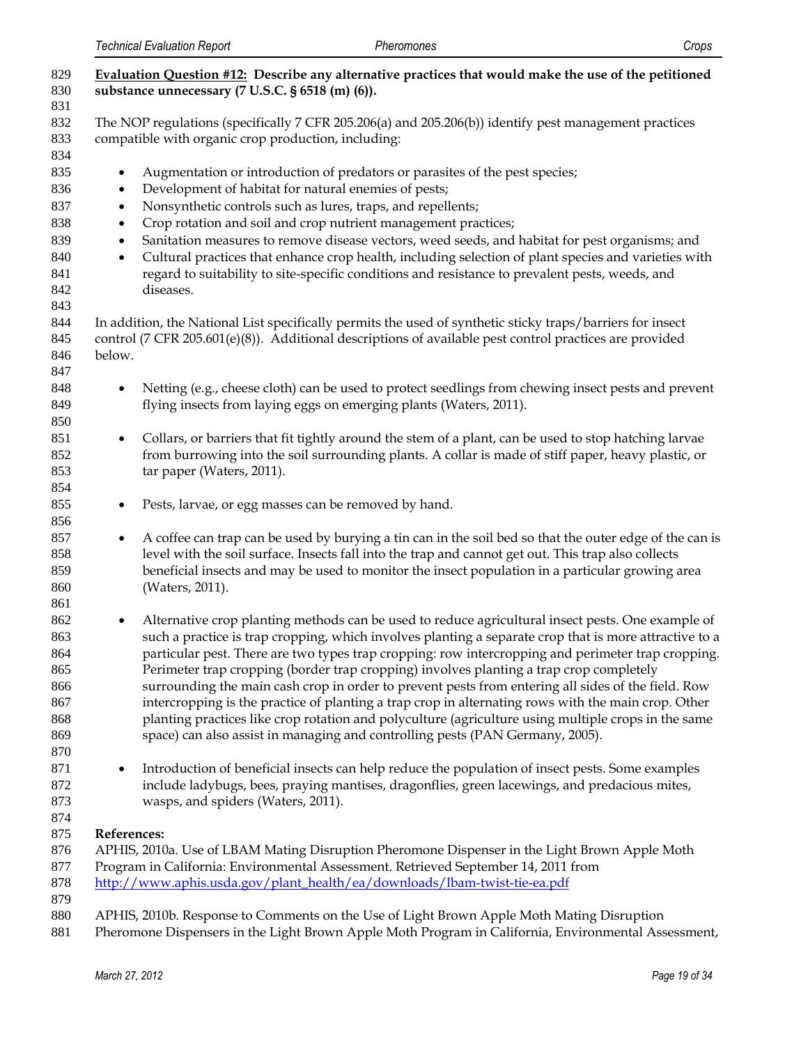**<u>Evaluation Question #12:</u> Describe any alternative practices that would make the use of the petitioned substance unnecessary (7 U.S.C. § 6518 (m) (6)).**

The NOP regulations (specifically 7 CFR 205.206(a) and 205.206(b)) identify pest management practices compatible with organic crop production, including:

- Augmentation or introduction of predators or parasites of the pest species;
- Development of habitat for natural enemies of pests;
- Nonsynthetic controls such as lures, traps, and repellents;
- Crop rotation and soil and crop nutrient management practices;
- Sanitation measures to remove disease vectors, weed seeds, and habitat for pest organisms; and
- Cultural practices that enhance crop health, including selection of plant species and varieties with regard to suitability to site-specific conditions and resistance to prevalent pests, weeds, and diseases.

In addition, the National List specifically permits the used of synthetic sticky traps/barriers for insect control (7 CFR 205.601(e)(8)). Additional descriptions of available pest control practices are provided below.

- Netting (e.g., cheese cloth) can be used to protect seedlings from chewing insect pests and prevent flying insects from laying eggs on emerging plants (Waters, 2011).

- Collars, or barriers that fit tightly around the stem of a plant, can be used to stop hatching larvae from burrowing into the soil surrounding plants. A collar is made of stiff paper, heavy plastic, or tar paper (Waters, 2011).

- Pests, larvae, or egg masses can be removed by hand.

- A coffee can trap can be used by burying a tin can in the soil bed so that the outer edge of the can is level with the soil surface. Insects fall into the trap and cannot get out. This trap also collects beneficial insects and may be used to monitor the insect population in a particular growing area (Waters, 2011).

- Alternative crop planting methods can be used to reduce agricultural insect pests. One example of such a practice is trap cropping, which involves planting a separate crop that is more attractive to a particular pest. There are two types trap cropping: row intercropping and perimeter trap cropping. Perimeter trap cropping (border trap cropping) involves planting a trap crop completely surrounding the main cash crop in order to prevent pests from entering all sides of the field. Row intercropping is the practice of planting a trap crop in alternating rows with the main crop. Other planting practices like crop rotation and polyculture (agriculture using multiple crops in the same space) can also assist in managing and controlling pests (PAN Germany, 2005).

- Introduction of beneficial insects can help reduce the population of insect pests. Some examples include ladybugs, bees, praying mantises, dragonflies, green lacewings, and predacious mites, wasps, and spiders (Waters, 2011).

**References:**

APHIS, 2010a. Use of LBAM Mating Disruption Pheromone Dispenser in the Light Brown Apple Moth Program in California: Environmental Assessment. Retrieved September 14, 2011 from http://www.aphis.usda.gov/plant_health/ea/downloads/lbam-twist-tie-ea.pdf

APHIS, 2010b. Response to Comments on the Use of Light Brown Apple Moth Mating Disruption Pheromone Dispensers in the Light Brown Apple Moth Program in California, Environmental Assessment,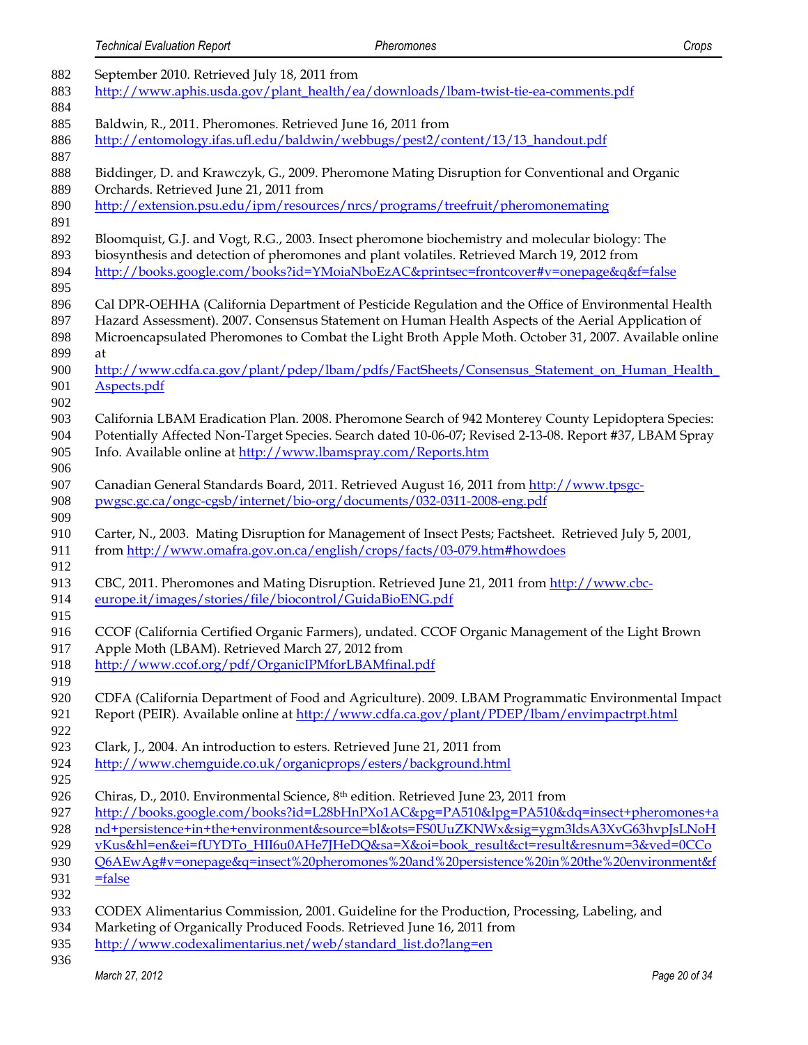September 2010. Retrieved July 18, 2011 from http://www.aphis.usda.gov/plant_health/ea/downloads/lbam-twist-tie-ea-comments.pdf

Baldwin, R., 2011. Pheromones. Retrieved June 16, 2011 from http://entomology.ifas.ufl.edu/baldwin/webbugs/pest2/content/13/13_handout.pdf

Biddinger, D. and Krawczyk, G., 2009. Pheromone Mating Disruption for Conventional and Organic Orchards. Retrieved June 21, 2011 from http://extension.psu.edu/ipm/resources/nrcs/programs/treefruit/pheromonemating

Bloomquist, G.J. and Vogt, R.G., 2003. Insect pheromone biochemistry and molecular biology: The biosynthesis and detection of pheromones and plant volatiles. Retrieved March 19, 2012 from http://books.google.com/books?id=YMoiaNboEzAC&printsec=frontcover#v=onepage&q&f=false

Cal DPR-OEHHA (California Department of Pesticide Regulation and the Office of Environmental Health Hazard Assessment). 2007. Consensus Statement on Human Health Aspects of the Aerial Application of Microencapsulated Pheromones to Combat the Light Broth Apple Moth. October 31, 2007. Available online at http://www.cdfa.ca.gov/plant/pdep/lbam/pdfs/FactSheets/Consensus_Statement_on_Human_Health_Aspects.pdf

California LBAM Eradication Plan. 2008. Pheromone Search of 942 Monterey County Lepidoptera Species: Potentially Affected Non-Target Species. Search dated 10-06-07; Revised 2-13-08. Report #37, LBAM Spray Info. Available online at http://www.lbamspray.com/Reports.htm

Canadian General Standards Board, 2011. Retrieved August 16, 2011 from http://www.tpsgc-pwgsc.gc.ca/ongc-cgsb/internet/bio-org/documents/032-0311-2008-eng.pdf

Carter, N., 2003. Mating Disruption for Management of Insect Pests; Factsheet. Retrieved July 5, 2001, from http://www.omafra.gov.on.ca/english/crops/facts/03-079.htm#howdoes

CBC, 2011. Pheromones and Mating Disruption. Retrieved June 21, 2011 from http://www.cbc-europe.it/images/stories/file/biocontrol/GuidaBioENG.pdf

CCOF (California Certified Organic Farmers), undated. CCOF Organic Management of the Light Brown Apple Moth (LBAM). Retrieved March 27, 2012 from http://www.ccof.org/pdf/OrganicIPMforLBAMfinal.pdf

CDFA (California Department of Food and Agriculture). 2009. LBAM Programmatic Environmental Impact Report (PEIR). Available online at http://www.cdfa.ca.gov/plant/PDEP/lbam/envimpactrpt.html

Clark, J., 2004. An introduction to esters. Retrieved June 21, 2011 from http://www.chemguide.co.uk/organicprops/esters/background.html

Chiras, D., 2010. Environmental Science, 8th edition. Retrieved June 23, 2011 from http://books.google.com/books?id=L28bHnPXo1AC&pg=PA510&lpg=PA510&dq=insect+pheromones+and+persistence+in+the+environment&source=bl&ots=FS0UuZKNWx&sig=ygm3ldsA3XvG63hvpJsLNoHvKus&hl=en&ei=fUYDTo_HII6u0AHe7JHeDQ&sa=X&oi=book_result&ct=result&resnum=3&ved=0CCoQ6AEwAg#v=onepage&q=insect%20pheromones%20and%20persistence%20in%20the%20environment&f=false

CODEX Alimentarius Commission, 2001. Guideline for the Production, Processing, Labeling, and Marketing of Organically Produced Foods. Retrieved June 16, 2011 from http://www.codexalimentarius.net/web/standard_list.do?lang=en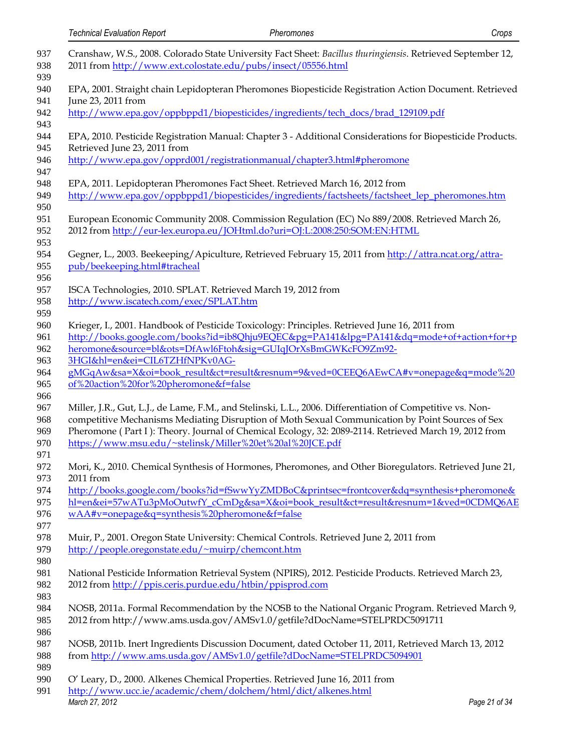Cranshaw, W.S., 2008. Colorado State University Fact Sheet: *Bacillus thuringiensis*. Retrieved September 12, 2011 from http://www.ext.colostate.edu/pubs/insect/05556.html

EPA, 2001. Straight chain Lepidopteran Pheromones Biopesticide Registration Action Document. Retrieved June 23, 2011 from http://www.epa.gov/oppbppd1/biopesticides/ingredients/tech_docs/brad_129109.pdf

EPA, 2010. Pesticide Registration Manual: Chapter 3 - Additional Considerations for Biopesticide Products. Retrieved June 23, 2011 from http://www.epa.gov/opprd001/registrationmanual/chapter3.html#pheromone

EPA, 2011. Lepidopteran Pheromones Fact Sheet. Retrieved March 16, 2012 from http://www.epa.gov/oppbppd1/biopesticides/ingredients/factsheets/factsheet_lep_pheromones.htm

European Economic Community 2008. Commission Regulation (EC) No 889/2008. Retrieved March 26, 2012 from http://eur-lex.europa.eu/JOHtml.do?uri=OJ:L:2008:250:SOM:EN:HTML

Gegner, L., 2003. Beekeeping/Apiculture, Retrieved February 15, 2011 from http://attra.ncat.org/attra-pub/beekeeping.html#tracheal

ISCA Technologies, 2010. SPLAT. Retrieved March 19, 2012 from http://www.iscatech.com/exec/SPLAT.htm

Krieger, I., 2001. Handbook of Pesticide Toxicology: Principles. Retrieved June 16, 2011 from http://books.google.com/books?id=ib8Qhju9EQEC&pg=PA141&lpg=PA141&dq=mode+of+action+for+pheromone&source=bl&ots=DfAwl6Ftoh&sig=GUIqJOrXsBmGWKcFO9Zm92-3HGI&hl=en&ei=CIL6TZHfNPKv0AG-gMGqAw&sa=X&oi=book_result&ct=result&resnum=9&ved=0CEEQ6AEwCA#v=onepage&q=mode%20of%20action%20for%20pheromone&f=false

Miller, J.R., Gut, L.J., de Lame, F.M., and Stelinski, L.L., 2006. Differentiation of Competitive vs. Non-competitive Mechanisms Mediating Disruption of Moth Sexual Communication by Point Sources of Sex Pheromone ( Part I ): Theory. Journal of Chemical Ecology, 32: 2089-2114. Retrieved March 19, 2012 from https://www.msu.edu/~stelinsk/Miller%20et%20al%20JCE.pdf

Mori, K., 2010. Chemical Synthesis of Hormones, Pheromones, and Other Bioregulators. Retrieved June 21, 2011 from http://books.google.com/books?id=fSwwYyZMDBoC&printsec=frontcover&dq=synthesis+pheromone&hl=en&ei=57wATu3pMoOutwfY_cCmDg&sa=X&oi=book_result&ct=result&resnum=1&ved=0CDMQ6AEwAA#v=onepage&q=synthesis%20pheromone&f=false

Muir, P., 2001. Oregon State University: Chemical Controls. Retrieved June 2, 2011 from http://people.oregonstate.edu/~muirp/chemcont.htm

National Pesticide Information Retrieval System (NPIRS), 2012. Pesticide Products. Retrieved March 23, 2012 from http://ppis.ceris.purdue.edu/htbin/ppisprod.com

NOSB, 2011a. Formal Recommendation by the NOSB to the National Organic Program. Retrieved March 9, 2012 from http://www.ams.usda.gov/AMSv1.0/getfile?dDocName=STELPRDC5091711

NOSB, 2011b. Inert Ingredients Discussion Document, dated October 11, 2011, Retrieved March 13, 2012 from http://www.ams.usda.gov/AMSv1.0/getfile?dDocName=STELPRDC5094901

O' Leary, D., 2000. Alkenes Chemical Properties. Retrieved June 16, 2011 from http://www.ucc.ie/academic/chem/dolchem/html/dict/alkenes.html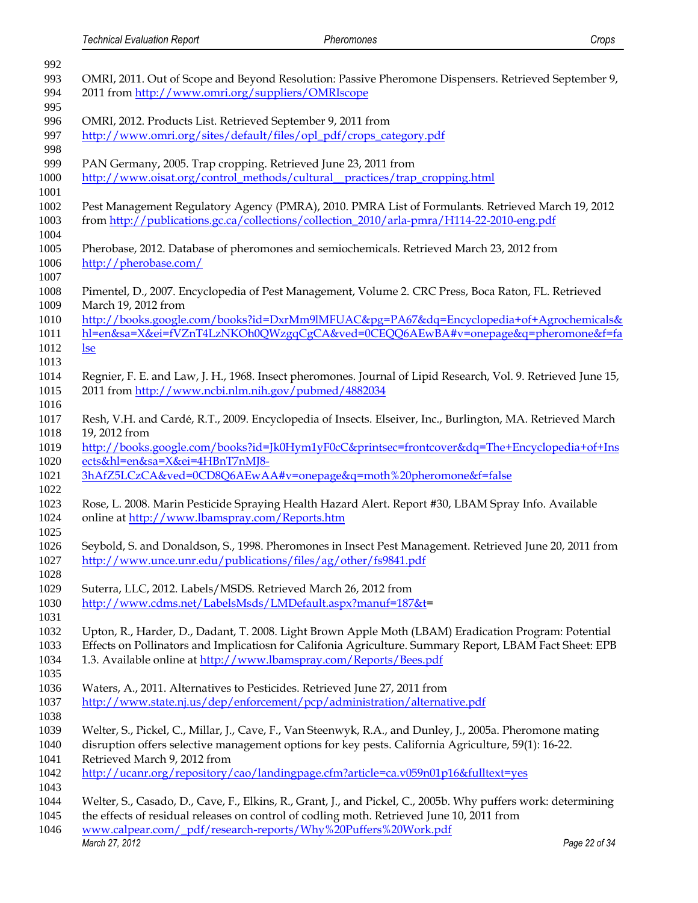OMRI, 2011. Out of Scope and Beyond Resolution: Passive Pheromone Dispensers. Retrieved September 9, 2011 from http://www.omri.org/suppliers/OMRIscope

OMRI, 2012. Products List. Retrieved September 9, 2011 from http://www.omri.org/sites/default/files/opl_pdf/crops_category.pdf

PAN Germany, 2005. Trap cropping. Retrieved June 23, 2011 from http://www.oisat.org/control_methods/cultural__practices/trap_cropping.html

Pest Management Regulatory Agency (PMRA), 2010. PMRA List of Formulants. Retrieved March 19, 2012 from http://publications.gc.ca/collections/collection_2010/arla-pmra/H114-22-2010-eng.pdf

Pherobase, 2012. Database of pheromones and semiochemicals. Retrieved March 23, 2012 from http://pherobase.com/

Pimentel, D., 2007. Encyclopedia of Pest Management, Volume 2. CRC Press, Boca Raton, FL. Retrieved March 19, 2012 from http://books.google.com/books?id=DxrMm9lMFUAC&pg=PA67&dq=Encyclopedia+of+Agrochemicals&hl=en&sa=X&ei=fVZnT4LzNKOh0QWzgqCgCA&ved=0CEQQ6AEwBA#v=onepage&q=pheromone&f=false

Regnier, F. E. and Law, J. H., 1968. Insect pheromones. Journal of Lipid Research, Vol. 9. Retrieved June 15, 2011 from http://www.ncbi.nlm.nih.gov/pubmed/4882034

Resh, V.H. and Cardé, R.T., 2009. Encyclopedia of Insects. Elseiver, Inc., Burlington, MA. Retrieved March 19, 2012 from http://books.google.com/books?id=Jk0Hym1yF0cC&printsec=frontcover&dq=The+Encyclopedia+of+Insects&hl=en&sa=X&ei=4HBnT7nMJ8-3hAfZ5LCzCA&ved=0CD8Q6AEwAA#v=onepage&q=moth%20pheromone&f=false

Rose, L. 2008. Marin Pesticide Spraying Health Hazard Alert. Report #30, LBAM Spray Info. Available online at http://www.lbamspray.com/Reports.htm

Seybold, S. and Donaldson, S., 1998. Pheromones in Insect Pest Management. Retrieved June 20, 2011 from http://www.unce.unr.edu/publications/files/ag/other/fs9841.pdf

Suterra, LLC, 2012. Labels/MSDS. Retrieved March 26, 2012 from http://www.cdms.net/LabelsMsds/LMDefault.aspx?manuf=187&t=

Upton, R., Harder, D., Dadant, T. 2008. Light Brown Apple Moth (LBAM) Eradication Program: Potential Effects on Pollinators and Implicatiosn for Califonia Agriculture. Summary Report, LBAM Fact Sheet: EPB 1.3. Available online at http://www.lbamspray.com/Reports/Bees.pdf

Waters, A., 2011. Alternatives to Pesticides. Retrieved June 27, 2011 from http://www.state.nj.us/dep/enforcement/pcp/administration/alternative.pdf

Welter, S., Pickel, C., Millar, J., Cave, F., Van Steenwyk, R.A., and Dunley, J., 2005a. Pheromone mating disruption offers selective management options for key pests. California Agriculture, 59(1): 16-22. Retrieved March 9, 2012 from http://ucanr.org/repository/cao/landingpage.cfm?article=ca.v059n01p16&fulltext=yes

Welter, S., Casado, D., Cave, F., Elkins, R., Grant, J., and Pickel, C., 2005b. Why puffers work: determining the effects of residual releases on control of codling moth. Retrieved June 10, 2011 from www.calpear.com/_pdf/research-reports/Why%20Puffers%20Work.pdf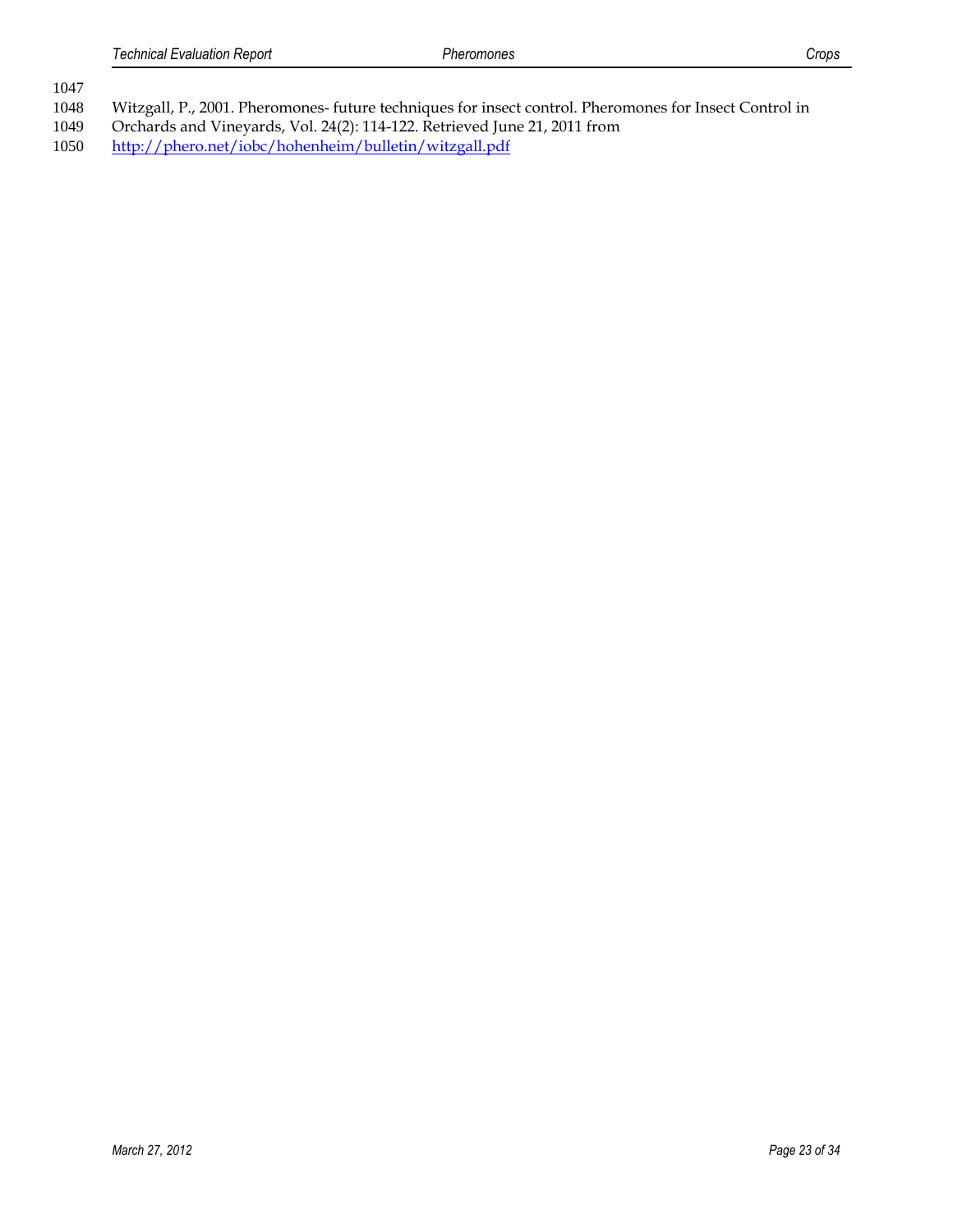Witzgall, P., 2001. Pheromones- future techniques for insect control. Pheromones for Insect Control in Orchards and Vineyards, Vol. 24(2): 114-122. Retrieved June 21, 2011 from http://phero.net/iobc/hohenheim/bulletin/witzgall.pdf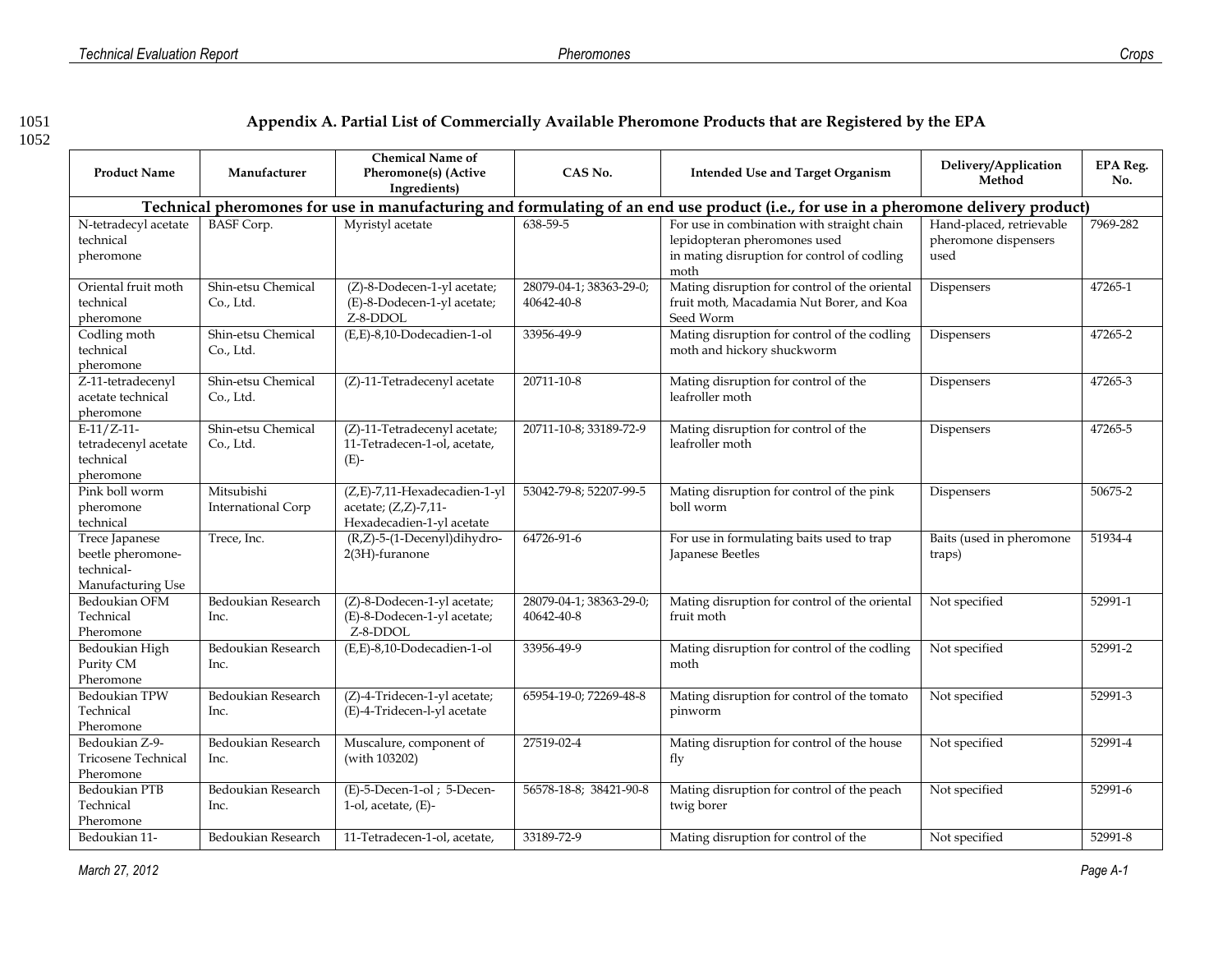# Appendix A. Partial List of Commercially Available Pheromone Products that are Registered by the EPA

| Product Name | Manufacturer | Chemical Name of Pheromone(s) (Active Ingredients) | CAS No. | Intended Use and Target Organism | Delivery/Application Method | EPA Reg. No. |
|---|---|---|---|---|---|---|
| **Technical pheromones for use in manufacturing and formulating of an end use product (i.e., for use in a pheromone delivery product)** | | | | | | |
| N-tetradecyl acetate technical pheromone | BASF Corp. | Myristyl acetate | 638-59-5 | For use in combination with straight chain lepidopteran pheromones used in mating disruption for control of codling moth | Hand-placed, retrievable pheromone dispensers used | 7969-282 |
| Oriental fruit moth technical pheromone | Shin-etsu Chemical Co., Ltd. | (Z)-8-Dodecen-1-yl acetate; (E)-8-Dodecen-1-yl acetate; Z-8-DDOL | 28079-04-1; 38363-29-0; 40642-40-8 | Mating disruption for control of the oriental fruit moth, Macadamia Nut Borer, and Koa Seed Worm | Dispensers | 47265-1 |
| Codling moth technical pheromone | Shin-etsu Chemical Co., Ltd. | (E,E)-8,10-Dodecadien-1-ol | 33956-49-9 | Mating disruption for control of the codling moth and hickory shuckworm | Dispensers | 47265-2 |
| Z-11-tetradecenyl acetate technical pheromone | Shin-etsu Chemical Co., Ltd. | (Z)-11-Tetradecenyl acetate | 20711-10-8 | Mating disruption for control of the leafroller moth | Dispensers | 47265-3 |
| E-11/Z-11-tetradecenyl acetate technical pheromone | Shin-etsu Chemical Co., Ltd. | (Z)-11-Tetradecenyl acetate; 11-Tetradecen-1-ol, acetate, (E)- | 20711-10-8; 33189-72-9 | Mating disruption for control of the leafroller moth | Dispensers | 47265-5 |
| Pink boll worm pheromone technical | Mitsubishi International Corp | (Z,E)-7,11-Hexadecadien-1-yl acetate; (Z,Z)-7,11-Hexadecadien-1-yl acetate | 53042-79-8; 52207-99-5 | Mating disruption for control of the pink boll worm | Dispensers | 50675-2 |
| Trece Japanese beetle pheromone-technical-Manufacturing Use | Trece, Inc. | (R,Z)-5-(1-Decenyl)dihydro-2(3H)-furanone | 64726-91-6 | For use in formulating baits used to trap Japanese Beetles | Baits (used in pheromone traps) | 51934-4 |
| Bedoukian OFM Technical Pheromone | Bedoukian Research Inc. | (Z)-8-Dodecen-1-yl acetate; (E)-8-Dodecen-1-yl acetate; Z-8-DDOL | 28079-04-1; 38363-29-0; 40642-40-8 | Mating disruption for control of the oriental fruit moth | Not specified | 52991-1 |
| Bedoukian High Purity CM Pheromone | Bedoukian Research Inc. | (E,E)-8,10-Dodecadien-1-ol | 33956-49-9 | Mating disruption for control of the codling moth | Not specified | 52991-2 |
| Bedoukian TPW Technical Pheromone | Bedoukian Research Inc. | (Z)-4-Tridecen-1-yl acetate; (E)-4-Tridecen-l-yl acetate | 65954-19-0; 72269-48-8 | Mating disruption for control of the tomato pinworm | Not specified | 52991-3 |
| Bedoukian Z-9-Tricosene Technical Pheromone | Bedoukian Research Inc. | Muscalure, component of (with 103202) | 27519-02-4 | Mating disruption for control of the house fly | Not specified | 52991-4 |
| Bedoukian PTB Technical Pheromone | Bedoukian Research Inc. | (E)-5-Decen-1-ol ; 5-Decen-1-ol, acetate, (E)- | 56578-18-8; 38421-90-8 | Mating disruption for control of the peach twig borer | Not specified | 52991-6 |
| Bedoukian 11- | Bedoukian Research | 11-Tetradecen-1-ol, acetate, | 33189-72-9 | Mating disruption for control of the | Not specified | 52991-8 |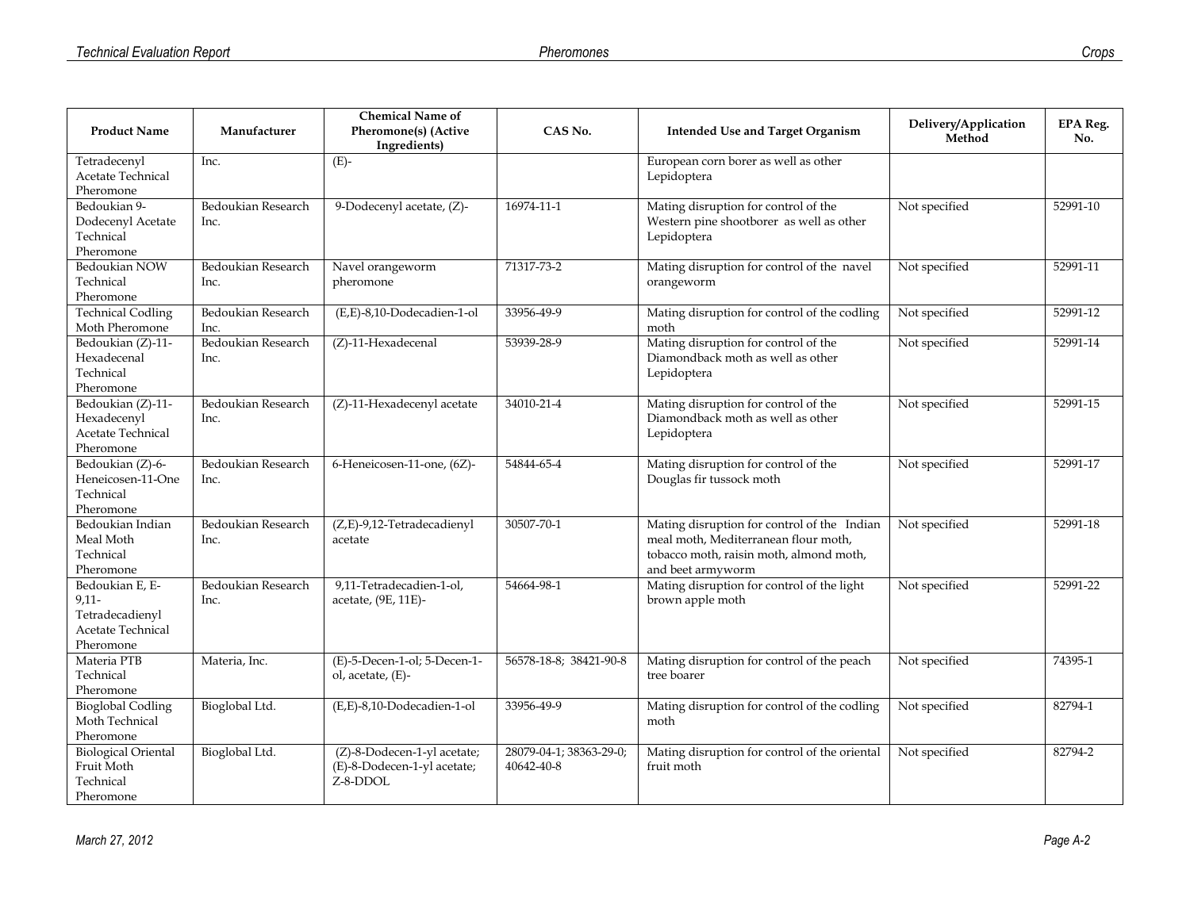| Product Name | Manufacturer | Chemical Name of Pheromone(s) (Active Ingredients) | CAS No. | Intended Use and Target Organism | Delivery/Application Method | EPA Reg. No. |
|---|---|---|---|---|---|---|
| Tetradecenyl Acetate Technical Pheromone | Inc. | (E)- | | European corn borer as well as other Lepidoptera | | |
| Bedoukian 9-Dodecenyl Acetate Technical Pheromone | Bedoukian Research Inc. | 9-Dodecenyl acetate, (Z)- | 16974-11-1 | Mating disruption for control of the Western pine shootborer as well as other Lepidoptera | Not specified | 52991-10 |
| Bedoukian NOW Technical Pheromone | Bedoukian Research Inc. | Navel orangeworm pheromone | 71317-73-2 | Mating disruption for control of the navel orangeworm | Not specified | 52991-11 |
| Technical Codling Moth Pheromone | Bedoukian Research Inc. | (E,E)-8,10-Dodecadien-1-ol | 33956-49-9 | Mating disruption for control of the codling moth | Not specified | 52991-12 |
| Bedoukian (Z)-11-Hexadecenal Technical Pheromone | Bedoukian Research Inc. | (Z)-11-Hexadecenal | 53939-28-9 | Mating disruption for control of the Diamondback moth as well as other Lepidoptera | Not specified | 52991-14 |
| Bedoukian (Z)-11-Hexadecenyl Acetate Technical Pheromone | Bedoukian Research Inc. | (Z)-11-Hexadecenyl acetate | 34010-21-4 | Mating disruption for control of the Diamondback moth as well as other Lepidoptera | Not specified | 52991-15 |
| Bedoukian (Z)-6-Heneicosen-11-One Technical Pheromone | Bedoukian Research Inc. | 6-Heneicosen-11-one, (6Z)- | 54844-65-4 | Mating disruption for control of the Douglas fir tussock moth | Not specified | 52991-17 |
| Bedoukian Indian Meal Moth Technical Pheromone | Bedoukian Research Inc. | (Z,E)-9,12-Tetradecadienyl acetate | 30507-70-1 | Mating disruption for control of the Indian meal moth, Mediterranean flour moth, tobacco moth, raisin moth, almond moth, and beet armyworm | Not specified | 52991-18 |
| Bedoukian E, E-9,11-Tetradecadienyl Acetate Technical Pheromone | Bedoukian Research Inc. | 9,11-Tetradecadien-1-ol, acetate, (9E, 11E)- | 54664-98-1 | Mating disruption for control of the light brown apple moth | Not specified | 52991-22 |
| Materia PTB Technical Pheromone | Materia, Inc. | (E)-5-Decen-1-ol; 5-Decen-1-ol, acetate, (E)- | 56578-18-8; 38421-90-8 | Mating disruption for control of the peach tree boarer | Not specified | 74395-1 |
| Bioglobal Codling Moth Technical Pheromone | Bioglobal Ltd. | (E,E)-8,10-Dodecadien-1-ol | 33956-49-9 | Mating disruption for control of the codling moth | Not specified | 82794-1 |
| Biological Oriental Fruit Moth Technical Pheromone | Bioglobal Ltd. | (Z)-8-Dodecen-1-yl acetate; (E)-8-Dodecen-1-yl acetate; Z-8-DDOL | 28079-04-1; 38363-29-0; 40642-40-8 | Mating disruption for control of the oriental fruit moth | Not specified | 82794-2 |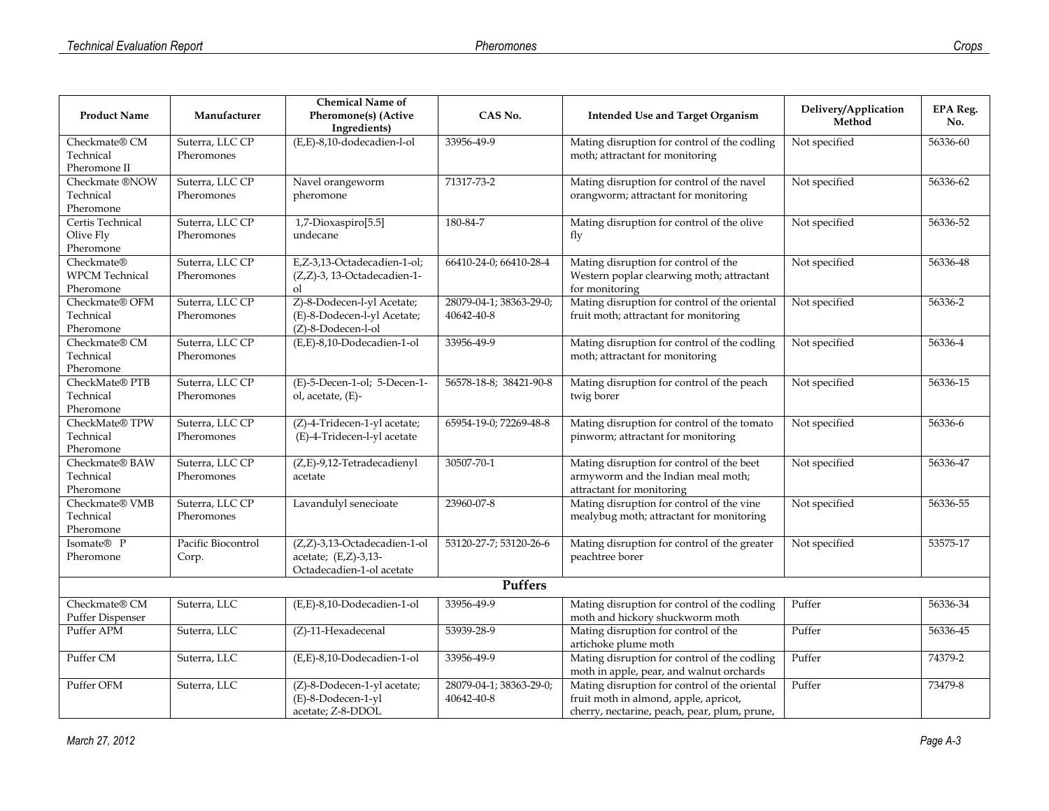| Product Name | Manufacturer | Chemical Name of Pheromone(s) (Active Ingredients) | CAS No. | Intended Use and Target Organism | Delivery/Application Method | EPA Reg. No. |
|---|---|---|---|---|---|---|
| Checkmate® CM Technical Pheromone II | Suterra, LLC CP Pheromones | (E,E)-8,10-dodecadien-l-ol | 33956-49-9 | Mating disruption for control of the codling moth; attractant for monitoring | Not specified | 56336-60 |
| Checkmate ®NOW Technical Pheromone | Suterra, LLC CP Pheromones | Navel orangeworm pheromone | 71317-73-2 | Mating disruption for control of the navel orangworm; attractant for monitoring | Not specified | 56336-62 |
| Certis Technical Olive Fly Pheromone | Suterra, LLC CP Pheromones | 1,7-Dioxaspiro[5.5] undecane | 180-84-7 | Mating disruption for control of the olive fly | Not specified | 56336-52 |
| Checkmate® WPCM Technical Pheromone | Suterra, LLC CP Pheromones | E,Z-3,13-Octadecadien-1-ol; (Z,Z)-3, 13-Octadecadien-1-ol | 66410-24-0; 66410-28-4 | Mating disruption for control of the Western poplar clearwing moth; attractant for monitoring | Not specified | 56336-48 |
| Checkmate® OFM Technical Pheromone | Suterra, LLC CP Pheromones | Z)-8-Dodecen-l-yl Acetate; (E)-8-Dodecen-l-yl Acetate; (Z)-8-Dodecen-l-ol | 28079-04-1; 38363-29-0; 40642-40-8 | Mating disruption for control of the oriental fruit moth; attractant for monitoring | Not specified | 56336-2 |
| Checkmate® CM Technical Pheromone | Suterra, LLC CP Pheromones | (E,E)-8,10-Dodecadien-1-ol | 33956-49-9 | Mating disruption for control of the codling moth; attractant for monitoring | Not specified | 56336-4 |
| CheckMate® PTB Technical Pheromone | Suterra, LLC CP Pheromones | (E)-5-Decen-1-ol; 5-Decen-1-ol, acetate, (E)- | 56578-18-8; 38421-90-8 | Mating disruption for control of the peach twig borer | Not specified | 56336-15 |
| CheckMate® TPW Technical Pheromone | Suterra, LLC CP Pheromones | (Z)-4-Tridecen-1-yl acetate; (E)-4-Tridecen-l-yl acetate | 65954-19-0; 72269-48-8 | Mating disruption for control of the tomato pinworm; attractant for monitoring | Not specified | 56336-6 |
| Checkmate® BAW Technical Pheromone | Suterra, LLC CP Pheromones | (Z,E)-9,12-Tetradecadienyl acetate | 30507-70-1 | Mating disruption for control of the beet armyworm and the Indian meal moth; attractant for monitoring | Not specified | 56336-47 |
| Checkmate® VMB Technical Pheromone | Suterra, LLC CP Pheromones | Lavandulyl senecioate | 23960-07-8 | Mating disruption for control of the vine mealybug moth; attractant for monitoring | Not specified | 56336-55 |
| Isomate® P Pheromone | Pacific Biocontrol Corp. | (Z,Z)-3,13-Octadecadien-1-ol acetate; (E,Z)-3,13-Octadecadien-1-ol acetate | 53120-27-7; 53120-26-6 | Mating disruption for control of the greater peachtree borer | Not specified | 53575-17 |
| **Puffers** | | | | | | |
| Checkmate® CM Puffer Dispenser | Suterra, LLC | (E,E)-8,10-Dodecadien-1-ol | 33956-49-9 | Mating disruption for control of the codling moth and hickory shuckworm moth | Puffer | 56336-34 |
| Puffer APM | Suterra, LLC | (Z)-11-Hexadecenal | 53939-28-9 | Mating disruption for control of the artichoke plume moth | Puffer | 56336-45 |
| Puffer CM | Suterra, LLC | (E,E)-8,10-Dodecadien-1-ol | 33956-49-9 | Mating disruption for control of the codling moth in apple, pear, and walnut orchards | Puffer | 74379-2 |
| Puffer OFM | Suterra, LLC | (Z)-8-Dodecen-1-yl acetate; (E)-8-Dodecen-1-yl acetate; Z-8-DDOL | 28079-04-1; 38363-29-0; 40642-40-8 | Mating disruption for control of the oriental fruit moth in almond, apple, apricot, cherry, nectarine, peach, pear, plum, prune, | Puffer | 73479-8 |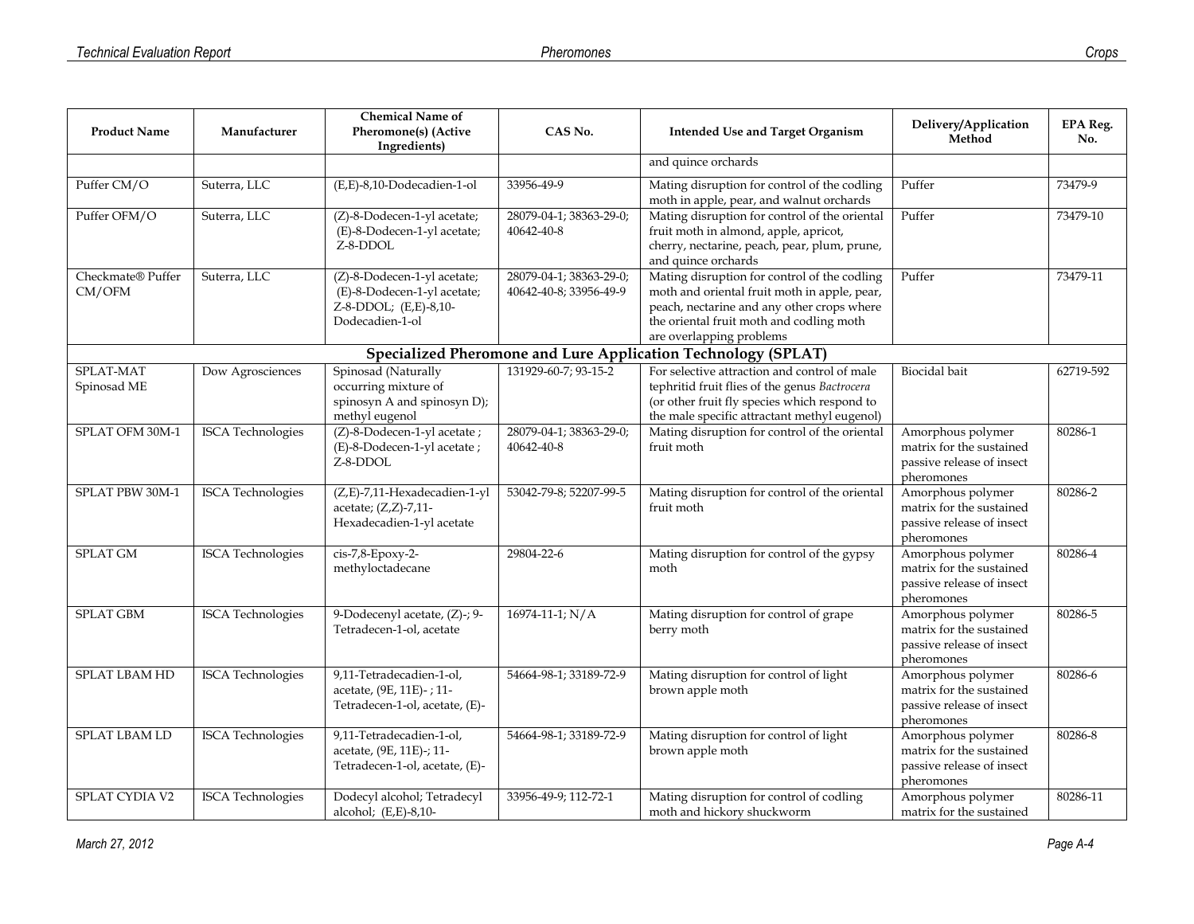| Product Name | Manufacturer | Chemical Name of Pheromone(s) (Active Ingredients) | CAS No. | Intended Use and Target Organism | Delivery/Application Method | EPA Reg. No. |
|---|---|---|---|---|---|---|
| | | | | and quince orchards | | |
| Puffer CM/O | Suterra, LLC | (E,E)-8,10-Dodecadien-1-ol | 33956-49-9 | Mating disruption for control of the codling moth in apple, pear, and walnut orchards | Puffer | 73479-9 |
| Puffer OFM/O | Suterra, LLC | (Z)-8-Dodecen-1-yl acetate; (E)-8-Dodecen-1-yl acetate; Z-8-DDOL | 28079-04-1; 38363-29-0; 40642-40-8 | Mating disruption for control of the oriental fruit moth in almond, apple, apricot, cherry, nectarine, peach, pear, plum, prune, and quince orchards | Puffer | 73479-10 |
| Checkmate® Puffer CM/OFM | Suterra, LLC | (Z)-8-Dodecen-1-yl acetate; (E)-8-Dodecen-1-yl acetate; Z-8-DDOL; (E,E)-8,10-Dodecadien-1-ol | 28079-04-1; 38363-29-0; 40642-40-8; 33956-49-9 | Mating disruption for control of the codling moth and oriental fruit moth in apple, pear, peach, nectarine and any other crops where the oriental fruit moth and codling moth are overlapping problems | Puffer | 73479-11 |
| **Specialized Pheromone and Lure Application Technology (SPLAT)** | | | | | | |
| SPLAT-MAT Spinosad ME | Dow Agrosciences | Spinosad (Naturally occurring mixture of spinosyn A and spinosyn D); methyl eugenol | 131929-60-7; 93-15-2 | For selective attraction and control of male tephritid fruit flies of the genus *Bactrocera* (or other fruit fly species which respond to the male specific attractant methyl eugenol) | Biocidal bait | 62719-592 |
| SPLAT OFM 30M-1 | ISCA Technologies | (Z)-8-Dodecen-1-yl acetate ; (E)-8-Dodecen-1-yl acetate ; Z-8-DDOL | 28079-04-1; 38363-29-0; 40642-40-8 | Mating disruption for control of the oriental fruit moth | Amorphous polymer matrix for the sustained passive release of insect pheromones | 80286-1 |
| SPLAT PBW 30M-1 | ISCA Technologies | (Z,E)-7,11-Hexadecadien-1-yl acetate; (Z,Z)-7,11-Hexadecadien-1-yl acetate | 53042-79-8; 52207-99-5 | Mating disruption for control of the oriental fruit moth | Amorphous polymer matrix for the sustained passive release of insect pheromones | 80286-2 |
| SPLAT GM | ISCA Technologies | cis-7,8-Epoxy-2-methyloctadecane | 29804-22-6 | Mating disruption for control of the gypsy moth | Amorphous polymer matrix for the sustained passive release of insect pheromones | 80286-4 |
| SPLAT GBM | ISCA Technologies | 9-Dodecenyl acetate, (Z)-; 9-Tetradecen-1-ol, acetate | 16974-11-1; N/A | Mating disruption for control of grape berry moth | Amorphous polymer matrix for the sustained passive release of insect pheromones | 80286-5 |
| SPLAT LBAM HD | ISCA Technologies | 9,11-Tetradecadien-1-ol, acetate, (9E, 11E)- ; 11-Tetradecen-1-ol, acetate, (E)- | 54664-98-1; 33189-72-9 | Mating disruption for control of light brown apple moth | Amorphous polymer matrix for the sustained passive release of insect pheromones | 80286-6 |
| SPLAT LBAM LD | ISCA Technologies | 9,11-Tetradecadien-1-ol, acetate, (9E, 11E)-; 11-Tetradecen-1-ol, acetate, (E)- | 54664-98-1; 33189-72-9 | Mating disruption for control of light brown apple moth | Amorphous polymer matrix for the sustained passive release of insect pheromones | 80286-8 |
| SPLAT CYDIA V2 | ISCA Technologies | Dodecyl alcohol; Tetradecyl alcohol; (E,E)-8,10- | 33956-49-9; 112-72-1 | Mating disruption for control of codling moth and hickory shuckworm | Amorphous polymer matrix for the sustained | 80286-11 |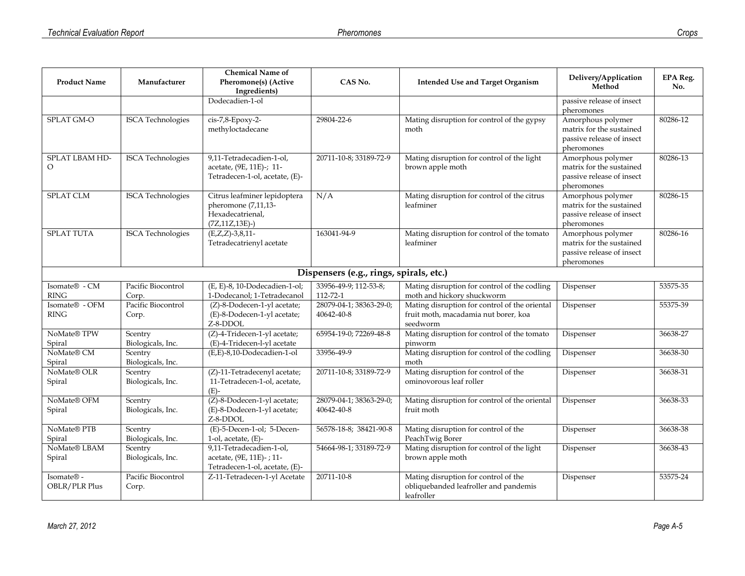| Product Name | Manufacturer | Chemical Name of Pheromone(s) (Active Ingredients) | CAS No. | Intended Use and Target Organism | Delivery/Application Method | EPA Reg. No. |
|---|---|---|---|---|---|---|
| | | Dodecadien-1-ol | | | passive release of insect pheromones | |
| SPLAT GM-O | ISCA Technologies | cis-7,8-Epoxy-2-methyloctadecane | 29804-22-6 | Mating disruption for control of the gypsy moth | Amorphous polymer matrix for the sustained passive release of insect pheromones | 80286-12 |
| SPLAT LBAM HD-O | ISCA Technologies | 9,11-Tetradecadien-1-ol, acetate, (9E, 11E)-; 11-Tetradecen-1-ol, acetate, (E)- | 20711-10-8; 33189-72-9 | Mating disruption for control of the light brown apple moth | Amorphous polymer matrix for the sustained passive release of insect pheromones | 80286-13 |
| SPLAT CLM | ISCA Technologies | Citrus leafminer lepidoptera pheromone (7,11,13-Hexadecatrienal, (7Z,11Z,13E)-) | N/A | Mating disruption for control of the citrus leafminer | Amorphous polymer matrix for the sustained passive release of insect pheromones | 80286-15 |
| SPLAT TUTA | ISCA Technologies | (E,Z,Z)-3,8,11-Tetradecatrienyl acetate | 163041-94-9 | Mating disruption for control of the tomato leafminer | Amorphous polymer matrix for the sustained passive release of insect pheromones | 80286-16 |
| **Dispensers (e.g., rings, spirals, etc.)** | | | | | | |
| Isomate® - CM RING | Pacific Biocontrol Corp. | (E, E)-8, 10-Dodecadien-1-ol; 1-Dodecanol; 1-Tetradecanol | 33956-49-9; 112-53-8; 112-72-1 | Mating disruption for control of the codling moth and hickory shuckworm | Dispenser | 53575-35 |
| Isomate® - OFM RING | Pacific Biocontrol Corp. | (Z)-8-Dodecen-1-yl acetate; (E)-8-Dodecen-1-yl acetate; Z-8-DDOL | 28079-04-1; 38363-29-0; 40642-40-8 | Mating disruption for control of the oriental fruit moth, macadamia nut borer, koa seedworm | Dispenser | 55375-39 |
| NoMate® TPW Spiral | Scentry Biologicals, Inc. | (Z)-4-Tridecen-1-yl acetate; (E)-4-Tridecen-l-yl acetate | 65954-19-0; 72269-48-8 | Mating disruption for control of the tomato pinworm | Dispenser | 36638-27 |
| NoMate® CM Spiral | Scentry Biologicals, Inc. | (E,E)-8,10-Dodecadien-1-ol | 33956-49-9 | Mating disruption for control of the codling moth | Dispenser | 36638-30 |
| NoMate® OLR Spiral | Scentry Biologicals, Inc. | (Z)-11-Tetradecenyl acetate; 11-Tetradecen-1-ol, acetate, (E)- | 20711-10-8; 33189-72-9 | Mating disruption for control of the ominovorous leaf roller | Dispenser | 36638-31 |
| NoMate® OFM Spiral | Scentry Biologicals, Inc. | (Z)-8-Dodecen-1-yl acetate; (E)-8-Dodecen-1-yl acetate; Z-8-DDOL | 28079-04-1; 38363-29-0; 40642-40-8 | Mating disruption for control of the oriental fruit moth | Dispenser | 36638-33 |
| NoMate® PTB Spiral | Scentry Biologicals, Inc. | (E)-5-Decen-1-ol; 5-Decen-1-ol, acetate, (E)- | 56578-18-8; 38421-90-8 | Mating disruption for control of the PeachTwig Borer | Dispenser | 36638-38 |
| NoMate® LBAM Spiral | Scentry Biologicals, Inc. | 9,11-Tetradecadien-1-ol, acetate, (9E, 11E)- ; 11-Tetradecen-1-ol, acetate, (E)- | 54664-98-1; 33189-72-9 | Mating disruption for control of the light brown apple moth | Dispenser | 36638-43 |
| Isomate® - OBLR/PLR Plus | Pacific Biocontrol Corp. | Z-11-Tetradecen-1-yl Acetate | 20711-10-8 | Mating disruption for control of the obliquebanded leafroller and pandemis leafroller | Dispenser | 53575-24 |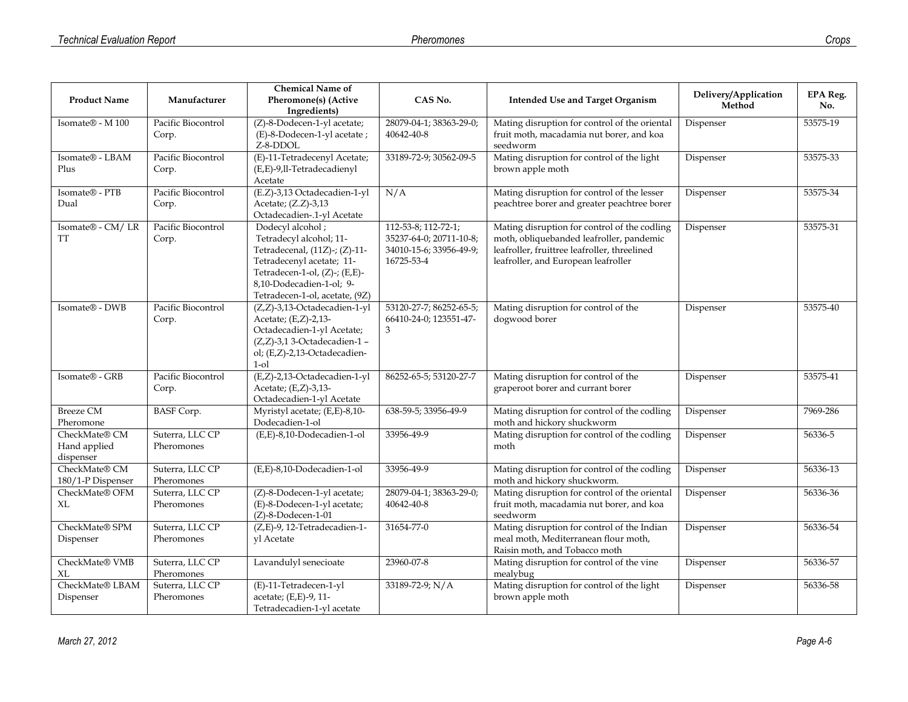| Product Name | Manufacturer | Chemical Name of Pheromone(s) (Active Ingredients) | CAS No. | Intended Use and Target Organism | Delivery/Application Method | EPA Reg. No. |
|---|---|---|---|---|---|---|
| Isomate® - M 100 | Pacific Biocontrol Corp. | (Z)-8-Dodecen-1-yl acetate; (E)-8-Dodecen-1-yl acetate ; Z-8-DDOL | 28079-04-1; 38363-29-0; 40642-40-8 | Mating disruption for control of the oriental fruit moth, macadamia nut borer, and koa seedworm | Dispenser | 53575-19 |
| Isomate® - LBAM Plus | Pacific Biocontrol Corp. | (E)-11-Tetradecenyl Acetate; (E,E)-9,ll-Tetradecadienyl Acetate | 33189-72-9; 30562-09-5 | Mating disruption for control of the light brown apple moth | Dispenser | 53575-33 |
| Isomate® - PTB Dual | Pacific Biocontrol Corp. | (E.Z)-3,13 Octadecadien-1-yl Acetate; (Z.Z)-3,13 Octadecadien-.1-yl Acetate | N/A | Mating disruption for control of the lesser peachtree borer and greater peachtree borer | Dispenser | 53575-34 |
| Isomate® - CM/ LR TT | Pacific Biocontrol Corp. | Dodecyl alcohol ; Tetradecyl alcohol; 11-Tetradecenal, (11Z)-; (Z)-11-Tetradecenyl acetate; 11-Tetradecen-1-ol, (Z)-; (E,E)-8,10-Dodecadien-1-ol; 9-Tetradecen-1-ol, acetate, (9Z) | 112-53-8; 112-72-1; 35237-64-0; 20711-10-8; 34010-15-6; 33956-49-9; 16725-53-4 | Mating disruption for control of the codling moth, obliquebanded leafroller, pandemic leafroller, fruittree leafroller, threelined leafroller, and European leafroller | Dispenser | 53575-31 |
| Isomate® - DWB | Pacific Biocontrol Corp. | (Z,Z)-3,13-Octadecadien-1-yl Acetate; (E,Z)-2,13-Octadecadien-1-yl Acetate; (Z,Z)-3,1 3-Octadecadien-1 –ol; (E,Z)-2,13-Octadecadien-1-ol | 53120-27-7; 86252-65-5; 66410-24-0; 123551-47-3 | Mating disruption for control of the dogwood borer | Dispenser | 53575-40 |
| Isomate® - GRB | Pacific Biocontrol Corp. | (E,Z)-2,13-Octadecadien-1-yl Acetate; (E,Z)-3,13-Octadecadien-1-yl Acetate | 86252-65-5; 53120-27-7 | Mating disruption for control of the graperoot borer and currant borer | Dispenser | 53575-41 |
| Breeze CM Pheromone | BASF Corp. | Myristyl acetate; (E,E)-8,10-Dodecadien-1-ol | 638-59-5; 33956-49-9 | Mating disruption for control of the codling moth and hickory shuckworm | Dispenser | 7969-286 |
| CheckMate® CM Hand applied dispenser | Suterra, LLC CP Pheromones | (E,E)-8,10-Dodecadien-1-ol | 33956-49-9 | Mating disruption for control of the codling moth | Dispenser | 56336-5 |
| CheckMate® CM 180/1-P Dispenser | Suterra, LLC CP Pheromones | (E,E)-8,10-Dodecadien-1-ol | 33956-49-9 | Mating disruption for control of the codling moth and hickory shuckworm. | Dispenser | 56336-13 |
| CheckMate® OFM XL | Suterra, LLC CP Pheromones | (Z)-8-Dodecen-1-yl acetate; (E)-8-Dodecen-1-yl acetate; (Z)-8-Dodecen-1-01 | 28079-04-1; 38363-29-0; 40642-40-8 | Mating disruption for control of the oriental fruit moth, macadamia nut borer, and koa seedworm | Dispenser | 56336-36 |
| CheckMate® SPM Dispenser | Suterra, LLC CP Pheromones | (Z,E)-9, 12-Tetradecadien-1-yl Acetate | 31654-77-0 | Mating disruption for control of the Indian meal moth, Mediterranean flour moth, Raisin moth, and Tobacco moth | Dispenser | 56336-54 |
| CheckMate® VMB XL | Suterra, LLC CP Pheromones | Lavandulyl senecioate | 23960-07-8 | Mating disruption for control of the vine mealybug | Dispenser | 56336-57 |
| CheckMate® LBAM Dispenser | Suterra, LLC CP Pheromones | (E)-11-Tetradecen-1-yl acetate; (E,E)-9, 11-Tetradecadien-1-yl acetate | 33189-72-9; N/A | Mating disruption for control of the light brown apple moth | Dispenser | 56336-58 |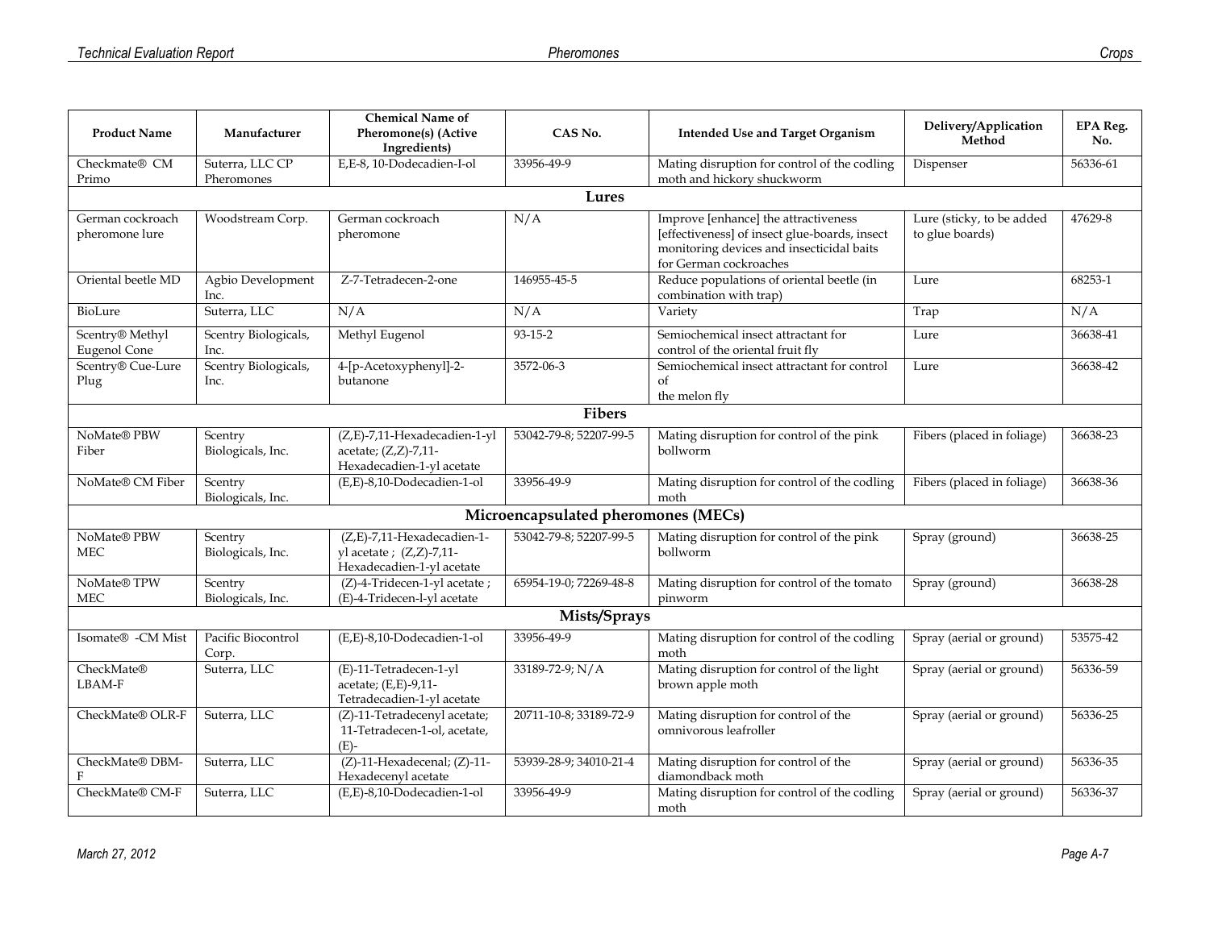| Product Name | Manufacturer | Chemical Name of Pheromone(s) (Active Ingredients) | CAS No. | Intended Use and Target Organism | Delivery/Application Method | EPA Reg. No. |
|---|---|---|---|---|---|---|
| Checkmate® CM Primo | Suterra, LLC CP Pheromones | E,E-8, 10-Dodecadien-I-ol | 33956-49-9 | Mating disruption for control of the codling moth and hickory shuckworm | Dispenser | 56336-61 |
| **Lures** | | | | | | |
| German cockroach pheromone lure | Woodstream Corp. | German cockroach pheromone | N/A | Improve [enhance] the attractiveness [effectiveness] of insect glue-boards, insect monitoring devices and insecticidal baits for German cockroaches | Lure (sticky, to be added to glue boards) | 47629-8 |
| Oriental beetle MD | Agbio Development Inc. | Z-7-Tetradecen-2-one | 146955-45-5 | Reduce populations of oriental beetle (in combination with trap) | Lure | 68253-1 |
| BioLure | Suterra, LLC | N/A | N/A | Variety | Trap | N/A |
| Scentry® Methyl Eugenol Cone | Scentry Biologicals, Inc. | Methyl Eugenol | 93-15-2 | Semiochemical insect attractant for control of the oriental fruit fly | Lure | 36638-41 |
| Scentry® Cue-Lure Plug | Scentry Biologicals, Inc. | 4-[p-Acetoxyphenyl]-2-butanone | 3572-06-3 | Semiochemical insect attractant for control of the melon fly | Lure | 36638-42 |
| **Fibers** | | | | | | |
| NoMate® PBW Fiber | Scentry Biologicals, Inc. | (Z,E)-7,11-Hexadecadien-1-yl acetate; (Z,Z)-7,11-Hexadecadien-1-yl acetate | 53042-79-8; 52207-99-5 | Mating disruption for control of the pink bollworm | Fibers (placed in foliage) | 36638-23 |
| NoMate® CM Fiber | Scentry Biologicals, Inc. | (E,E)-8,10-Dodecadien-1-ol | 33956-49-9 | Mating disruption for control of the codling moth | Fibers (placed in foliage) | 36638-36 |
| **Microencapsulated pheromones (MECs)** | | | | | | |
| NoMate® PBW MEC | Scentry Biologicals, Inc. | (Z,E)-7,11-Hexadecadien-1-yl acetate ; (Z,Z)-7,11-Hexadecadien-1-yl acetate | 53042-79-8; 52207-99-5 | Mating disruption for control of the pink bollworm | Spray (ground) | 36638-25 |
| NoMate® TPW MEC | Scentry Biologicals, Inc. | (Z)-4-Tridecen-1-yl acetate ; (E)-4-Tridecen-l-yl acetate | 65954-19-0; 72269-48-8 | Mating disruption for control of the tomato pinworm | Spray (ground) | 36638-28 |
| **Mists/Sprays** | | | | | | |
| Isomate® -CM Mist | Pacific Biocontrol Corp. | (E,E)-8,10-Dodecadien-1-ol | 33956-49-9 | Mating disruption for control of the codling moth | Spray (aerial or ground) | 53575-42 |
| CheckMate® LBAM-F | Suterra, LLC | (E)-11-Tetradecen-1-yl acetate; (E,E)-9,11-Tetradecadien-1-yl acetate | 33189-72-9; N/A | Mating disruption for control of the light brown apple moth | Spray (aerial or ground) | 56336-59 |
| CheckMate® OLR-F | Suterra, LLC | (Z)-11-Tetradecenyl acetate; 11-Tetradecen-1-ol, acetate, (E)- | 20711-10-8; 33189-72-9 | Mating disruption for control of the omnivorous leafroller | Spray (aerial or ground) | 56336-25 |
| CheckMate® DBM-F | Suterra, LLC | (Z)-11-Hexadecenal; (Z)-11-Hexadecenyl acetate | 53939-28-9; 34010-21-4 | Mating disruption for control of the diamondback moth | Spray (aerial or ground) | 56336-35 |
| CheckMate® CM-F | Suterra, LLC | (E,E)-8,10-Dodecadien-1-ol | 33956-49-9 | Mating disruption for control of the codling moth | Spray (aerial or ground) | 56336-37 |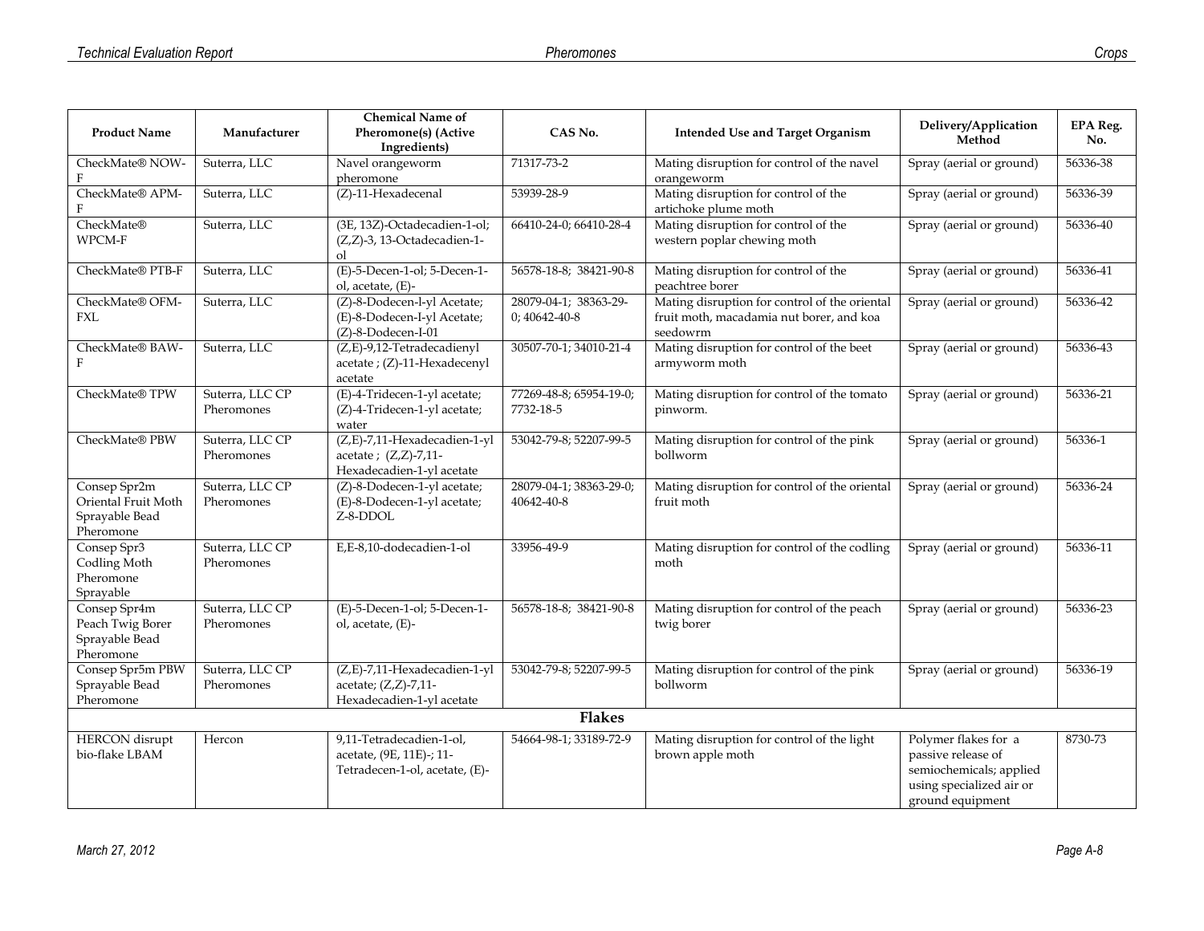| Product Name | Manufacturer | Chemical Name of Pheromone(s) (Active Ingredients) | CAS No. | Intended Use and Target Organism | Delivery/Application Method | EPA Reg. No. |
|---|---|---|---|---|---|---|
| CheckMate® NOW-F | Suterra, LLC | Navel orangeworm pheromone | 71317-73-2 | Mating disruption for control of the navel orangeworm | Spray (aerial or ground) | 56336-38 |
| CheckMate® APM-F | Suterra, LLC | (Z)-11-Hexadecenal | 53939-28-9 | Mating disruption for control of the artichoke plume moth | Spray (aerial or ground) | 56336-39 |
| CheckMate® WPCM-F | Suterra, LLC | (3E, 13Z)-Octadecadien-1-ol; (Z,Z)-3, 13-Octadecadien-1-ol | 66410-24-0; 66410-28-4 | Mating disruption for control of the western poplar chewing moth | Spray (aerial or ground) | 56336-40 |
| CheckMate® PTB-F | Suterra, LLC | (E)-5-Decen-1-ol; 5-Decen-1-ol, acetate, (E)- | 56578-18-8; 38421-90-8 | Mating disruption for control of the peachtree borer | Spray (aerial or ground) | 56336-41 |
| CheckMate® OFM-FXL | Suterra, LLC | (Z)-8-Dodecen-l-yl Acetate; (E)-8-Dodecen-I-yl Acetate; (Z)-8-Dodecen-I-01 | 28079-04-1; 38363-29-0; 40642-40-8 | Mating disruption for control of the oriental fruit moth, macadamia nut borer, and koa seedowrm | Spray (aerial or ground) | 56336-42 |
| CheckMate® BAW-F | Suterra, LLC | (Z,E)-9,12-Tetradecadienyl acetate ; (Z)-11-Hexadecenyl acetate | 30507-70-1; 34010-21-4 | Mating disruption for control of the beet armyworm moth | Spray (aerial or ground) | 56336-43 |
| CheckMate® TPW | Suterra, LLC CP Pheromones | (E)-4-Tridecen-1-yl acetate; (Z)-4-Tridecen-1-yl acetate; water | 77269-48-8; 65954-19-0; 7732-18-5 | Mating disruption for control of the tomato pinworm. | Spray (aerial or ground) | 56336-21 |
| CheckMate® PBW | Suterra, LLC CP Pheromones | (Z,E)-7,11-Hexadecadien-1-yl acetate ; (Z,Z)-7,11-Hexadecadien-1-yl acetate | 53042-79-8; 52207-99-5 | Mating disruption for control of the pink bollworm | Spray (aerial or ground) | 56336-1 |
| Consep Spr2m Oriental Fruit Moth Sprayable Bead Pheromone | Suterra, LLC CP Pheromones | (Z)-8-Dodecen-1-yl acetate; (E)-8-Dodecen-1-yl acetate; Z-8-DDOL | 28079-04-1; 38363-29-0; 40642-40-8 | Mating disruption for control of the oriental fruit moth | Spray (aerial or ground) | 56336-24 |
| Consep Spr3 Codling Moth Pheromone Sprayable | Suterra, LLC CP Pheromones | E,E-8,10-dodecadien-1-ol | 33956-49-9 | Mating disruption for control of the codling moth | Spray (aerial or ground) | 56336-11 |
| Consep Spr4m Peach Twig Borer Sprayable Bead Pheromone | Suterra, LLC CP Pheromones | (E)-5-Decen-1-ol; 5-Decen-1-ol, acetate, (E)- | 56578-18-8; 38421-90-8 | Mating disruption for control of the peach twig borer | Spray (aerial or ground) | 56336-23 |
| Consep Spr5m PBW Sprayable Bead Pheromone | Suterra, LLC CP Pheromones | (Z,E)-7,11-Hexadecadien-1-yl acetate; (Z,Z)-7,11-Hexadecadien-1-yl acetate | 53042-79-8; 52207-99-5 | Mating disruption for control of the pink bollworm | Spray (aerial or ground) | 56336-19 |
| **Flakes** | | | | | | |
| HERCON disrupt bio-flake LBAM | Hercon | 9,11-Tetradecadien-1-ol, acetate, (9E, 11E)-; 11-Tetradecen-1-ol, acetate, (E)- | 54664-98-1; 33189-72-9 | Mating disruption for control of the light brown apple moth | Polymer flakes for a passive release of semiochemicals; applied using specialized air or ground equipment | 8730-73 |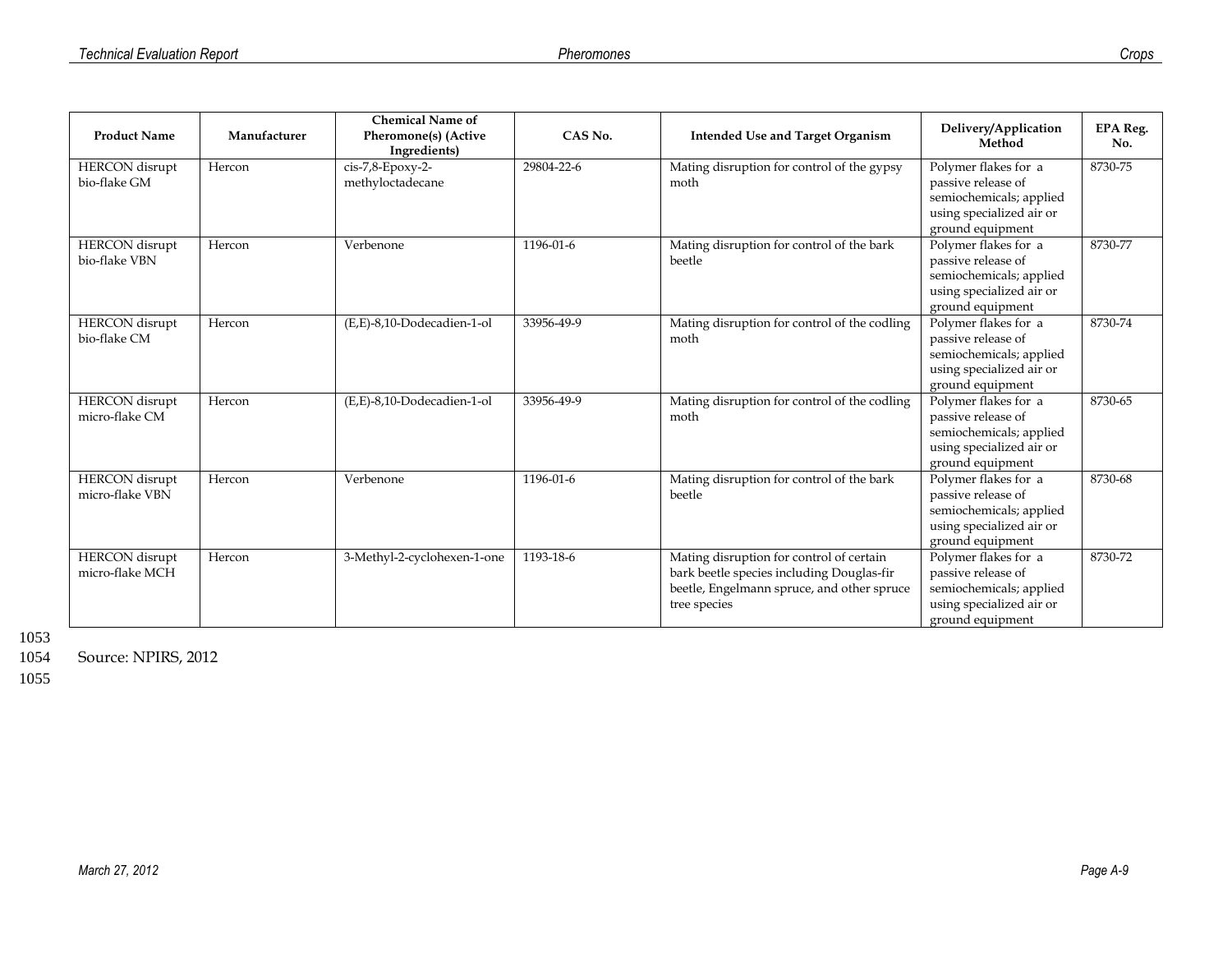| Product Name | Manufacturer | Chemical Name of Pheromone(s) (Active Ingredients) | CAS No. | Intended Use and Target Organism | Delivery/Application Method | EPA Reg. No. |
|---|---|---|---|---|---|---|
| HERCON disrupt bio-flake GM | Hercon | cis-7,8-Epoxy-2-methyloctadecane | 29804-22-6 | Mating disruption for control of the gypsy moth | Polymer flakes for a passive release of semiochemicals; applied using specialized air or ground equipment | 8730-75 |
| HERCON disrupt bio-flake VBN | Hercon | Verbenone | 1196-01-6 | Mating disruption for control of the bark beetle | Polymer flakes for a passive release of semiochemicals; applied using specialized air or ground equipment | 8730-77 |
| HERCON disrupt bio-flake CM | Hercon | (E,E)-8,10-Dodecadien-1-ol | 33956-49-9 | Mating disruption for control of the codling moth | Polymer flakes for a passive release of semiochemicals; applied using specialized air or ground equipment | 8730-74 |
| HERCON disrupt micro-flake CM | Hercon | (E,E)-8,10-Dodecadien-1-ol | 33956-49-9 | Mating disruption for control of the codling moth | Polymer flakes for a passive release of semiochemicals; applied using specialized air or ground equipment | 8730-65 |
| HERCON disrupt micro-flake VBN | Hercon | Verbenone | 1196-01-6 | Mating disruption for control of the bark beetle | Polymer flakes for a passive release of semiochemicals; applied using specialized air or ground equipment | 8730-68 |
| HERCON disrupt micro-flake MCH | Hercon | 3-Methyl-2-cyclohexen-1-one | 1193-18-6 | Mating disruption for control of certain bark beetle species including Douglas-fir beetle, Engelmann spruce, and other spruce tree species | Polymer flakes for a passive release of semiochemicals; applied using specialized air or ground equipment | 8730-72 |

1053

1054 Source: NPIRS, 2012

1055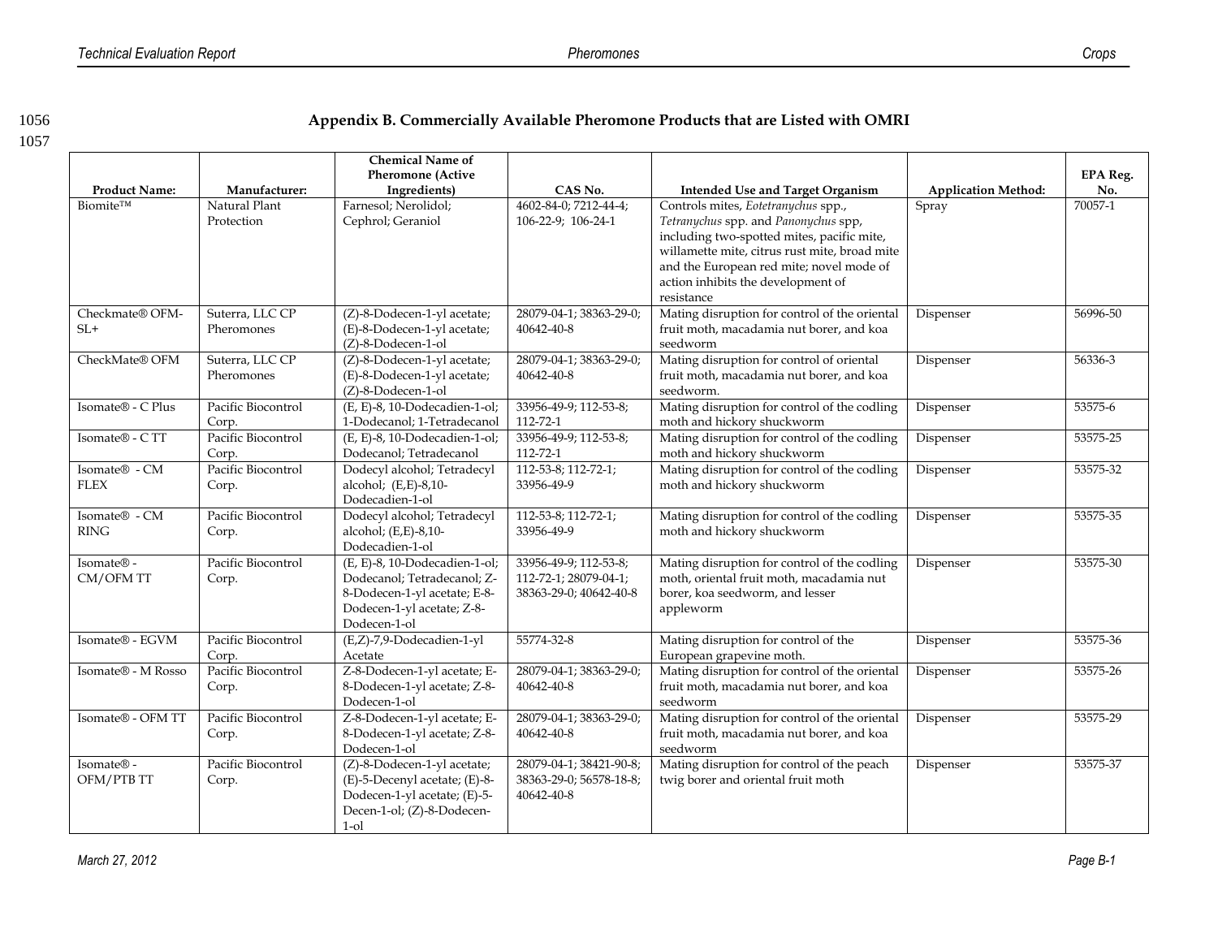## Appendix B. Commercially Available Pheromone Products that are Listed with OMRI

| Product Name: | Manufacturer: | Chemical Name of Pheromone (Active Ingredients) | CAS No. | Intended Use and Target Organism | Application Method: | EPA Reg. No. |
|---|---|---|---|---|---|---|
| Biomite™ | Natural Plant Protection | Farnesol; Nerolidol; Cephrol; Geraniol | 4602-84-0; 7212-44-4; 106-22-9; 106-24-1 | Controls mites, *Eotetranychus* spp., *Tetranychus* spp. and *Panonychus* spp, including two-spotted mites, pacific mite, willamette mite, citrus rust mite, broad mite and the European red mite; novel mode of action inhibits the development of resistance | Spray | 70057-1 |
| Checkmate® OFM-SL+ | Suterra, LLC CP Pheromones | (Z)-8-Dodecen-1-yl acetate; (E)-8-Dodecen-1-yl acetate; (Z)-8-Dodecen-1-ol | 28079-04-1; 38363-29-0; 40642-40-8 | Mating disruption for control of the oriental fruit moth, macadamia nut borer, and koa seedworm | Dispenser | 56996-50 |
| CheckMate® OFM | Suterra, LLC CP Pheromones | (Z)-8-Dodecen-1-yl acetate; (E)-8-Dodecen-1-yl acetate; (Z)-8-Dodecen-1-ol | 28079-04-1; 38363-29-0; 40642-40-8 | Mating disruption for control of oriental fruit moth, macadamia nut borer, and koa seedworm. | Dispenser | 56336-3 |
| Isomate® - C Plus | Pacific Biocontrol Corp. | (E, E)-8, 10-Dodecadien-1-ol; 1-Dodecanol; 1-Tetradecanol | 33956-49-9; 112-53-8; 112-72-1 | Mating disruption for control of the codling moth and hickory shuckworm | Dispenser | 53575-6 |
| Isomate® - C TT | Pacific Biocontrol Corp. | (E, E)-8, 10-Dodecadien-1-ol; Dodecanol; Tetradecanol | 33956-49-9; 112-53-8; 112-72-1 | Mating disruption for control of the codling moth and hickory shuckworm | Dispenser | 53575-25 |
| Isomate® - CM FLEX | Pacific Biocontrol Corp. | Dodecyl alcohol; Tetradecyl alcohol; (E,E)-8,10-Dodecadien-1-ol | 112-53-8; 112-72-1; 33956-49-9 | Mating disruption for control of the codling moth and hickory shuckworm | Dispenser | 53575-32 |
| Isomate® - CM RING | Pacific Biocontrol Corp. | Dodecyl alcohol; Tetradecyl alcohol; (E,E)-8,10-Dodecadien-1-ol | 112-53-8; 112-72-1; 33956-49-9 | Mating disruption for control of the codling moth and hickory shuckworm | Dispenser | 53575-35 |
| Isomate® - CM/OFM TT | Pacific Biocontrol Corp. | (E, E)-8, 10-Dodecadien-1-ol; Dodecanol; Tetradecanol; Z-8-Dodecen-1-yl acetate; E-8-Dodecen-1-yl acetate; Z-8-Dodecen-1-ol | 33956-49-9; 112-53-8; 112-72-1; 28079-04-1; 38363-29-0; 40642-40-8 | Mating disruption for control of the codling moth, oriental fruit moth, macadamia nut borer, koa seedworm, and lesser appleworm | Dispenser | 53575-30 |
| Isomate® - EGVM | Pacific Biocontrol Corp. | (E,Z)-7,9-Dodecadien-1-yl Acetate | 55774-32-8 | Mating disruption for control of the European grapevine moth. | Dispenser | 53575-36 |
| Isomate® - M Rosso | Pacific Biocontrol Corp. | Z-8-Dodecen-1-yl acetate; E-8-Dodecen-1-yl acetate; Z-8-Dodecen-1-ol | 28079-04-1; 38363-29-0; 40642-40-8 | Mating disruption for control of the oriental fruit moth, macadamia nut borer, and koa seedworm | Dispenser | 53575-26 |
| Isomate® - OFM TT | Pacific Biocontrol Corp. | Z-8-Dodecen-1-yl acetate; E-8-Dodecen-1-yl acetate; Z-8-Dodecen-1-ol | 28079-04-1; 38363-29-0; 40642-40-8 | Mating disruption for control of the oriental fruit moth, macadamia nut borer, and koa seedworm | Dispenser | 53575-29 |
| Isomate® - OFM/PTB TT | Pacific Biocontrol Corp. | (Z)-8-Dodecen-1-yl acetate; (E)-5-Decenyl acetate; (E)-8-Dodecen-1-yl acetate; (E)-5-Decen-1-ol; (Z)-8-Dodecen-1-ol | 28079-04-1; 38421-90-8; 38363-29-0; 56578-18-8; 40642-40-8 | Mating disruption for control of the peach twig borer and oriental fruit moth | Dispenser | 53575-37 |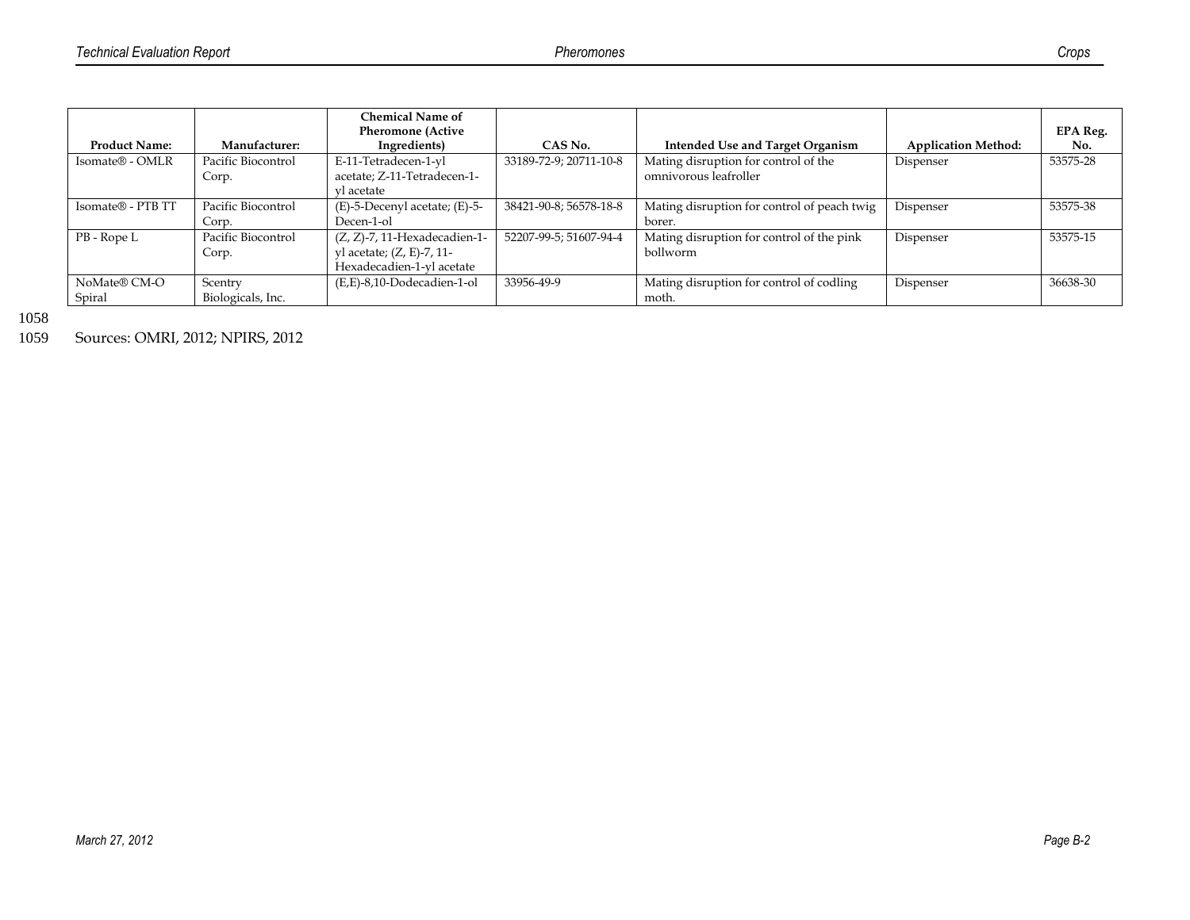| Product Name: | Manufacturer: | Chemical Name of Pheromone (Active Ingredients) | CAS No. | Intended Use and Target Organism | Application Method: | EPA Reg. No. |
|---|---|---|---|---|---|---|
| Isomate® - OMLR | Pacific Biocontrol Corp. | E-11-Tetradecen-1-yl acetate; Z-11-Tetradecen-1-yl acetate | 33189-72-9; 20711-10-8 | Mating disruption for control of the omnivorous leafroller | Dispenser | 53575-28 |
| Isomate® - PTB TT | Pacific Biocontrol Corp. | (E)-5-Decenyl acetate; (E)-5-Decen-1-ol | 38421-90-8; 56578-18-8 | Mating disruption for control of peach twig borer. | Dispenser | 53575-38 |
| PB - Rope L | Pacific Biocontrol Corp. | (Z, Z)-7, 11-Hexadecadien-1-yl acetate; (Z, E)-7, 11-Hexadecadien-1-yl acetate | 52207-99-5; 51607-94-4 | Mating disruption for control of the pink bollworm | Dispenser | 53575-15 |
| NoMate® CM-O Spiral | Scentry Biologicals, Inc. | (E,E)-8,10-Dodecadien-1-ol | 33956-49-9 | Mating disruption for control of codling moth. | Dispenser | 36638-30 |

Sources: OMRI, 2012; NPIRS, 2012